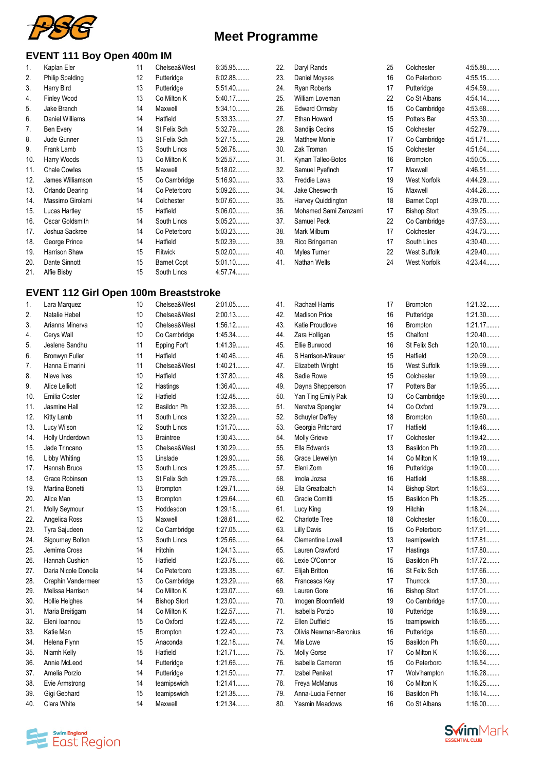# Meet Programme

## EVENT 111 Boy Open 400m IM

| # | Name | Age | Club | Time |
|---|---|---|---|---|
| 1. | Kaplan Eler | 11 | Chelsea&West | 6:35.95........ |
| 2. | Philip Spalding | 12 | Putteridge | 6:02.88........ |
| 3. | Harry Bird | 13 | Putteridge | 5:51.40........ |
| 4. | Finley Wood | 13 | Co Milton K | 5:40.17........ |
| 5. | Jake Branch | 14 | Maxwell | 5:34.10........ |
| 6. | Daniel Williams | 14 | Hatfield | 5:33.33........ |
| 7. | Ben Every | 14 | St Felix Sch | 5:32.79........ |
| 8. | Jude Gunner | 13 | St Felix Sch | 5:27.15........ |
| 9. | Frank Lamb | 13 | South Lincs | 5:26.78........ |
| 10. | Harry Woods | 13 | Co Milton K | 5:25.57........ |
| 11. | Chale Cowles | 15 | Maxwell | 5:18.02........ |
| 12. | James Williamson | 15 | Co Cambridge | 5:16.90........ |
| 13. | Orlando Dearing | 14 | Co Peterboro | 5:09.26........ |
| 14. | Massimo Girolami | 14 | Colchester | 5:07.60........ |
| 15. | Lucas Hartley | 15 | Hatfield | 5:06.00........ |
| 16. | Oscar Goldsmith | 14 | South Lincs | 5:05.20........ |
| 17. | Joshua Sackree | 14 | Co Peterboro | 5:03.23........ |
| 18. | George Prince | 14 | Hatfield | 5:02.39........ |
| 19. | Harrison Shaw | 15 | Flitwick | 5:02.00........ |
| 20. | Dante Sinnott | 15 | Barnet Copt | 5:01.10........ |
| 21. | Alfie Bisby | 15 | South Lincs | 4:57.74........ |
| 22. | Daryl Rands | 25 | Colchester | 4:55.88........ |
| 23. | Daniel Moyses | 16 | Co Peterboro | 4:55.15........ |
| 24. | Ryan Roberts | 17 | Putteridge | 4:54.59........ |
| 25. | William Loveman | 22 | Co St Albans | 4:54.14........ |
| 26. | Edward Ormsby | 15 | Co Cambridge | 4:53.68........ |
| 27. | Ethan Howard | 15 | Potters Bar | 4:53.30........ |
| 28. | Sandijs Cecins | 15 | Colchester | 4:52.79........ |
| 29. | Matthew Monie | 17 | Co Cambridge | 4:51.71........ |
| 30. | Zak Troman | 15 | Colchester | 4:51.64........ |
| 31. | Kynan Tallec-Botos | 16 | Brompton | 4:50.05........ |
| 32. | Samuel Pyefinch | 17 | Maxwell | 4:46.51........ |
| 33. | Freddie Laws | 19 | West Norfolk | 4:44.29........ |
| 34. | Jake Chesworth | 15 | Maxwell | 4:44.26........ |
| 35. | Harvey Quiddington | 18 | Barnet Copt | 4:39.70........ |
| 36. | Mohamed Sami Zemzami | 17 | Bishop Stort | 4:39.25........ |
| 37. | Samuel Peck | 22 | Co Cambridge | 4:37.63........ |
| 38. | Mark Milburn | 17 | Colchester | 4:34.73........ |
| 39. | Rico Bringeman | 17 | South Lincs | 4:30.40........ |
| 40. | Myles Turner | 22 | West Suffolk | 4:29.40........ |
| 41. | Nathan Wells | 24 | West Norfolk | 4:23.44........ |

## EVENT 112 Girl Open 100m Breaststroke

| # | Name | Age | Club | Time |
|---|---|---|---|---|
| 1. | Lara Marquez | 10 | Chelsea&West | 2:01.05........ |
| 2. | Natalie Hebel | 10 | Chelsea&West | 2:00.13........ |
| 3. | Arianna Minerva | 10 | Chelsea&West | 1:56.12........ |
| 4. | Cerys Wall | 10 | Co Cambridge | 1:45.34........ |
| 5. | Jeslene Sandhu | 11 | Epping For't | 1:41.39........ |
| 6. | Bronwyn Fuller | 11 | Hatfield | 1:40.46........ |
| 7. | Hanna Elmarini | 11 | Chelsea&West | 1:40.21........ |
| 8. | Nieve Ives | 10 | Hatfield | 1:37.80........ |
| 9. | Alice Lelliott | 12 | Hastings | 1:36.40........ |
| 10. | Emilia Coster | 12 | Hatfield | 1:32.48........ |
| 11. | Jasmine Hall | 12 | Basildon Ph | 1:32.36........ |
| 12. | Kitty Lamb | 11 | South Lincs | 1:32.29........ |
| 13. | Lucy Wilson | 12 | South Lincs | 1:31.70........ |
| 14. | Holly Underdown | 13 | Braintree | 1:30.43........ |
| 15. | Jade Trincano | 13 | Chelsea&West | 1:30.29........ |
| 16. | Libby Whiting | 13 | Linslade | 1:29.90........ |
| 17. | Hannah Bruce | 13 | South Lincs | 1:29.85........ |
| 18. | Grace Robinson | 13 | St Felix Sch | 1:29.76........ |
| 19. | Martina Bonetti | 13 | Brompton | 1:29.71........ |
| 20. | Alice Man | 13 | Brompton | 1:29.64........ |
| 21. | Molly Seymour | 13 | Hoddesdon | 1:29.18........ |
| 22. | Angelica Ross | 13 | Maxwell | 1:28.61........ |
| 23. | Tyra Sajudeen | 12 | Co Cambridge | 1:27.05........ |
| 24. | Sigourney Bolton | 13 | South Lincs | 1:25.66........ |
| 25. | Jemima Cross | 14 | Hitchin | 1:24.13........ |
| 26. | Hannah Cushion | 15 | Hatfield | 1:23.78........ |
| 27. | Daria Nicole Doncila | 14 | Co Peterboro | 1:23.38........ |
| 28. | Oraphin Vandermeer | 13 | Co Cambridge | 1:23.29........ |
| 29. | Melissa Harrison | 14 | Co Milton K | 1:23.07........ |
| 30. | Hollie Higher | 14 | Bishop Stort | 1:23.00........ |
| 31. | Maria Breitigam | 14 | Co Milton K | 1:22.57........ |
| 32. | Eleni Ioannou | 15 | Co Oxford | 1:22.45........ |
| 33. | Katie Man | 15 | Brompton | 1:22.40........ |
| 34. | Helena Flynn | 15 | Anaconda | 1:22.18........ |
| 35. | Niamh Kelly | 18 | Hatfield | 1:21.71........ |
| 36. | Annie McLeod | 14 | Putteridge | 1:21.66........ |
| 37. | Amelia Porzio | 14 | Putteridge | 1:21.50........ |
| 38. | Evie Armstrong | 14 | teamipswich | 1:21.41........ |
| 39. | Gigi Gebhard | 15 | teamipswich | 1:21.38........ |
| 40. | Clara White | 14 | Maxwell | 1:21.34........ |
| 41. | Rachael Harris | 17 | Brompton | 1:21.32........ |
| 42. | Madison Price | 16 | Putteridge | 1:21.30........ |
| 43. | Katie Proudlove | 16 | Brompton | 1:21.17........ |
| 44. | Zara Holligan | 15 | Chalfont | 1:20.40........ |
| 45. | Ellie Burwood | 16 | St Felix Sch | 1:20.10........ |
| 46. | S Harrison-Mirauer | 15 | Hatfield | 1:20.09........ |
| 47. | Elizabeth Wright | 15 | West Suffolk | 1:19.99........ |
| 48. | Sadie Rowe | 15 | Colchester | 1:19.99........ |
| 49. | Dayna Shepperson | 17 | Potters Bar | 1:19.95........ |
| 50. | Yan Ting Emily Pak | 13 | Co Cambridge | 1:19.90........ |
| 51. | Neretva Spengler | 14 | Co Oxford | 1:19.79........ |
| 52. | Schuyler Daffey | 18 | Brompton | 1:19.60........ |
| 53. | Georgia Pritchard | 17 | Hatfield | 1:19.46........ |
| 54. | Molly Grieve | 17 | Colchester | 1:19.42........ |
| 55. | Ella Edwards | 13 | Basildon Ph | 1:19.20........ |
| 56. | Grace Llewellyn | 14 | Co Milton K | 1:19.19........ |
| 57. | Eleni Zorn | 16 | Putteridge | 1:19.00........ |
| 58. | Imola Jozsa | 16 | Hatfield | 1:18.88........ |
| 59. | Ella Greatbatch | 14 | Bishop Stort | 1:18.63........ |
| 60. | Gracie Comitti | 15 | Basildon Ph | 1:18.25........ |
| 61. | Lucy King | 19 | Hitchin | 1:18.24........ |
| 62. | Charlotte Tree | 18 | Colchester | 1:18.00........ |
| 63. | Lilly Davis | 15 | Co Peterboro | 1:17.91........ |
| 64. | Clementine Lovell | 13 | teamipswich | 1:17.81........ |
| 65. | Lauren Crawford | 17 | Hastings | 1:17.80........ |
| 66. | Lexie O'Connor | 15 | Basildon Ph | 1:17.72........ |
| 67. | Elijah Britton | 16 | St Felix Sch | 1:17.66........ |
| 68. | Francesca Key | 17 | Thurrock | 1:17.30........ |
| 69. | Lauren Gore | 16 | Bishop Stort | 1:17.01........ |
| 70. | Imogen Bloomfield | 19 | Co Cambridge | 1:17.00........ |
| 71. | Isabella Porzio | 18 | Putteridge | 1:16.89........ |
| 72. | Ellen Duffield | 15 | teamipswich | 1:16.65........ |
| 73. | Olivia Newman-Baronius | 16 | Putteridge | 1:16.60........ |
| 74. | Mia Lowe | 15 | Basildon Ph | 1:16.60........ |
| 75. | Molly Gorse | 17 | Co Milton K | 1:16.56........ |
| 76. | Isabelle Cameron | 15 | Co Peterboro | 1:16.54........ |
| 77. | Izabel Peniket | 17 | Wolv'hampton | 1:16.28........ |
| 78. | Freya McManus | 16 | Co Milton K | 1:16.25........ |
| 79. | Anna-Lucia Fenner | 16 | Basildon Ph | 1:16.14........ |
| 80. | Yasmin Meadows | 16 | Co St Albans | 1:16.00........ |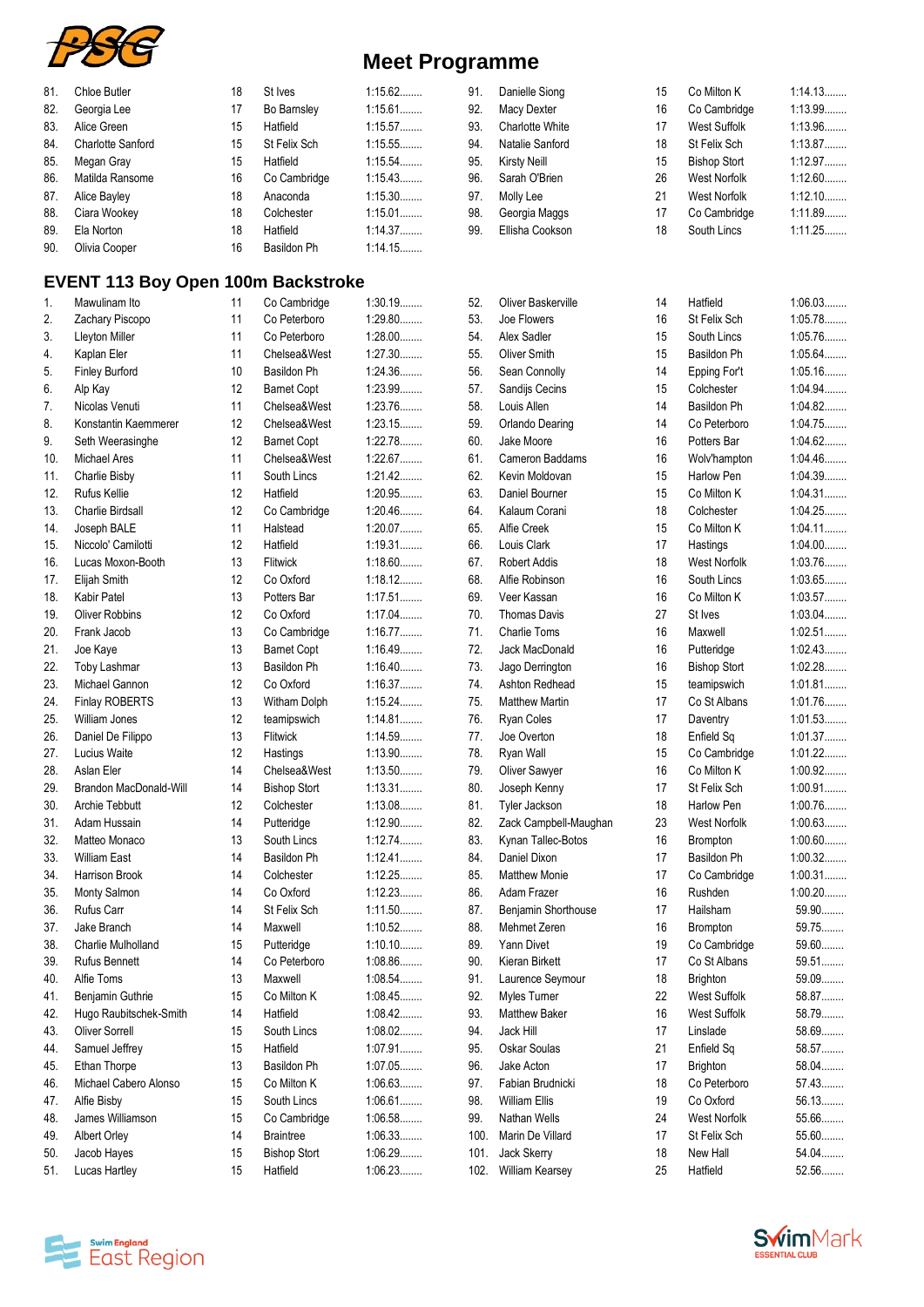# Meet Programme

| No. | Name | Age | Club | Time |
|---|---|---|---|---|
| 81. | Chloe Butler | 18 | St Ives | 1:15.62........ |
| 82. | Georgia Lee | 17 | Bo Barnsley | 1:15.61........ |
| 83. | Alice Green | 15 | Hatfield | 1:15.57........ |
| 84. | Charlotte Sanford | 15 | St Felix Sch | 1:15.55........ |
| 85. | Megan Gray | 15 | Hatfield | 1:15.54........ |
| 86. | Matilda Ransome | 16 | Co Cambridge | 1:15.43........ |
| 87. | Alice Bayley | 18 | Anaconda | 1:15.30........ |
| 88. | Ciara Wookey | 18 | Colchester | 1:15.01........ |
| 89. | Ela Norton | 18 | Hatfield | 1:14.37........ |
| 90. | Olivia Cooper | 16 | Basildon Ph | 1:14.15........ |
| 91. | Danielle Siong | 15 | Co Milton K | 1:14.13........ |
| 92. | Macy Dexter | 16 | Co Cambridge | 1:13.99........ |
| 93. | Charlotte White | 17 | West Suffolk | 1:13.96........ |
| 94. | Natalie Sanford | 18 | St Felix Sch | 1:13.87........ |
| 95. | Kirsty Neill | 15 | Bishop Stort | 1:12.97........ |
| 96. | Sarah O'Brien | 26 | West Norfolk | 1:12.60........ |
| 97. | Molly Lee | 21 | West Norfolk | 1:12.10........ |
| 98. | Georgia Maggs | 17 | Co Cambridge | 1:11.89........ |
| 99. | Ellisha Cookson | 18 | South Lincs | 1:11.25........ |

## EVENT 113 Boy Open 100m Backstroke

| No. | Name | Age | Club | Time |
|---|---|---|---|---|
| 1. | Mawulinam Ito | 11 | Co Cambridge | 1:30.19........ |
| 2. | Zachary Piscopo | 11 | Co Peterboro | 1:29.80........ |
| 3. | Lleyton Miller | 11 | Co Peterboro | 1:28.00........ |
| 4. | Kaplan Eler | 11 | Chelsea&West | 1:27.30........ |
| 5. | Finley Burford | 10 | Basildon Ph | 1:24.36........ |
| 6. | Alp Kay | 12 | Barnet Copt | 1:23.99........ |
| 7. | Nicolas Venuti | 11 | Chelsea&West | 1:23.76........ |
| 8. | Konstantin Kaemmerer | 12 | Chelsea&West | 1:23.15........ |
| 9. | Seth Weerasinghe | 12 | Barnet Copt | 1:22.78........ |
| 10. | Michael Ares | 11 | Chelsea&West | 1:22.67........ |
| 11. | Charlie Bisby | 11 | South Lincs | 1:21.42........ |
| 12. | Rufus Kellie | 12 | Hatfield | 1:20.95........ |
| 13. | Charlie Birdsall | 12 | Co Cambridge | 1:20.46........ |
| 14. | Joseph BALE | 11 | Halstead | 1:20.07........ |
| 15. | Niccolo' Camilotti | 12 | Hatfield | 1:19.31........ |
| 16. | Lucas Moxon-Booth | 13 | Flitwick | 1:18.60........ |
| 17. | Elijah Smith | 12 | Co Oxford | 1:18.12........ |
| 18. | Kabir Patel | 13 | Potters Bar | 1:17.51........ |
| 19. | Oliver Robbins | 12 | Co Oxford | 1:17.04........ |
| 20. | Frank Jacob | 13 | Co Cambridge | 1:16.77........ |
| 21. | Joe Kaye | 13 | Barnet Copt | 1:16.49........ |
| 22. | Toby Lashmar | 13 | Basildon Ph | 1:16.40........ |
| 23. | Michael Gannon | 12 | Co Oxford | 1:16.37........ |
| 24. | Finlay ROBERTS | 13 | Witham Dolph | 1:15.24........ |
| 25. | William Jones | 12 | teamipswich | 1:14.81........ |
| 26. | Daniel De Filippo | 13 | Flitwick | 1:14.59........ |
| 27. | Lucius Waite | 12 | Hastings | 1:13.90........ |
| 28. | Aslan Eler | 14 | Chelsea&West | 1:13.50........ |
| 29. | Brandon MacDonald-Will | 14 | Bishop Stort | 1:13.31........ |
| 30. | Archie Tebbutt | 12 | Colchester | 1:13.08........ |
| 31. | Adam Hussain | 14 | Putteridge | 1:12.90........ |
| 32. | Matteo Monaco | 13 | South Lincs | 1:12.74........ |
| 33. | William East | 14 | Basildon Ph | 1:12.41........ |
| 34. | Harrison Brook | 14 | Colchester | 1:12.25........ |
| 35. | Monty Salmon | 14 | Co Oxford | 1:12.23........ |
| 36. | Rufus Carr | 14 | St Felix Sch | 1:11.50........ |
| 37. | Jake Branch | 14 | Maxwell | 1:10.52........ |
| 38. | Charlie Mulholland | 15 | Putteridge | 1:10.10........ |
| 39. | Rufus Bennett | 14 | Co Peterboro | 1:08.86........ |
| 40. | Alfie Toms | 13 | Maxwell | 1:08.54........ |
| 41. | Benjamin Guthrie | 15 | Co Milton K | 1:08.45........ |
| 42. | Hugo Raubitschek-Smith | 14 | Hatfield | 1:08.42........ |
| 43. | Oliver Sorrell | 15 | South Lincs | 1:08.02........ |
| 44. | Samuel Jeffrey | 15 | Hatfield | 1:07.91........ |
| 45. | Ethan Thorpe | 13 | Basildon Ph | 1:07.05........ |
| 46. | Michael Cabero Alonso | 15 | Co Milton K | 1:06.63........ |
| 47. | Alfie Bisby | 15 | South Lincs | 1:06.61........ |
| 48. | James Williamson | 15 | Co Cambridge | 1:06.58........ |
| 49. | Albert Orley | 14 | Braintree | 1:06.33........ |
| 50. | Jacob Hayes | 15 | Bishop Stort | 1:06.29........ |
| 51. | Lucas Hartley | 15 | Hatfield | 1:06.23........ |
| 52. | Oliver Baskerville | 14 | Hatfield | 1:06.03........ |
| 53. | Joe Flowers | 16 | St Felix Sch | 1:05.78........ |
| 54. | Alex Sadler | 15 | South Lincs | 1:05.76........ |
| 55. | Oliver Smith | 15 | Basildon Ph | 1:05.64........ |
| 56. | Sean Connolly | 14 | Epping For't | 1:05.16........ |
| 57. | Sandijs Cecins | 15 | Colchester | 1:04.94........ |
| 58. | Louis Allen | 14 | Basildon Ph | 1:04.82........ |
| 59. | Orlando Dearing | 14 | Co Peterboro | 1:04.75........ |
| 60. | Jake Moore | 16 | Potters Bar | 1:04.62........ |
| 61. | Cameron Baddams | 16 | Wolv'hampton | 1:04.46........ |
| 62. | Kevin Moldovan | 15 | Harlow Pen | 1:04.39........ |
| 63. | Daniel Bourner | 15 | Co Milton K | 1:04.31........ |
| 64. | Kalaum Corani | 18 | Colchester | 1:04.25........ |
| 65. | Alfie Creek | 15 | Co Milton K | 1:04.11........ |
| 66. | Louis Clark | 17 | Hastings | 1:04.00........ |
| 67. | Robert Addis | 18 | West Norfolk | 1:03.76........ |
| 68. | Alfie Robinson | 16 | South Lincs | 1:03.65........ |
| 69. | Veer Kassan | 16 | Co Milton K | 1:03.57........ |
| 70. | Thomas Davis | 27 | St Ives | 1:03.04........ |
| 71. | Charlie Toms | 16 | Maxwell | 1:02.51........ |
| 72. | Jack MacDonald | 16 | Putteridge | 1:02.43........ |
| 73. | Jago Derrington | 16 | Bishop Stort | 1:02.28........ |
| 74. | Ashton Redhead | 15 | teamipswich | 1:01.81........ |
| 75. | Matthew Martin | 17 | Co St Albans | 1:01.76........ |
| 76. | Ryan Coles | 17 | Daventry | 1:01.53........ |
| 77. | Joe Overton | 18 | Enfield Sq | 1:01.37........ |
| 78. | Ryan Wall | 15 | Co Cambridge | 1:01.22........ |
| 79. | Oliver Sawyer | 16 | Co Milton K | 1:00.92........ |
| 80. | Joseph Kenny | 17 | St Felix Sch | 1:00.91........ |
| 81. | Tyler Jackson | 18 | Harlow Pen | 1:00.76........ |
| 82. | Zack Campbell-Maughan | 23 | West Norfolk | 1:00.63........ |
| 83. | Kynan Tallec-Botos | 16 | Brompton | 1:00.60........ |
| 84. | Daniel Dixon | 17 | Basildon Ph | 1:00.32........ |
| 85. | Matthew Monie | 17 | Co Cambridge | 1:00.31........ |
| 86. | Adam Frazer | 16 | Rushden | 1:00.20........ |
| 87. | Benjamin Shorthouse | 17 | Hailsham | 59.90........ |
| 88. | Mehmet Zeren | 16 | Brompton | 59.75........ |
| 89. | Yann Divet | 19 | Co Cambridge | 59.60........ |
| 90. | Kieran Birkett | 17 | Co St Albans | 59.51........ |
| 91. | Laurence Seymour | 18 | Brighton | 59.09........ |
| 92. | Myles Turner | 22 | West Suffolk | 58.87........ |
| 93. | Matthew Baker | 16 | West Suffolk | 58.79........ |
| 94. | Jack Hill | 17 | Linslade | 58.69........ |
| 95. | Oskar Soulas | 21 | Enfield Sq | 58.57........ |
| 96. | Jake Acton | 17 | Brighton | 58.04........ |
| 97. | Fabian Brudnicki | 18 | Co Peterboro | 57.43........ |
| 98. | William Ellis | 19 | Co Oxford | 56.13........ |
| 99. | Nathan Wells | 24 | West Norfolk | 55.66........ |
| 100. | Marin De Villard | 17 | St Felix Sch | 55.60........ |
| 101. | Jack Skerry | 18 | New Hall | 54.04........ |
| 102. | William Kearsey | 25 | Hatfield | 52.56........ |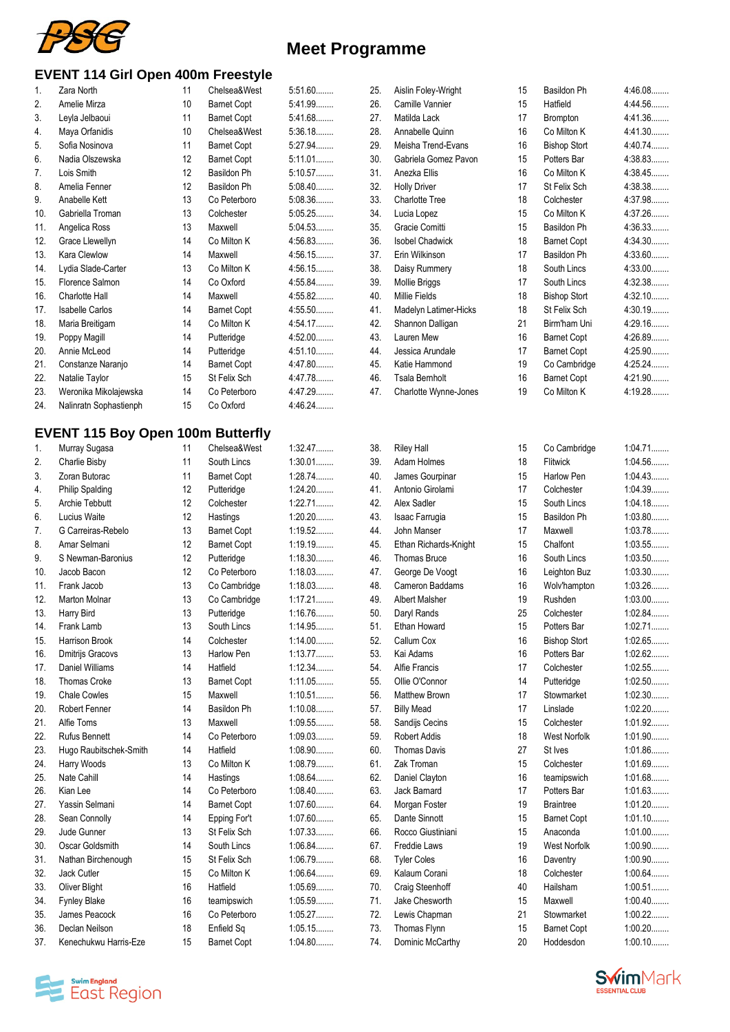# Meet Programme

## EVENT 114 Girl Open 400m Freestyle

| # | Name | Age | Club | Time |
|---|---|---|---|---|
| 1. | Zara North | 11 | Chelsea&West | 5:51.60........ |
| 2. | Amelie Mirza | 10 | Barnet Copt | 5:41.99........ |
| 3. | Leyla Jelbaoui | 11 | Barnet Copt | 5:41.68........ |
| 4. | Maya Orfanidis | 10 | Chelsea&West | 5:36.18........ |
| 5. | Sofia Nosinova | 11 | Barnet Copt | 5:27.94........ |
| 6. | Nadia Olszewska | 12 | Barnet Copt | 5:11.01........ |
| 7. | Lois Smith | 12 | Basildon Ph | 5:10.57........ |
| 8. | Amelia Fenner | 12 | Basildon Ph | 5:08.40........ |
| 9. | Anabelle Kett | 13 | Co Peterboro | 5:08.36........ |
| 10. | Gabriella Troman | 13 | Colchester | 5:05.25........ |
| 11. | Angelica Ross | 13 | Maxwell | 5:04.53........ |
| 12. | Grace Llewellyn | 14 | Co Milton K | 4:56.83........ |
| 13. | Kara Clewlow | 14 | Maxwell | 4:56.15........ |
| 14. | Lydia Slade-Carter | 13 | Co Milton K | 4:56.15........ |
| 15. | Florence Salmon | 14 | Co Oxford | 4:55.84........ |
| 16. | Charlotte Hall | 14 | Maxwell | 4:55.82........ |
| 17. | Isabelle Carlos | 14 | Barnet Copt | 4:55.50........ |
| 18. | Maria Breitigam | 14 | Co Milton K | 4:54.17........ |
| 19. | Poppy Magill | 14 | Putteridge | 4:52.00........ |
| 20. | Annie McLeod | 14 | Putteridge | 4:51.10........ |
| 21. | Constanze Naranjo | 14 | Barnet Copt | 4:47.80........ |
| 22. | Natalie Taylor | 15 | St Felix Sch | 4:47.78........ |
| 23. | Weronika Mikolajewska | 14 | Co Peterboro | 4:47.29........ |
| 24. | Nalinratn Sophastienph | 15 | Co Oxford | 4:46.24........ |
| 25. | Aislin Foley-Wright | 15 | Basildon Ph | 4:46.08........ |
| 26. | Camille Vannier | 15 | Hatfield | 4:44.56........ |
| 27. | Matilda Lack | 17 | Brompton | 4:41.36........ |
| 28. | Annabelle Quinn | 16 | Co Milton K | 4:41.30........ |
| 29. | Meisha Trend-Evans | 16 | Bishop Stort | 4:40.74........ |
| 30. | Gabriela Gomez Pavon | 15 | Potters Bar | 4:38.83........ |
| 31. | Anezka Ellis | 16 | Co Milton K | 4:38.45........ |
| 32. | Holly Driver | 17 | St Felix Sch | 4:38.38........ |
| 33. | Charlotte Tree | 18 | Colchester | 4:37.98........ |
| 34. | Lucia Lopez | 15 | Co Milton K | 4:37.26........ |
| 35. | Gracie Comitti | 15 | Basildon Ph | 4:36.33........ |
| 36. | Isobel Chadwick | 18 | Barnet Copt | 4:34.30........ |
| 37. | Erin Wilkinson | 17 | Basildon Ph | 4:33.60........ |
| 38. | Daisy Rummery | 18 | South Lincs | 4:33.00........ |
| 39. | Mollie Briggs | 17 | South Lincs | 4:32.38........ |
| 40. | Millie Fields | 18 | Bishop Stort | 4:32.10........ |
| 41. | Madelyn Latimer-Hicks | 18 | St Felix Sch | 4:30.19........ |
| 42. | Shannon Dalligan | 21 | Birm'ham Uni | 4:29.16........ |
| 43. | Lauren Mew | 16 | Barnet Copt | 4:26.89........ |
| 44. | Jessica Arundale | 17 | Barnet Copt | 4:25.90........ |
| 45. | Katie Hammond | 19 | Co Cambridge | 4:25.24........ |
| 46. | Tsala Bernholt | 16 | Barnet Copt | 4:21.90........ |
| 47. | Charlotte Wynne-Jones | 19 | Co Milton K | 4:19.28........ |

## EVENT 115 Boy Open 100m Butterfly

| # | Name | Age | Club | Time |
|---|---|---|---|---|
| 1. | Murray Sugasa | 11 | Chelsea&West | 1:32.47........ |
| 2. | Charlie Bisby | 11 | South Lincs | 1:30.01........ |
| 3. | Zoran Butorac | 11 | Barnet Copt | 1:28.74........ |
| 4. | Philip Spalding | 12 | Putteridge | 1:24.20........ |
| 5. | Archie Tebbutt | 12 | Colchester | 1:22.71........ |
| 6. | Lucius Waite | 12 | Hastings | 1:20.20........ |
| 7. | G Carreiras-Rebelo | 13 | Barnet Copt | 1:19.52........ |
| 8. | Amar Selmani | 12 | Barnet Copt | 1:19.19........ |
| 9. | S Newman-Baronius | 12 | Putteridge | 1:18.30........ |
| 10. | Jacob Bacon | 12 | Co Peterboro | 1:18.03........ |
| 11. | Frank Jacob | 13 | Co Cambridge | 1:18.03........ |
| 12. | Marton Molnar | 13 | Co Cambridge | 1:17.21........ |
| 13. | Harry Bird | 13 | Putteridge | 1:16.76........ |
| 14. | Frank Lamb | 13 | South Lincs | 1:14.95........ |
| 15. | Harrison Brook | 14 | Colchester | 1:14.00........ |
| 16. | Dmitrijs Gracovs | 13 | Harlow Pen | 1:13.77........ |
| 17. | Daniel Williams | 14 | Hatfield | 1:12.34........ |
| 18. | Thomas Croke | 13 | Barnet Copt | 1:11.05........ |
| 19. | Chale Cowles | 15 | Maxwell | 1:10.51........ |
| 20. | Robert Fenner | 14 | Basildon Ph | 1:10.08........ |
| 21. | Alfie Toms | 13 | Maxwell | 1:09.55........ |
| 22. | Rufus Bennett | 14 | Co Peterboro | 1:09.03........ |
| 23. | Hugo Raubitschek-Smith | 14 | Hatfield | 1:08.90........ |
| 24. | Harry Woods | 13 | Co Milton K | 1:08.79........ |
| 25. | Nate Cahill | 14 | Hastings | 1:08.64........ |
| 26. | Kian Lee | 14 | Co Peterboro | 1:08.40........ |
| 27. | Yassin Selmani | 14 | Barnet Copt | 1:07.60........ |
| 28. | Sean Connolly | 14 | Epping For't | 1:07.60........ |
| 29. | Jude Gunner | 13 | St Felix Sch | 1:07.33........ |
| 30. | Oscar Goldsmith | 14 | South Lincs | 1:06.84........ |
| 31. | Nathan Birchenough | 15 | St Felix Sch | 1:06.79........ |
| 32. | Jack Cutler | 15 | Co Milton K | 1:06.64........ |
| 33. | Oliver Blight | 16 | Hatfield | 1:05.69........ |
| 34. | Fynley Blake | 16 | teamipswich | 1:05.59........ |
| 35. | James Peacock | 16 | Co Peterboro | 1:05.27........ |
| 36. | Declan Neilson | 18 | Enfield Sq | 1:05.15........ |
| 37. | Kenechukwu Harris-Eze | 15 | Barnet Copt | 1:04.80........ |
| 38. | Riley Hall | 15 | Co Cambridge | 1:04.71........ |
| 39. | Adam Holmes | 18 | Flitwick | 1:04.56........ |
| 40. | James Gourpinar | 15 | Harlow Pen | 1:04.43........ |
| 41. | Antonio Girolami | 17 | Colchester | 1:04.39........ |
| 42. | Alex Sadler | 15 | South Lincs | 1:04.18........ |
| 43. | Isaac Farrugia | 15 | Basildon Ph | 1:03.80........ |
| 44. | John Manser | 17 | Maxwell | 1:03.78........ |
| 45. | Ethan Richards-Knight | 15 | Chalfont | 1:03.55........ |
| 46. | Thomas Bruce | 16 | South Lincs | 1:03.50........ |
| 47. | George De Voogt | 16 | Leighton Buz | 1:03.30........ |
| 48. | Cameron Baddams | 16 | Wolv'hampton | 1:03.26........ |
| 49. | Albert Malsher | 19 | Rushden | 1:03.00........ |
| 50. | Daryl Rands | 25 | Colchester | 1:02.84........ |
| 51. | Ethan Howard | 15 | Potters Bar | 1:02.71........ |
| 52. | Callum Cox | 16 | Bishop Stort | 1:02.65........ |
| 53. | Kai Adams | 16 | Potters Bar | 1:02.62........ |
| 54. | Alfie Francis | 17 | Colchester | 1:02.55........ |
| 55. | Ollie O'Connor | 14 | Putteridge | 1:02.50........ |
| 56. | Matthew Brown | 17 | Stowmarket | 1:02.30........ |
| 57. | Billy Mead | 17 | Linslade | 1:02.20........ |
| 58. | Sandijs Cecins | 15 | Colchester | 1:01.92........ |
| 59. | Robert Addis | 18 | West Norfolk | 1:01.90........ |
| 60. | Thomas Davis | 27 | St Ives | 1:01.86........ |
| 61. | Zak Troman | 15 | Colchester | 1:01.69........ |
| 62. | Daniel Clayton | 16 | teamipswich | 1:01.68........ |
| 63. | Jack Barnard | 17 | Potters Bar | 1:01.63........ |
| 64. | Morgan Foster | 19 | Braintree | 1:01.20........ |
| 65. | Dante Sinnott | 15 | Barnet Copt | 1:01.10........ |
| 66. | Rocco Giustiniani | 15 | Anaconda | 1:01.00........ |
| 67. | Freddie Laws | 19 | West Norfolk | 1:00.90........ |
| 68. | Tyler Coles | 16 | Daventry | 1:00.90........ |
| 69. | Kalaum Corani | 18 | Colchester | 1:00.64........ |
| 70. | Craig Steenhoff | 40 | Hailsham | 1:00.51........ |
| 71. | Jake Chesworth | 15 | Maxwell | 1:00.40........ |
| 72. | Lewis Chapman | 21 | Stowmarket | 1:00.22........ |
| 73. | Thomas Flynn | 15 | Barnet Copt | 1:00.20........ |
| 74. | Dominic McCarthy | 20 | Hoddesdon | 1:00.10........ |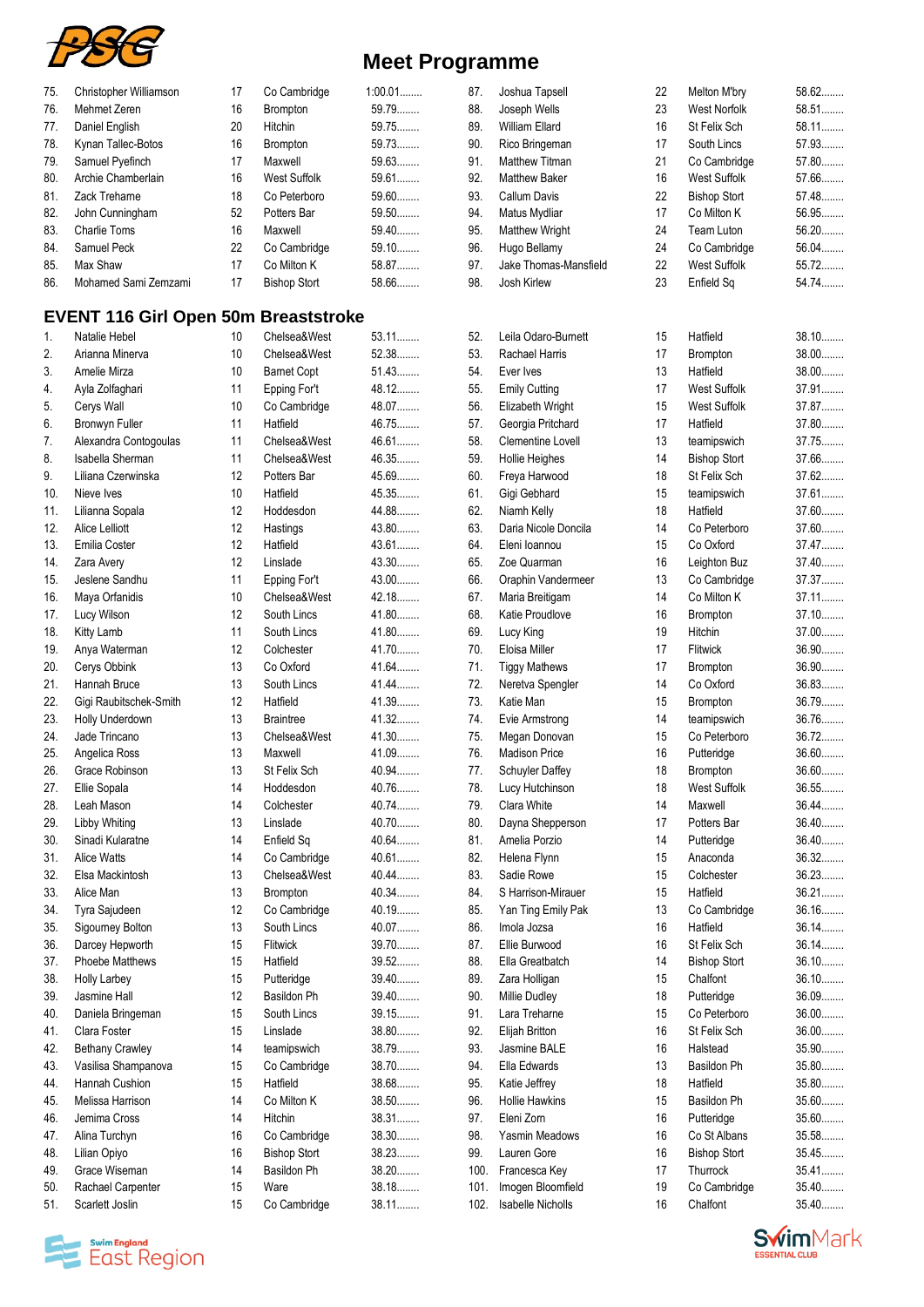# Meet Programme

| # | Name | Age | Club | Time |
|---|---|---|---|---|
| 75. | Christopher Williamson | 17 | Co Cambridge | 1:00.01........ |
| 76. | Mehmet Zeren | 16 | Brompton | 59.79........ |
| 77. | Daniel English | 20 | Hitchin | 59.75........ |
| 78. | Kynan Tallec-Botos | 16 | Brompton | 59.73........ |
| 79. | Samuel Pyefinch | 17 | Maxwell | 59.63........ |
| 80. | Archie Chamberlain | 16 | West Suffolk | 59.61........ |
| 81. | Zack Treharne | 18 | Co Peterboro | 59.60........ |
| 82. | John Cunningham | 52 | Potters Bar | 59.50........ |
| 83. | Charlie Toms | 16 | Maxwell | 59.40........ |
| 84. | Samuel Peck | 22 | Co Cambridge | 59.10........ |
| 85. | Max Shaw | 17 | Co Milton K | 58.87........ |
| 86. | Mohamed Sami Zemzami | 17 | Bishop Stort | 58.66........ |
| 87. | Joshua Tapsell | 22 | Melton M'bry | 58.62........ |
| 88. | Joseph Wells | 23 | West Norfolk | 58.51........ |
| 89. | William Ellard | 16 | St Felix Sch | 58.11........ |
| 90. | Rico Bringeman | 17 | South Lincs | 57.93........ |
| 91. | Matthew Titman | 21 | Co Cambridge | 57.80........ |
| 92. | Matthew Baker | 16 | West Suffolk | 57.66........ |
| 93. | Callum Davis | 22 | Bishop Stort | 57.48........ |
| 94. | Matus Mydliar | 17 | Co Milton K | 56.95........ |
| 95. | Matthew Wright | 24 | Team Luton | 56.20........ |
| 96. | Hugo Bellamy | 24 | Co Cambridge | 56.04........ |
| 97. | Jake Thomas-Mansfield | 22 | West Suffolk | 55.72........ |
| 98. | Josh Kirlew | 23 | Enfield Sq | 54.74........ |

## EVENT 116 Girl Open 50m Breaststroke

| # | Name | Age | Club | Time |
|---|---|---|---|---|
| 1. | Natalie Hebel | 10 | Chelsea&West | 53.11........ |
| 2. | Arianna Minerva | 10 | Chelsea&West | 52.38........ |
| 3. | Amelie Mirza | 10 | Barnet Copt | 51.43........ |
| 4. | Ayla Zolfaghari | 11 | Epping For't | 48.12........ |
| 5. | Cerys Wall | 10 | Co Cambridge | 48.07........ |
| 6. | Bronwyn Fuller | 11 | Hatfield | 46.75........ |
| 7. | Alexandra Contogoulas | 11 | Chelsea&West | 46.61........ |
| 8. | Isabella Sherman | 11 | Chelsea&West | 46.35........ |
| 9. | Liliana Czerwinska | 12 | Potters Bar | 45.69........ |
| 10. | Nieve Ives | 10 | Hatfield | 45.35........ |
| 11. | Lilianna Sopala | 12 | Hoddesdon | 44.88........ |
| 12. | Alice Lelliott | 12 | Hastings | 43.80........ |
| 13. | Emilia Coster | 12 | Hatfield | 43.61........ |
| 14. | Zara Avery | 12 | Linslade | 43.30........ |
| 15. | Jeslene Sandhu | 11 | Epping For't | 43.00........ |
| 16. | Maya Orfanidis | 10 | Chelsea&West | 42.18........ |
| 17. | Lucy Wilson | 12 | South Lincs | 41.80........ |
| 18. | Kitty Lamb | 11 | South Lincs | 41.80........ |
| 19. | Anya Waterman | 12 | Colchester | 41.70........ |
| 20. | Cerys Obbink | 13 | Co Oxford | 41.64........ |
| 21. | Hannah Bruce | 13 | South Lincs | 41.44........ |
| 22. | Gigi Raubitschek-Smith | 12 | Hatfield | 41.39........ |
| 23. | Holly Underdown | 13 | Braintree | 41.32........ |
| 24. | Jade Trincano | 13 | Chelsea&West | 41.30........ |
| 25. | Angelica Ross | 13 | Maxwell | 41.09........ |
| 26. | Grace Robinson | 13 | St Felix Sch | 40.94........ |
| 27. | Ellie Sopala | 14 | Hoddesdon | 40.76........ |
| 28. | Leah Mason | 14 | Colchester | 40.74........ |
| 29. | Libby Whiting | 13 | Linslade | 40.70........ |
| 30. | Sinadi Kularatne | 14 | Enfield Sq | 40.64........ |
| 31. | Alice Watts | 14 | Co Cambridge | 40.61........ |
| 32. | Elsa Mackintosh | 13 | Chelsea&West | 40.44........ |
| 33. | Alice Man | 13 | Brompton | 40.34........ |
| 34. | Tyra Sajudeen | 12 | Co Cambridge | 40.19........ |
| 35. | Sigourney Bolton | 13 | South Lincs | 40.07........ |
| 36. | Darcey Hepworth | 15 | Flitwick | 39.70........ |
| 37. | Phoebe Matthews | 15 | Hatfield | 39.52........ |
| 38. | Holly Larbey | 15 | Putteridge | 39.40........ |
| 39. | Jasmine Hall | 12 | Basildon Ph | 39.40........ |
| 40. | Daniela Bringeman | 15 | South Lincs | 39.15........ |
| 41. | Clara Foster | 15 | Linslade | 38.80........ |
| 42. | Bethany Crawley | 14 | teamipswich | 38.79........ |
| 43. | Vasilisa Shampanova | 15 | Co Cambridge | 38.70........ |
| 44. | Hannah Cushion | 15 | Hatfield | 38.68........ |
| 45. | Melissa Harrison | 14 | Co Milton K | 38.50........ |
| 46. | Jemima Cross | 14 | Hitchin | 38.31........ |
| 47. | Alina Turchyn | 16 | Co Cambridge | 38.30........ |
| 48. | Lilian Opiyo | 16 | Bishop Stort | 38.23........ |
| 49. | Grace Wiseman | 14 | Basildon Ph | 38.20........ |
| 50. | Rachael Carpenter | 15 | Ware | 38.18........ |
| 51. | Scarlett Joslin | 15 | Co Cambridge | 38.11........ |
| 52. | Leila Odaro-Burnett | 15 | Hatfield | 38.10........ |
| 53. | Rachael Harris | 17 | Brompton | 38.00........ |
| 54. | Ever Ives | 13 | Hatfield | 38.00........ |
| 55. | Emily Cutting | 17 | West Suffolk | 37.91........ |
| 56. | Elizabeth Wright | 15 | West Suffolk | 37.87........ |
| 57. | Georgia Pritchard | 17 | Hatfield | 37.80........ |
| 58. | Clementine Lovell | 13 | teamipswich | 37.75........ |
| 59. | Hollie Heighes | 14 | Bishop Stort | 37.66........ |
| 60. | Freya Harwood | 18 | St Felix Sch | 37.62........ |
| 61. | Gigi Gebhard | 15 | teamipswich | 37.61........ |
| 62. | Niamh Kelly | 18 | Hatfield | 37.60........ |
| 63. | Daria Nicole Doncila | 14 | Co Peterboro | 37.60........ |
| 64. | Eleni Ioannou | 15 | Co Oxford | 37.47........ |
| 65. | Zoe Quarman | 16 | Leighton Buz | 37.40........ |
| 66. | Oraphin Vandermeer | 13 | Co Cambridge | 37.37........ |
| 67. | Maria Breitigam | 14 | Co Milton K | 37.11........ |
| 68. | Katie Proudlove | 16 | Brompton | 37.10........ |
| 69. | Lucy King | 19 | Hitchin | 37.00........ |
| 70. | Eloisa Miller | 17 | Flitwick | 36.90........ |
| 71. | Tiggy Mathews | 17 | Brompton | 36.90........ |
| 72. | Neretva Spengler | 14 | Co Oxford | 36.83........ |
| 73. | Katie Man | 15 | Brompton | 36.79........ |
| 74. | Evie Armstrong | 14 | teamipswich | 36.76........ |
| 75. | Megan Donovan | 15 | Co Peterboro | 36.72........ |
| 76. | Madison Price | 16 | Putteridge | 36.60........ |
| 77. | Schuyler Daffey | 18 | Brompton | 36.60........ |
| 78. | Lucy Hutchinson | 18 | West Suffolk | 36.55........ |
| 79. | Clara White | 14 | Maxwell | 36.44........ |
| 80. | Dayna Shepperson | 17 | Potters Bar | 36.40........ |
| 81. | Amelia Porzio | 14 | Putteridge | 36.40........ |
| 82. | Helena Flynn | 15 | Anaconda | 36.32........ |
| 83. | Sadie Rowe | 15 | Colchester | 36.23........ |
| 84. | S Harrison-Miraeur | 15 | Hatfield | 36.21........ |
| 85. | Yan Ting Emily Pak | 13 | Co Cambridge | 36.16........ |
| 86. | Imola Jozsa | 16 | Hatfield | 36.14........ |
| 87. | Ellie Burwood | 16 | St Felix Sch | 36.14........ |
| 88. | Ella Greatbatch | 14 | Bishop Stort | 36.10........ |
| 89. | Zara Holligan | 15 | Chalfont | 36.10........ |
| 90. | Millie Dudley | 18 | Putteridge | 36.09........ |
| 91. | Lara Treharne | 15 | Co Peterboro | 36.00........ |
| 92. | Elijah Britton | 16 | St Felix Sch | 36.00........ |
| 93. | Jasmine BALE | 16 | Halstead | 35.90........ |
| 94. | Ella Edwards | 13 | Basildon Ph | 35.80........ |
| 95. | Katie Jeffrey | 18 | Hatfield | 35.80........ |
| 96. | Hollie Hawkins | 15 | Basildon Ph | 35.60........ |
| 97. | Eleni Zorn | 16 | Putteridge | 35.60........ |
| 98. | Yasmin Meadows | 16 | Co St Albans | 35.58........ |
| 99. | Lauren Gore | 16 | Bishop Stort | 35.45........ |
| 100. | Francesca Key | 17 | Thurrock | 35.41........ |
| 101. | Imogen Bloomfield | 19 | Co Cambridge | 35.40........ |
| 102. | Isabelle Nicholls | 16 | Chalfont | 35.40........ |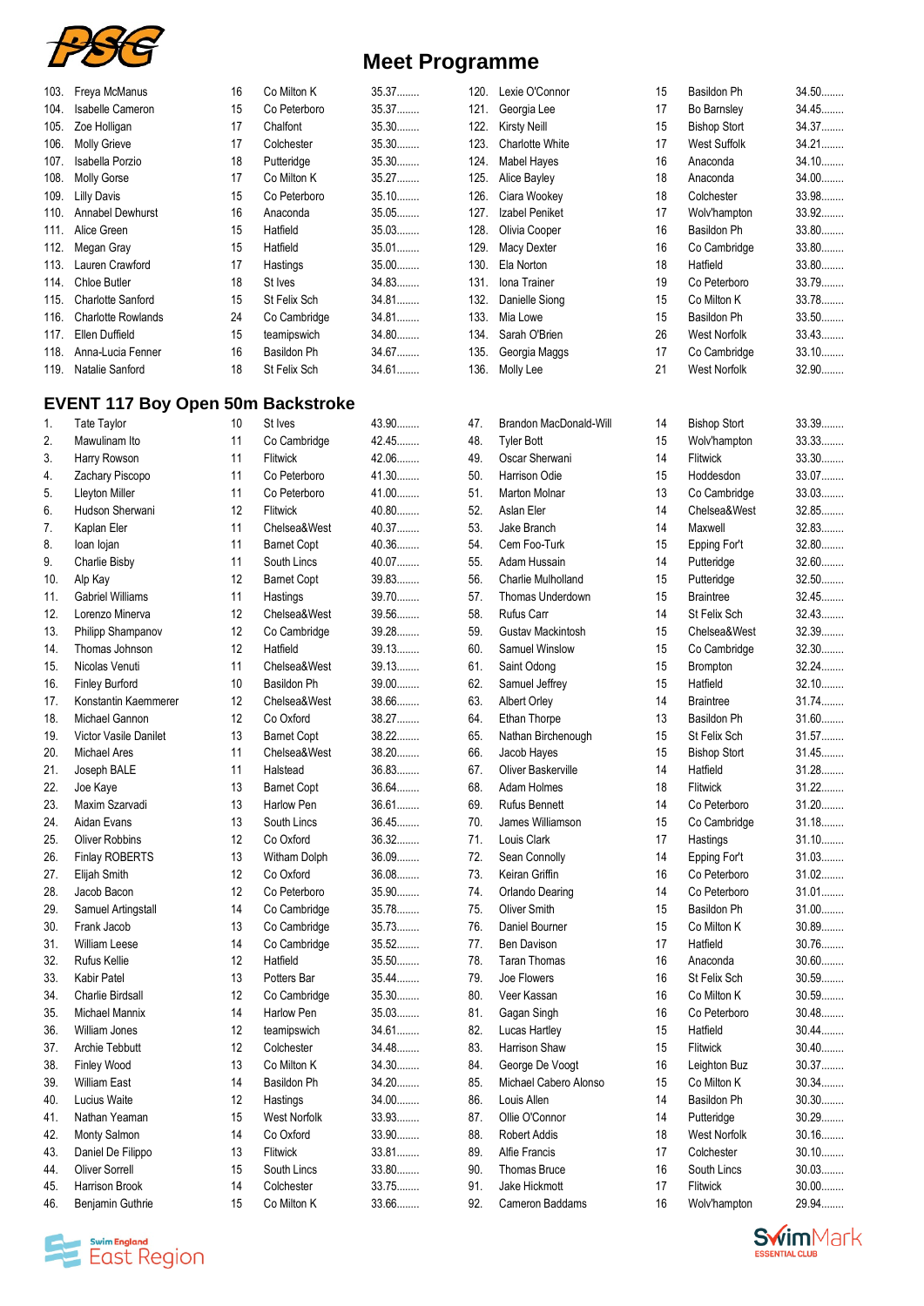# Meet Programme

| No. | Name | Age | Club | Time |
|---|---|---|---|---|
| 103. | Freya McManus | 16 | Co Milton K | 35.37........ |
| 104. | Isabelle Cameron | 15 | Co Peterboro | 35.37........ |
| 105. | Zoe Holligan | 17 | Chalfont | 35.30........ |
| 106. | Molly Grieve | 17 | Colchester | 35.30........ |
| 107. | Isabella Porzio | 18 | Putteridge | 35.30........ |
| 108. | Molly Gorse | 17 | Co Milton K | 35.27........ |
| 109. | Lilly Davis | 15 | Co Peterboro | 35.10........ |
| 110. | Annabel Dewhurst | 16 | Anaconda | 35.05........ |
| 111. | Alice Green | 15 | Hatfield | 35.03........ |
| 112. | Megan Gray | 15 | Hatfield | 35.01........ |
| 113. | Lauren Crawford | 17 | Hastings | 35.00........ |
| 114. | Chloe Butler | 18 | St Ives | 34.83........ |
| 115. | Charlotte Sanford | 15 | St Felix Sch | 34.81........ |
| 116. | Charlotte Rowlands | 24 | Co Cambridge | 34.81........ |
| 117. | Ellen Duffield | 15 | teamipswich | 34.80........ |
| 118. | Anna-Lucia Fenner | 16 | Basildon Ph | 34.67........ |
| 119. | Natalie Sanford | 18 | St Felix Sch | 34.61........ |
| 120. | Lexie O'Connor | 15 | Basildon Ph | 34.50........ |
| 121. | Georgia Lee | 17 | Bo Barnsley | 34.45........ |
| 122. | Kirsty Neill | 15 | Bishop Stort | 34.37........ |
| 123. | Charlotte White | 17 | West Suffolk | 34.21........ |
| 124. | Mabel Hayes | 16 | Anaconda | 34.10........ |
| 125. | Alice Bayley | 18 | Anaconda | 34.00........ |
| 126. | Ciara Wookey | 18 | Colchester | 33.98........ |
| 127. | Izabel Peniket | 17 | Wolv'hampton | 33.92........ |
| 128. | Olivia Cooper | 16 | Basildon Ph | 33.80........ |
| 129. | Macy Dexter | 16 | Co Cambridge | 33.80........ |
| 130. | Ela Norton | 18 | Hatfield | 33.80........ |
| 131. | Iona Trainer | 19 | Co Peterboro | 33.79........ |
| 132. | Danielle Siong | 15 | Co Milton K | 33.78........ |
| 133. | Mia Lowe | 15 | Basildon Ph | 33.50........ |
| 134. | Sarah O'Brien | 26 | West Norfolk | 33.43........ |
| 135. | Georgia Maggs | 17 | Co Cambridge | 33.10........ |
| 136. | Molly Lee | 21 | West Norfolk | 32.90........ |

## EVENT 117 Boy Open 50m Backstroke

| No. | Name | Age | Club | Time |
|---|---|---|---|---|
| 1. | Tate Taylor | 10 | St Ives | 43.90........ |
| 2. | Mawulinam Ito | 11 | Co Cambridge | 42.45........ |
| 3. | Harry Rowson | 11 | Flitwick | 42.06........ |
| 4. | Zachary Piscopo | 11 | Co Peterboro | 41.30........ |
| 5. | Lleyton Miller | 11 | Co Peterboro | 41.00........ |
| 6. | Hudson Sherwani | 12 | Flitwick | 40.80........ |
| 7. | Kaplan Eler | 11 | Chelsea&West | 40.37........ |
| 8. | Ioan Iojan | 11 | Barnet Copt | 40.36........ |
| 9. | Charlie Bisby | 11 | South Lincs | 40.07........ |
| 10. | Alp Kay | 12 | Barnet Copt | 39.83........ |
| 11. | Gabriel Williams | 11 | Hastings | 39.70........ |
| 12. | Lorenzo Minerva | 12 | Chelsea&West | 39.56........ |
| 13. | Philipp Shampanov | 12 | Co Cambridge | 39.28........ |
| 14. | Thomas Johnson | 12 | Hatfield | 39.13........ |
| 15. | Nicolas Venuti | 11 | Chelsea&West | 39.13........ |
| 16. | Finley Burford | 10 | Basildon Ph | 39.00........ |
| 17. | Konstantin Kaemmerer | 12 | Chelsea&West | 38.66........ |
| 18. | Michael Gannon | 12 | Co Oxford | 38.27........ |
| 19. | Victor Vasile Danilet | 13 | Barnet Copt | 38.22........ |
| 20. | Michael Ares | 11 | Chelsea&West | 38.20........ |
| 21. | Joseph BALE | 11 | Halstead | 36.83........ |
| 22. | Joe Kaye | 13 | Barnet Copt | 36.64........ |
| 23. | Maxim Szarvadi | 13 | Harlow Pen | 36.61........ |
| 24. | Aidan Evans | 13 | South Lincs | 36.45........ |
| 25. | Oliver Robbins | 12 | Co Oxford | 36.32........ |
| 26. | Finlay ROBERTS | 13 | Witham Dolph | 36.09........ |
| 27. | Elijah Smith | 12 | Co Oxford | 36.08........ |
| 28. | Jacob Bacon | 12 | Co Peterboro | 35.90........ |
| 29. | Samuel Artingstall | 14 | Co Cambridge | 35.78........ |
| 30. | Frank Jacob | 13 | Co Cambridge | 35.73........ |
| 31. | William Leese | 14 | Co Cambridge | 35.52........ |
| 32. | Rufus Kellie | 12 | Hatfield | 35.50........ |
| 33. | Kabir Patel | 13 | Potters Bar | 35.44........ |
| 34. | Charlie Birdsall | 12 | Co Cambridge | 35.30........ |
| 35. | Michael Mannix | 14 | Harlow Pen | 35.03........ |
| 36. | William Jones | 12 | teamipswich | 34.61........ |
| 37. | Archie Tebbutt | 12 | Colchester | 34.48........ |
| 38. | Finley Wood | 13 | Co Milton K | 34.30........ |
| 39. | William East | 14 | Basildon Ph | 34.20........ |
| 40. | Lucius Waite | 12 | Hastings | 34.00........ |
| 41. | Nathan Yeaman | 15 | West Norfolk | 33.93........ |
| 42. | Monty Salmon | 14 | Co Oxford | 33.90........ |
| 43. | Daniel De Filippo | 13 | Flitwick | 33.81........ |
| 44. | Oliver Sorrell | 15 | South Lincs | 33.80........ |
| 45. | Harrison Brook | 14 | Colchester | 33.75........ |
| 46. | Benjamin Guthrie | 15 | Co Milton K | 33.66........ |
| 47. | Brandon MacDonald-Will | 14 | Bishop Stort | 33.39........ |
| 48. | Tyler Bott | 15 | Wolv'hampton | 33.33........ |
| 49. | Oscar Sherwani | 14 | Flitwick | 33.30........ |
| 50. | Harrison Odie | 15 | Hoddesdon | 33.07........ |
| 51. | Marton Molnar | 13 | Co Cambridge | 33.03........ |
| 52. | Aslan Eler | 14 | Chelsea&West | 32.85........ |
| 53. | Jake Branch | 14 | Maxwell | 32.83........ |
| 54. | Cem Foo-Turk | 15 | Epping For't | 32.80........ |
| 55. | Adam Hussain | 14 | Putteridge | 32.60........ |
| 56. | Charlie Mulholland | 15 | Putteridge | 32.50........ |
| 57. | Thomas Underdown | 15 | Braintree | 32.45........ |
| 58. | Rufus Carr | 14 | St Felix Sch | 32.43........ |
| 59. | Gustav Mackintosh | 15 | Chelsea&West | 32.39........ |
| 60. | Samuel Winslow | 15 | Co Cambridge | 32.30........ |
| 61. | Saint Odong | 15 | Brompton | 32.24........ |
| 62. | Samuel Jeffrey | 15 | Hatfield | 32.10........ |
| 63. | Albert Orley | 14 | Braintree | 31.74........ |
| 64. | Ethan Thorpe | 13 | Basildon Ph | 31.60........ |
| 65. | Nathan Birchenough | 15 | St Felix Sch | 31.57........ |
| 66. | Jacob Hayes | 15 | Bishop Stort | 31.45........ |
| 67. | Oliver Baskerville | 14 | Hatfield | 31.28........ |
| 68. | Adam Holmes | 18 | Flitwick | 31.22........ |
| 69. | Rufus Bennett | 14 | Co Peterboro | 31.20........ |
| 70. | James Williamson | 15 | Co Cambridge | 31.18........ |
| 71. | Louis Clark | 17 | Hastings | 31.10........ |
| 72. | Sean Connolly | 14 | Epping For't | 31.03........ |
| 73. | Keiran Griffin | 16 | Co Peterboro | 31.02........ |
| 74. | Orlando Dearing | 14 | Co Peterboro | 31.01........ |
| 75. | Oliver Smith | 15 | Basildon Ph | 31.00........ |
| 76. | Daniel Bourner | 15 | Co Milton K | 30.89........ |
| 77. | Ben Davison | 17 | Hatfield | 30.76........ |
| 78. | Taran Thomas | 16 | Anaconda | 30.60........ |
| 79. | Joe Flowers | 16 | St Felix Sch | 30.59........ |
| 80. | Veer Kassan | 16 | Co Milton K | 30.59........ |
| 81. | Gagan Singh | 16 | Co Peterboro | 30.48........ |
| 82. | Lucas Hartley | 15 | Hatfield | 30.44........ |
| 83. | Harrison Shaw | 15 | Flitwick | 30.40........ |
| 84. | George De Voogt | 16 | Leighton Buz | 30.37........ |
| 85. | Michael Cabero Alonso | 15 | Co Milton K | 30.34........ |
| 86. | Louis Allen | 14 | Basildon Ph | 30.30........ |
| 87. | Ollie O'Connor | 14 | Putteridge | 30.29........ |
| 88. | Robert Addis | 18 | West Norfolk | 30.16........ |
| 89. | Alfie Francis | 17 | Colchester | 30.10........ |
| 90. | Thomas Bruce | 16 | South Lincs | 30.03........ |
| 91. | Jake Hickmott | 17 | Flitwick | 30.00........ |
| 92. | Cameron Baddams | 16 | Wolv'hampton | 29.94........ |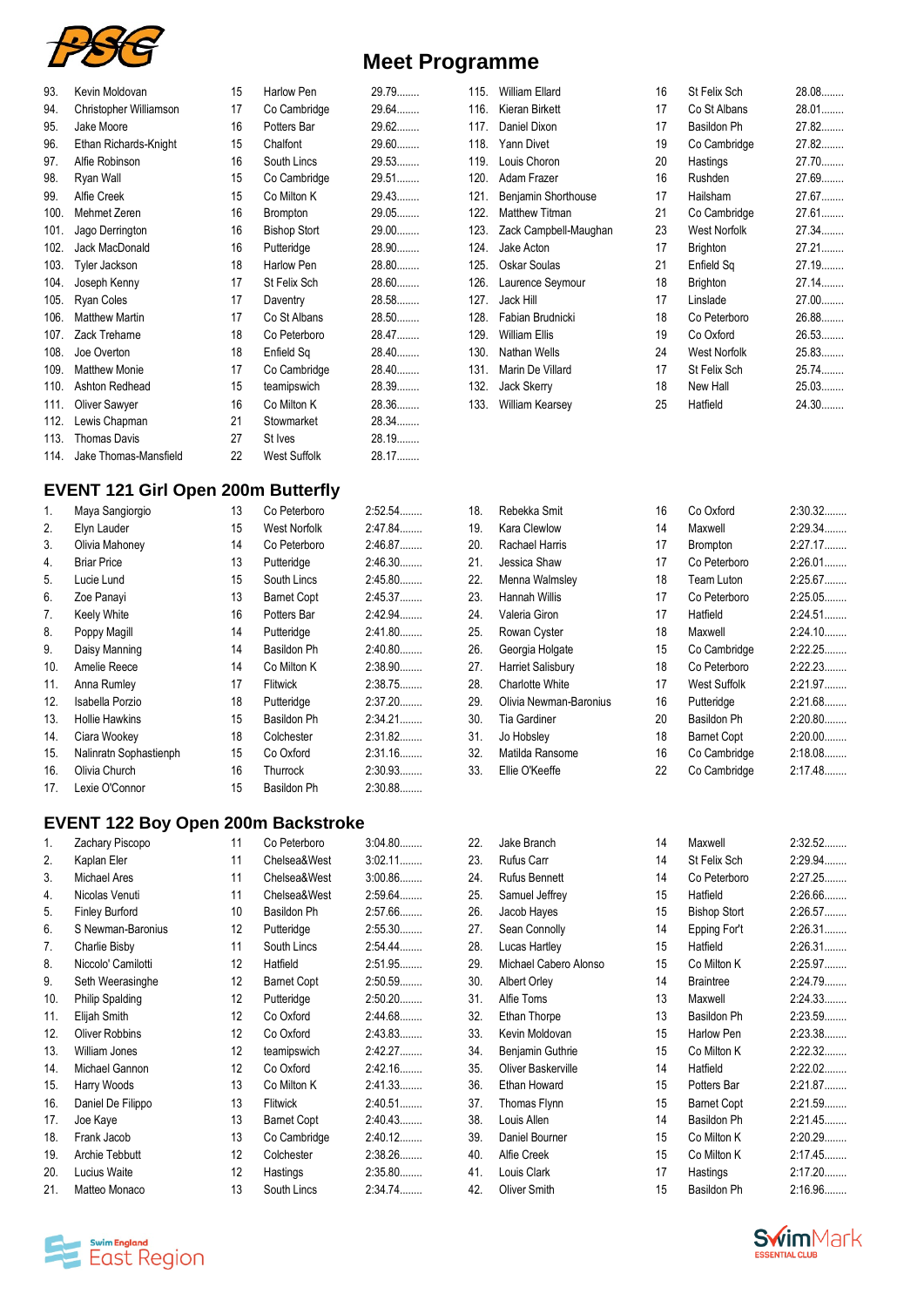# Meet Programme

| | | | | |
|---|---|---|---|---|
| 93. | Kevin Moldovan | 15 | Harlow Pen | 29.79........ |
| 94. | Christopher Williamson | 17 | Co Cambridge | 29.64........ |
| 95. | Jake Moore | 16 | Potters Bar | 29.62........ |
| 96. | Ethan Richards-Knight | 15 | Chalfont | 29.60........ |
| 97. | Alfie Robinson | 16 | South Lincs | 29.53........ |
| 98. | Ryan Wall | 15 | Co Cambridge | 29.51........ |
| 99. | Alfie Creek | 15 | Co Milton K | 29.43........ |
| 100. | Mehmet Zeren | 16 | Brompton | 29.05........ |
| 101. | Jago Derrington | 16 | Bishop Stort | 29.00........ |
| 102. | Jack MacDonald | 16 | Putteridge | 28.90........ |
| 103. | Tyler Jackson | 18 | Harlow Pen | 28.80........ |
| 104. | Joseph Kenny | 17 | St Felix Sch | 28.60........ |
| 105. | Ryan Coles | 17 | Daventry | 28.58........ |
| 106. | Matthew Martin | 17 | Co St Albans | 28.50........ |
| 107. | Zack Trehame | 18 | Co Peterboro | 28.47........ |
| 108. | Joe Overton | 18 | Enfield Sq | 28.40........ |
| 109. | Matthew Monie | 17 | Co Cambridge | 28.40........ |
| 110. | Ashton Redhead | 15 | teamipswich | 28.39........ |
| 111. | Oliver Sawyer | 16 | Co Milton K | 28.36........ |
| 112. | Lewis Chapman | 21 | Stowmarket | 28.34........ |
| 113. | Thomas Davis | 27 | St Ives | 28.19........ |
| 114. | Jake Thomas-Mansfield | 22 | West Suffolk | 28.17........ |
| 115. | William Ellard | 16 | St Felix Sch | 28.08........ |
| 116. | Kieran Birkett | 17 | Co St Albans | 28.01........ |
| 117. | Daniel Dixon | 17 | Basildon Ph | 27.82........ |
| 118. | Yann Divet | 19 | Co Cambridge | 27.82........ |
| 119. | Louis Choron | 20 | Hastings | 27.70........ |
| 120. | Adam Frazer | 16 | Rushden | 27.69........ |
| 121. | Benjamin Shorthouse | 17 | Hailsham | 27.67........ |
| 122. | Matthew Titman | 21 | Co Cambridge | 27.61........ |
| 123. | Zack Campbell-Maughan | 23 | West Norfolk | 27.34........ |
| 124. | Jake Acton | 17 | Brighton | 27.21........ |
| 125. | Oskar Soulas | 21 | Enfield Sq | 27.19........ |
| 126. | Laurence Seymour | 18 | Brighton | 27.14........ |
| 127. | Jack Hill | 17 | Linslade | 27.00........ |
| 128. | Fabian Brudnicki | 18 | Co Peterboro | 26.88........ |
| 129. | William Ellis | 19 | Co Oxford | 26.53........ |
| 130. | Nathan Wells | 24 | West Norfolk | 25.83........ |
| 131. | Marin De Villard | 17 | St Felix Sch | 25.74........ |
| 132. | Jack Skerry | 18 | New Hall | 25.03........ |
| 133. | William Kearsey | 25 | Hatfield | 24.30........ |

## EVENT 121 Girl Open 200m Butterfly

| | | | | |
|---|---|---|---|---|
| 1. | Maya Sangiorgio | 13 | Co Peterboro | 2:52.54........ |
| 2. | Elyn Lauder | 15 | West Norfolk | 2:47.84........ |
| 3. | Olivia Mahoney | 14 | Co Peterboro | 2:46.87........ |
| 4. | Briar Price | 13 | Putteridge | 2:46.30........ |
| 5. | Lucie Lund | 15 | South Lincs | 2:45.80........ |
| 6. | Zoe Panayi | 13 | Barnet Copt | 2:45.37........ |
| 7. | Keely White | 16 | Potters Bar | 2:42.94........ |
| 8. | Poppy Magill | 14 | Putteridge | 2:41.80........ |
| 9. | Daisy Manning | 14 | Basildon Ph | 2:40.80........ |
| 10. | Amelie Reece | 14 | Co Milton K | 2:38.90........ |
| 11. | Anna Rumley | 17 | Flitwick | 2:38.75........ |
| 12. | Isabella Porzio | 18 | Putteridge | 2:37.20........ |
| 13. | Hollie Hawkins | 15 | Basildon Ph | 2:34.21........ |
| 14. | Ciara Wookey | 18 | Colchester | 2:31.82........ |
| 15. | Nalinratn Sophastienph | 15 | Co Oxford | 2:31.16........ |
| 16. | Olivia Church | 16 | Thurrock | 2:30.93........ |
| 17. | Lexie O'Connor | 15 | Basildon Ph | 2:30.88........ |
| 18. | Rebekka Smit | 16 | Co Oxford | 2:30.32........ |
| 19. | Kara Clewlow | 14 | Maxwell | 2:29.34........ |
| 20. | Rachael Harris | 17 | Brompton | 2:27.17........ |
| 21. | Jessica Shaw | 17 | Co Peterboro | 2:26.01........ |
| 22. | Menna Walmsley | 18 | Team Luton | 2:25.67........ |
| 23. | Hannah Willis | 17 | Co Peterboro | 2:25.05........ |
| 24. | Valeria Giron | 17 | Hatfield | 2:24.51........ |
| 25. | Rowan Cyster | 18 | Maxwell | 2:24.10........ |
| 26. | Georgia Holgate | 15 | Co Cambridge | 2:22.25........ |
| 27. | Harriet Salisbury | 18 | Co Peterboro | 2:22.23........ |
| 28. | Charlotte White | 17 | West Suffolk | 2:21.97........ |
| 29. | Olivia Newman-Baronius | 16 | Putteridge | 2:21.68........ |
| 30. | Tia Gardiner | 20 | Basildon Ph | 2:20.80........ |
| 31. | Jo Hobsley | 18 | Barnet Copt | 2:20.00........ |
| 32. | Matilda Ransome | 16 | Co Cambridge | 2:18.08........ |
| 33. | Ellie O'Keeffe | 22 | Co Cambridge | 2:17.48........ |

## EVENT 122 Boy Open 200m Backstroke

| | | | | |
|---|---|---|---|---|
| 1. | Zachary Piscopo | 11 | Co Peterboro | 3:04.80........ |
| 2. | Kaplan Eler | 11 | Chelsea&West | 3:02.11........ |
| 3. | Michael Ares | 11 | Chelsea&West | 3:00.86........ |
| 4. | Nicolas Venuti | 11 | Chelsea&West | 2:59.64........ |
| 5. | Finley Burford | 10 | Basildon Ph | 2:57.66........ |
| 6. | S Newman-Baronius | 12 | Putteridge | 2:55.30........ |
| 7. | Charlie Bisby | 11 | South Lincs | 2:54.44........ |
| 8. | Niccolo' Camilotti | 12 | Hatfield | 2:51.95........ |
| 9. | Seth Weerasinghe | 12 | Barnet Copt | 2:50.59........ |
| 10. | Philip Spalding | 12 | Putteridge | 2:50.20........ |
| 11. | Elijah Smith | 12 | Co Oxford | 2:44.68........ |
| 12. | Oliver Robbins | 12 | Co Oxford | 2:43.83........ |
| 13. | William Jones | 12 | teamipswich | 2:42.27........ |
| 14. | Michael Gannon | 12 | Co Oxford | 2:42.16........ |
| 15. | Harry Woods | 13 | Co Milton K | 2:41.33........ |
| 16. | Daniel De Filippo | 13 | Flitwick | 2:40.51........ |
| 17. | Joe Kaye | 13 | Barnet Copt | 2:40.43........ |
| 18. | Frank Jacob | 13 | Co Cambridge | 2:40.12........ |
| 19. | Archie Tebbutt | 12 | Colchester | 2:38.26........ |
| 20. | Lucius Waite | 12 | Hastings | 2:35.80........ |
| 21. | Matteo Monaco | 13 | South Lincs | 2:34.74........ |
| 22. | Jake Branch | 14 | Maxwell | 2:32.52........ |
| 23. | Rufus Carr | 14 | St Felix Sch | 2:29.94........ |
| 24. | Rufus Bennett | 14 | Co Peterboro | 2:27.25........ |
| 25. | Samuel Jeffrey | 15 | Hatfield | 2:26.66........ |
| 26. | Jacob Hayes | 15 | Bishop Stort | 2:26.57........ |
| 27. | Sean Connolly | 14 | Epping For't | 2:26.31........ |
| 28. | Lucas Hartley | 15 | Hatfield | 2:26.31........ |
| 29. | Michael Cabero Alonso | 15 | Co Milton K | 2:25.97........ |
| 30. | Albert Orley | 14 | Braintree | 2:24.79........ |
| 31. | Alfie Toms | 13 | Maxwell | 2:24.33........ |
| 32. | Ethan Thorpe | 13 | Basildon Ph | 2:23.59........ |
| 33. | Kevin Moldovan | 15 | Harlow Pen | 2:23.38........ |
| 34. | Benjamin Guthrie | 15 | Co Milton K | 2:22.32........ |
| 35. | Oliver Baskerville | 14 | Hatfield | 2:22.02........ |
| 36. | Ethan Howard | 15 | Potters Bar | 2:21.87........ |
| 37. | Thomas Flynn | 15 | Barnet Copt | 2:21.59........ |
| 38. | Louis Allen | 14 | Basildon Ph | 2:21.45........ |
| 39. | Daniel Bourner | 15 | Co Milton K | 2:20.29........ |
| 40. | Alfie Creek | 15 | Co Milton K | 2:17.45........ |
| 41. | Louis Clark | 17 | Hastings | 2:17.20........ |
| 42. | Oliver Smith | 15 | Basildon Ph | 2:16.96........ |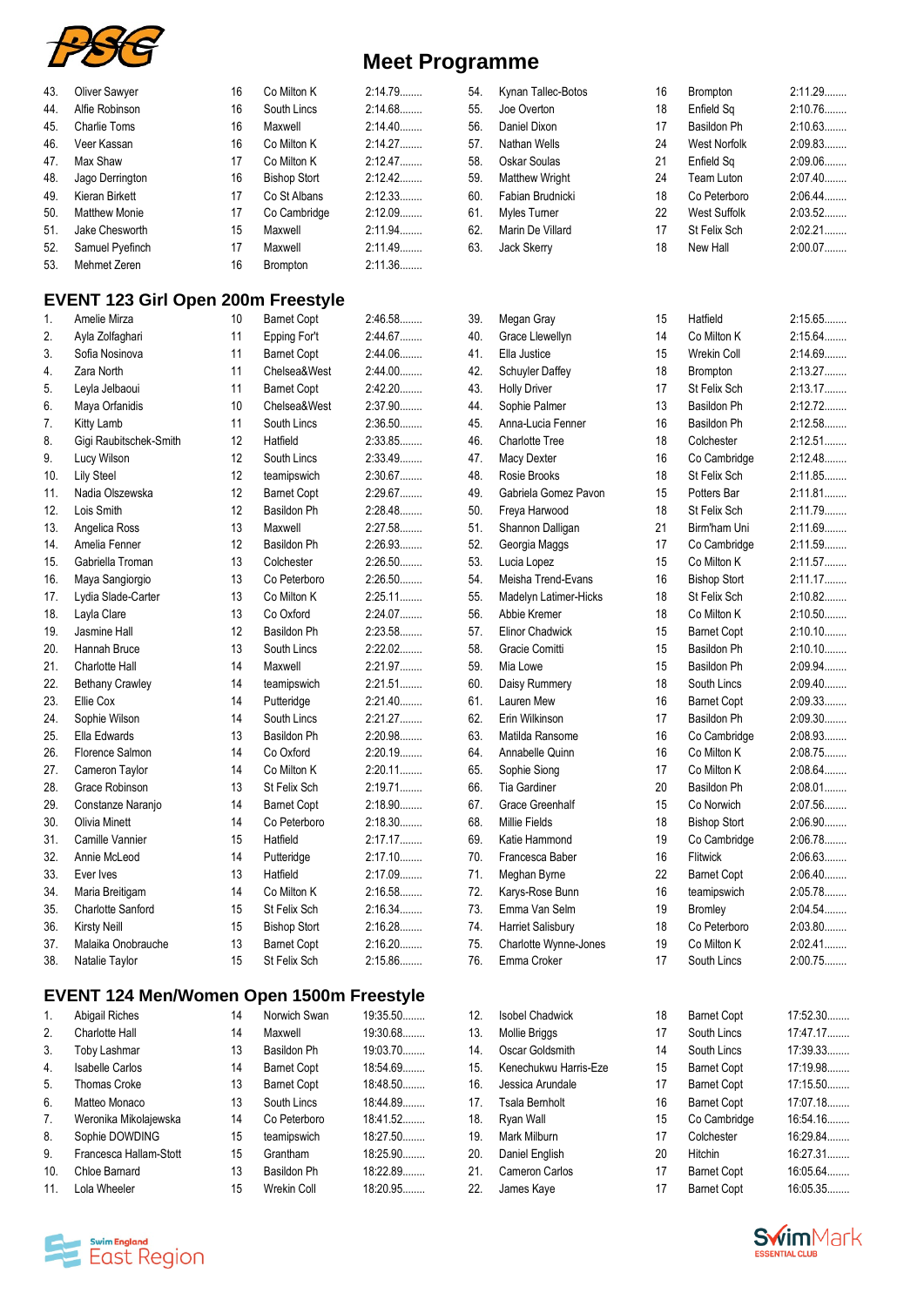# Meet Programme

| # | Name | Age | Club | Time |
|---|---|---|---|---|
| 43. | Oliver Sawyer | 16 | Co Milton K | 2:14.79........ |
| 44. | Alfie Robinson | 16 | South Lincs | 2:14.68........ |
| 45. | Charlie Toms | 16 | Maxwell | 2:14.40........ |
| 46. | Veer Kassan | 16 | Co Milton K | 2:14.27........ |
| 47. | Max Shaw | 17 | Co Milton K | 2:12.47........ |
| 48. | Jago Derrington | 16 | Bishop Stort | 2:12.42........ |
| 49. | Kieran Birkett | 17 | Co St Albans | 2:12.33........ |
| 50. | Matthew Monie | 17 | Co Cambridge | 2:12.09........ |
| 51. | Jake Chesworth | 15 | Maxwell | 2:11.94........ |
| 52. | Samuel Pyefinch | 17 | Maxwell | 2:11.49........ |
| 53. | Mehmet Zeren | 16 | Brompton | 2:11.36........ |
| 54. | Kynan Tallec-Botos | 16 | Brompton | 2:11.29........ |
| 55. | Joe Overton | 18 | Enfield Sq | 2:10.76........ |
| 56. | Daniel Dixon | 17 | Basildon Ph | 2:10.63........ |
| 57. | Nathan Wells | 24 | West Norfolk | 2:09.83........ |
| 58. | Oskar Soulas | 21 | Enfield Sq | 2:09.06........ |
| 59. | Matthew Wright | 24 | Team Luton | 2:07.40........ |
| 60. | Fabian Brudnicki | 18 | Co Peterboro | 2:06.44........ |
| 61. | Myles Turner | 22 | West Suffolk | 2:03.52........ |
| 62. | Marin De Villard | 17 | St Felix Sch | 2:02.21........ |
| 63. | Jack Skerry | 18 | New Hall | 2:00.07........ |

## EVENT 123 Girl Open 200m Freestyle

| # | Name | Age | Club | Time |
|---|---|---|---|---|
| 1. | Amelie Mirza | 10 | Barnet Copt | 2:46.58........ |
| 2. | Ayla Zolfaghari | 11 | Epping For't | 2:44.67........ |
| 3. | Sofia Nosinova | 11 | Barnet Copt | 2:44.06........ |
| 4. | Zara North | 11 | Chelsea&West | 2:44.00........ |
| 5. | Leyla Jelbaoui | 11 | Barnet Copt | 2:42.20........ |
| 6. | Maya Orfanidis | 10 | Chelsea&West | 2:37.90........ |
| 7. | Kitty Lamb | 11 | South Lincs | 2:36.50........ |
| 8. | Gigi Raubitschek-Smith | 12 | Hatfield | 2:33.85........ |
| 9. | Lucy Wilson | 12 | South Lincs | 2:33.49........ |
| 10. | Lily Steel | 12 | teamipswich | 2:30.67........ |
| 11. | Nadia Olszewska | 12 | Barnet Copt | 2:29.67........ |
| 12. | Lois Smith | 12 | Basildon Ph | 2:28.48........ |
| 13. | Angelica Ross | 13 | Maxwell | 2:27.58........ |
| 14. | Amelia Fenner | 12 | Basildon Ph | 2:26.93........ |
| 15. | Gabriella Troman | 13 | Colchester | 2:26.50........ |
| 16. | Maya Sangiorgio | 13 | Co Peterboro | 2:26.50........ |
| 17. | Lydia Slade-Carter | 13 | Co Milton K | 2:25.11........ |
| 18. | Layla Clare | 13 | Co Oxford | 2:24.07........ |
| 19. | Jasmine Hall | 12 | Basildon Ph | 2:23.58........ |
| 20. | Hannah Bruce | 13 | South Lincs | 2:22.02........ |
| 21. | Charlotte Hall | 14 | Maxwell | 2:21.97........ |
| 22. | Bethany Crawley | 14 | teamipswich | 2:21.51........ |
| 23. | Ellie Cox | 14 | Putteridge | 2:21.40........ |
| 24. | Sophie Wilson | 14 | South Lincs | 2:21.27........ |
| 25. | Ella Edwards | 13 | Basildon Ph | 2:20.98........ |
| 26. | Florence Salmon | 14 | Co Oxford | 2:20.19........ |
| 27. | Cameron Taylor | 14 | Co Milton K | 2:20.11........ |
| 28. | Grace Robinson | 13 | St Felix Sch | 2:19.71........ |
| 29. | Constanze Naranjo | 14 | Barnet Copt | 2:18.90........ |
| 30. | Olivia Minett | 14 | Co Peterboro | 2:18.30........ |
| 31. | Camille Vannier | 15 | Hatfield | 2:17.17........ |
| 32. | Annie McLeod | 14 | Putteridge | 2:17.10........ |
| 33. | Ever Ives | 13 | Hatfield | 2:17.09........ |
| 34. | Maria Breitigam | 14 | Co Milton K | 2:16.58........ |
| 35. | Charlotte Sanford | 15 | St Felix Sch | 2:16.34........ |
| 36. | Kirsty Neill | 15 | Bishop Stort | 2:16.28........ |
| 37. | Malaika Onobrauche | 13 | Barnet Copt | 2:16.20........ |
| 38. | Natalie Taylor | 15 | St Felix Sch | 2:15.86........ |
| 39. | Megan Gray | 15 | Hatfield | 2:15.65........ |
| 40. | Grace Llewellyn | 14 | Co Milton K | 2:15.64........ |
| 41. | Ella Justice | 15 | Wrekin Coll | 2:14.69........ |
| 42. | Schuyler Daffey | 18 | Brompton | 2:13.27........ |
| 43. | Holly Driver | 17 | St Felix Sch | 2:13.17........ |
| 44. | Sophie Palmer | 13 | Basildon Ph | 2:12.72........ |
| 45. | Anna-Lucia Fenner | 16 | Basildon Ph | 2:12.58........ |
| 46. | Charlotte Tree | 18 | Colchester | 2:12.51........ |
| 47. | Macy Dexter | 16 | Co Cambridge | 2:12.48........ |
| 48. | Rosie Brooks | 18 | St Felix Sch | 2:11.85........ |
| 49. | Gabriela Gomez Pavon | 15 | Potters Bar | 2:11.81........ |
| 50. | Freya Harwood | 18 | St Felix Sch | 2:11.79........ |
| 51. | Shannon Dalligan | 21 | Birm'ham Uni | 2:11.69........ |
| 52. | Georgia Maggs | 17 | Co Cambridge | 2:11.59........ |
| 53. | Lucia Lopez | 15 | Co Milton K | 2:11.57........ |
| 54. | Meisha Trend-Evans | 16 | Bishop Stort | 2:11.17........ |
| 55. | Madelyn Latimer-Hicks | 18 | St Felix Sch | 2:10.82........ |
| 56. | Abbie Kremer | 18 | Co Milton K | 2:10.50........ |
| 57. | Elinor Chadwick | 15 | Barnet Copt | 2:10.10........ |
| 58. | Gracie Comitti | 15 | Basildon Ph | 2:10.10........ |
| 59. | Mia Lowe | 15 | Basildon Ph | 2:09.94........ |
| 60. | Daisy Rummery | 18 | South Lincs | 2:09.40........ |
| 61. | Lauren Mew | 16 | Barnet Copt | 2:09.33........ |
| 62. | Erin Wilkinson | 17 | Basildon Ph | 2:09.30........ |
| 63. | Matilda Ransome | 16 | Co Cambridge | 2:08.93........ |
| 64. | Annabelle Quinn | 16 | Co Milton K | 2:08.75........ |
| 65. | Sophie Siong | 17 | Co Milton K | 2:08.64........ |
| 66. | Tia Gardiner | 20 | Basildon Ph | 2:08.01........ |
| 67. | Grace Greenhalf | 15 | Co Norwich | 2:07.56........ |
| 68. | Millie Fields | 18 | Bishop Stort | 2:06.90........ |
| 69. | Katie Hammond | 19 | Co Cambridge | 2:06.78........ |
| 70. | Francesca Baber | 16 | Flitwick | 2:06.63........ |
| 71. | Meghan Byrne | 22 | Barnet Copt | 2:06.40........ |
| 72. | Karys-Rose Bunn | 16 | teamipswich | 2:05.78........ |
| 73. | Emma Van Selm | 19 | Bromley | 2:04.54........ |
| 74. | Harriet Salisbury | 18 | Co Peterboro | 2:03.80........ |
| 75. | Charlotte Wynne-Jones | 19 | Co Milton K | 2:02.41........ |
| 76. | Emma Croker | 17 | South Lincs | 2:00.75........ |

## EVENT 124 Men/Women Open 1500m Freestyle

| # | Name | Age | Club | Time |
|---|---|---|---|---|
| 1. | Abigail Riches | 14 | Norwich Swan | 19:35.50........ |
| 2. | Charlotte Hall | 14 | Maxwell | 19:30.68........ |
| 3. | Toby Lashmar | 13 | Basildon Ph | 19:03.70........ |
| 4. | Isabelle Carlos | 14 | Barnet Copt | 18:54.69........ |
| 5. | Thomas Croke | 13 | Barnet Copt | 18:48.50........ |
| 6. | Matteo Monaco | 13 | South Lincs | 18:44.89........ |
| 7. | Weronika Mikolajewska | 14 | Co Peterboro | 18:41.52........ |
| 8. | Sophie DOWDING | 15 | teamipswich | 18:27.50........ |
| 9. | Francesca Hallam-Stott | 15 | Grantham | 18:25.90........ |
| 10. | Chloe Barnard | 13 | Basildon Ph | 18:22.89........ |
| 11. | Lola Wheeler | 15 | Wrekin Coll | 18:20.95........ |
| 12. | Isobel Chadwick | 18 | Barnet Copt | 17:52.30........ |
| 13. | Mollie Briggs | 17 | South Lincs | 17:47.17........ |
| 14. | Oscar Goldsmith | 14 | South Lincs | 17:39.33........ |
| 15. | Kenechukwu Harris-Eze | 15 | Barnet Copt | 17:19.98........ |
| 16. | Jessica Arundale | 17 | Barnet Copt | 17:15.50........ |
| 17. | Tsala Bernholt | 16 | Barnet Copt | 17:07.18........ |
| 18. | Ryan Wall | 15 | Co Cambridge | 16:54.16........ |
| 19. | Mark Milburn | 17 | Colchester | 16:29.84........ |
| 20. | Daniel English | 20 | Hitchin | 16:27.31........ |
| 21. | Cameron Carlos | 17 | Barnet Copt | 16:05.64........ |
| 22. | James Kaye | 17 | Barnet Copt | 16:05.35........ |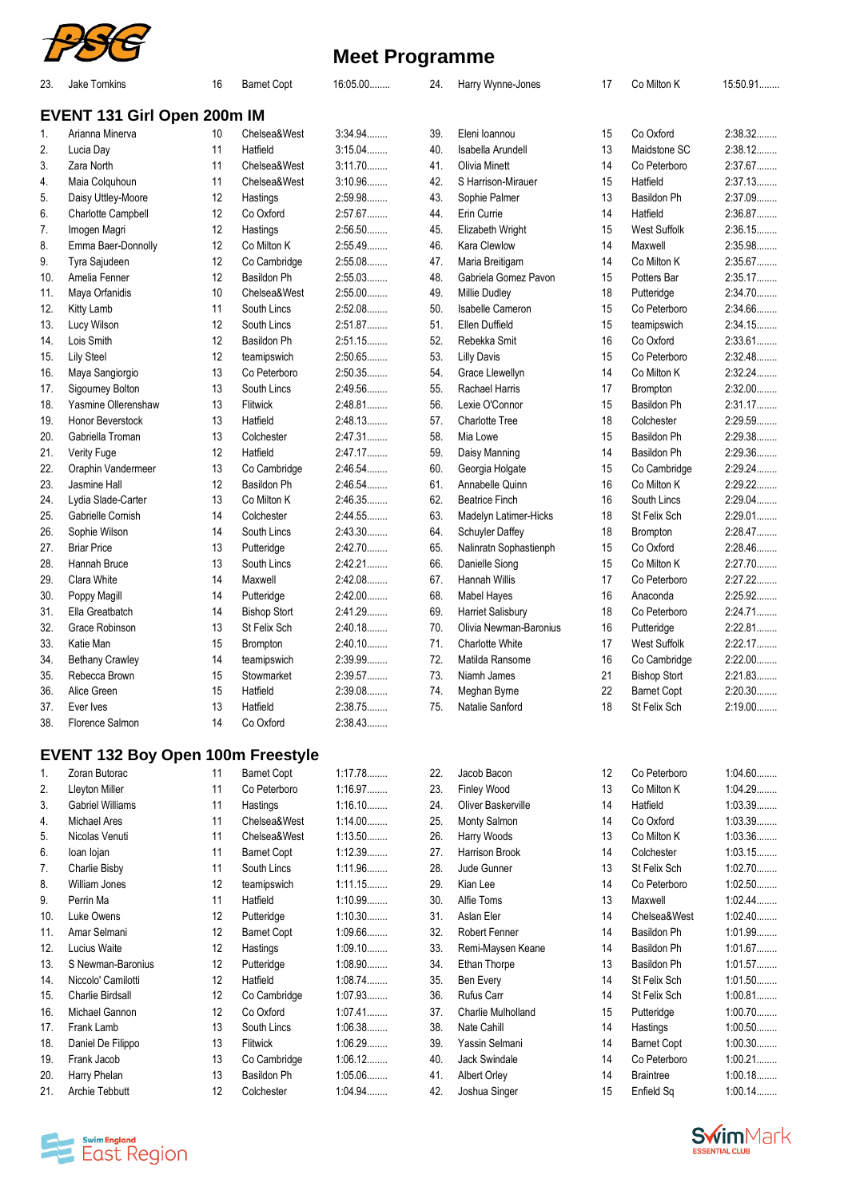# Meet Programme

| 23. | Jake Tomkins | 16 | Barnet Copt | 16:05.00........ |
|---|---|---|---|---|
| 24. | Harry Wynne-Jones | 17 | Co Milton K | 15:50.91........ |

## EVENT 131 Girl Open 200m IM

| # | Name | Age | Club | Time |
|---|---|---|---|---|
| 1. | Arianna Minerva | 10 | Chelsea&West | 3:34.94........ |
| 2. | Lucia Day | 11 | Hatfield | 3:15.04........ |
| 3. | Zara North | 11 | Chelsea&West | 3:11.70........ |
| 4. | Maia Colquhoun | 11 | Chelsea&West | 3:10.96........ |
| 5. | Daisy Uttley-Moore | 12 | Hastings | 2:59.98........ |
| 6. | Charlotte Campbell | 12 | Co Oxford | 2:57.67........ |
| 7. | Imogen Magri | 12 | Hastings | 2:56.50........ |
| 8. | Emma Baer-Donnolly | 12 | Co Milton K | 2:55.49........ |
| 9. | Tyra Sajudeen | 12 | Co Cambridge | 2:55.08........ |
| 10. | Amelia Fenner | 12 | Basildon Ph | 2:55.03........ |
| 11. | Maya Orfanidis | 10 | Chelsea&West | 2:55.00........ |
| 12. | Kitty Lamb | 11 | South Lincs | 2:52.08........ |
| 13. | Lucy Wilson | 12 | South Lincs | 2:51.87........ |
| 14. | Lois Smith | 12 | Basildon Ph | 2:51.15........ |
| 15. | Lily Steel | 12 | teamipswich | 2:50.65........ |
| 16. | Maya Sangiorgio | 13 | Co Peterboro | 2:50.35........ |
| 17. | Sigourney Bolton | 13 | South Lincs | 2:49.56........ |
| 18. | Yasmine Ollerenshaw | 13 | Flitwick | 2:48.81........ |
| 19. | Honor Beverstock | 13 | Hatfield | 2:48.13........ |
| 20. | Gabriella Troman | 13 | Colchester | 2:47.31........ |
| 21. | Verity Fuge | 12 | Hatfield | 2:47.17........ |
| 22. | Oraphin Vandermeer | 13 | Co Cambridge | 2:46.54........ |
| 23. | Jasmine Hall | 12 | Basildon Ph | 2:46.54........ |
| 24. | Lydia Slade-Carter | 13 | Co Milton K | 2:46.35........ |
| 25. | Gabrielle Cornish | 14 | Colchester | 2:44.55........ |
| 26. | Sophie Wilson | 14 | South Lincs | 2:43.30........ |
| 27. | Briar Price | 13 | Putteridge | 2:42.70........ |
| 28. | Hannah Bruce | 13 | South Lincs | 2:42.21........ |
| 29. | Clara White | 14 | Maxwell | 2:42.08........ |
| 30. | Poppy Magill | 14 | Putteridge | 2:42.00........ |
| 31. | Ella Greatbatch | 14 | Bishop Stort | 2:41.29........ |
| 32. | Grace Robinson | 13 | St Felix Sch | 2:40.18........ |
| 33. | Katie Man | 15 | Brompton | 2:40.10........ |
| 34. | Bethany Crawley | 14 | teamipswich | 2:39.99........ |
| 35. | Rebecca Brown | 15 | Stowmarket | 2:39.57........ |
| 36. | Alice Green | 15 | Hatfield | 2:39.08........ |
| 37. | Ever Ives | 13 | Hatfield | 2:38.75........ |
| 38. | Florence Salmon | 14 | Co Oxford | 2:38.43........ |
| 39. | Eleni Ioannou | 15 | Co Oxford | 2:38.32........ |
| 40. | Isabella Arundell | 13 | Maidstone SC | 2:38.12........ |
| 41. | Olivia Minett | 14 | Co Peterboro | 2:37.67........ |
| 42. | S Harrison-Mirauer | 15 | Hatfield | 2:37.13........ |
| 43. | Sophie Palmer | 13 | Basildon Ph | 2:37.09........ |
| 44. | Erin Currie | 14 | Hatfield | 2:36.87........ |
| 45. | Elizabeth Wright | 15 | West Suffolk | 2:36.15........ |
| 46. | Kara Clewlow | 14 | Maxwell | 2:35.98........ |
| 47. | Maria Breitigam | 14 | Co Milton K | 2:35.67........ |
| 48. | Gabriela Gomez Pavon | 15 | Potters Bar | 2:35.17........ |
| 49. | Millie Dudley | 18 | Putteridge | 2:34.70........ |
| 50. | Isabelle Cameron | 15 | Co Peterboro | 2:34.66........ |
| 51. | Ellen Duffield | 15 | teamipswich | 2:34.15........ |
| 52. | Rebekka Smit | 16 | Co Oxford | 2:33.61........ |
| 53. | Lilly Davis | 15 | Co Peterboro | 2:32.48........ |
| 54. | Grace Llewellyn | 14 | Co Milton K | 2:32.24........ |
| 55. | Rachael Harris | 17 | Brompton | 2:32.00........ |
| 56. | Lexie O'Connor | 15 | Basildon Ph | 2:31.17........ |
| 57. | Charlotte Tree | 18 | Colchester | 2:29.59........ |
| 58. | Mia Lowe | 15 | Basildon Ph | 2:29.38........ |
| 59. | Daisy Manning | 14 | Basildon Ph | 2:29.36........ |
| 60. | Georgia Holgate | 15 | Co Cambridge | 2:29.24........ |
| 61. | Annabelle Quinn | 16 | Co Milton K | 2:29.22........ |
| 62. | Beatrice Finch | 16 | South Lincs | 2:29.04........ |
| 63. | Madelyn Latimer-Hicks | 18 | St Felix Sch | 2:29.01........ |
| 64. | Schuyler Daffey | 18 | Brompton | 2:28.47........ |
| 65. | Nalinratn Sophastienph | 15 | Co Oxford | 2:28.46........ |
| 66. | Danielle Siong | 15 | Co Milton K | 2:27.70........ |
| 67. | Hannah Willis | 17 | Co Peterboro | 2:27.22........ |
| 68. | Mabel Hayes | 16 | Anaconda | 2:25.92........ |
| 69. | Harriet Salisbury | 18 | Co Peterboro | 2:24.71........ |
| 70. | Olivia Newman-Baronius | 16 | Putteridge | 2:22.81........ |
| 71. | Charlotte White | 17 | West Suffolk | 2:22.17........ |
| 72. | Matilda Ransome | 16 | Co Cambridge | 2:22.00........ |
| 73. | Niamh James | 21 | Bishop Stort | 2:21.83........ |
| 74. | Meghan Byrne | 22 | Barnet Copt | 2:20.30........ |
| 75. | Natalie Sanford | 18 | St Felix Sch | 2:19.00........ |

## EVENT 132 Boy Open 100m Freestyle

| # | Name | Age | Club | Time |
|---|---|---|---|---|
| 1. | Zoran Butorac | 11 | Barnet Copt | 1:17.78........ |
| 2. | Lleyton Miller | 11 | Co Peterboro | 1:16.97........ |
| 3. | Gabriel Williams | 11 | Hastings | 1:16.10........ |
| 4. | Michael Ares | 11 | Chelsea&West | 1:14.00........ |
| 5. | Nicolas Venuti | 11 | Chelsea&West | 1:13.50........ |
| 6. | Ioan Iojan | 11 | Barnet Copt | 1:12.39........ |
| 7. | Charlie Bisby | 11 | South Lincs | 1:11.96........ |
| 8. | William Jones | 12 | teamipswich | 1:11.15........ |
| 9. | Perrin Ma | 11 | Hatfield | 1:10.99........ |
| 10. | Luke Owens | 12 | Putteridge | 1:10.30........ |
| 11. | Amar Selmani | 12 | Barnet Copt | 1:09.66........ |
| 12. | Lucius Waite | 12 | Hastings | 1:09.10........ |
| 13. | S Newman-Baronius | 12 | Putteridge | 1:08.90........ |
| 14. | Niccolo' Camilotti | 12 | Hatfield | 1:08.74........ |
| 15. | Charlie Birdsall | 12 | Co Cambridge | 1:07.93........ |
| 16. | Michael Gannon | 12 | Co Oxford | 1:07.41........ |
| 17. | Frank Lamb | 13 | South Lincs | 1:06.38........ |
| 18. | Daniel De Filippo | 13 | Flitwick | 1:06.29........ |
| 19. | Frank Jacob | 13 | Co Cambridge | 1:06.12........ |
| 20. | Harry Phelan | 13 | Basildon Ph | 1:05.06........ |
| 21. | Archie Tebbutt | 12 | Colchester | 1:04.94........ |
| 22. | Jacob Bacon | 12 | Co Peterboro | 1:04.60........ |
| 23. | Finley Wood | 13 | Co Milton K | 1:04.29........ |
| 24. | Oliver Baskerville | 14 | Hatfield | 1:03.39........ |
| 25. | Monty Salmon | 14 | Co Oxford | 1:03.39........ |
| 26. | Harry Woods | 13 | Co Milton K | 1:03.36........ |
| 27. | Harrison Brook | 14 | Colchester | 1:03.15........ |
| 28. | Jude Gunner | 13 | St Felix Sch | 1:02.70........ |
| 29. | Kian Lee | 14 | Co Peterboro | 1:02.50........ |
| 30. | Alfie Toms | 13 | Maxwell | 1:02.44........ |
| 31. | Aslan Eler | 14 | Chelsea&West | 1:02.40........ |
| 32. | Robert Fenner | 14 | Basildon Ph | 1:01.99........ |
| 33. | Remi-Maysen Keane | 14 | Basildon Ph | 1:01.67........ |
| 34. | Ethan Thorpe | 13 | Basildon Ph | 1:01.57........ |
| 35. | Ben Every | 14 | St Felix Sch | 1:01.50........ |
| 36. | Rufus Carr | 14 | St Felix Sch | 1:00.81........ |
| 37. | Charlie Mulholland | 15 | Putteridge | 1:00.70........ |
| 38. | Nate Cahill | 14 | Hastings | 1:00.50........ |
| 39. | Yassin Selmani | 14 | Barnet Copt | 1:00.30........ |
| 40. | Jack Swindale | 14 | Co Peterboro | 1:00.21........ |
| 41. | Albert Orley | 14 | Braintree | 1:00.18........ |
| 42. | Joshua Singer | 15 | Enfield Sq | 1:00.14........ |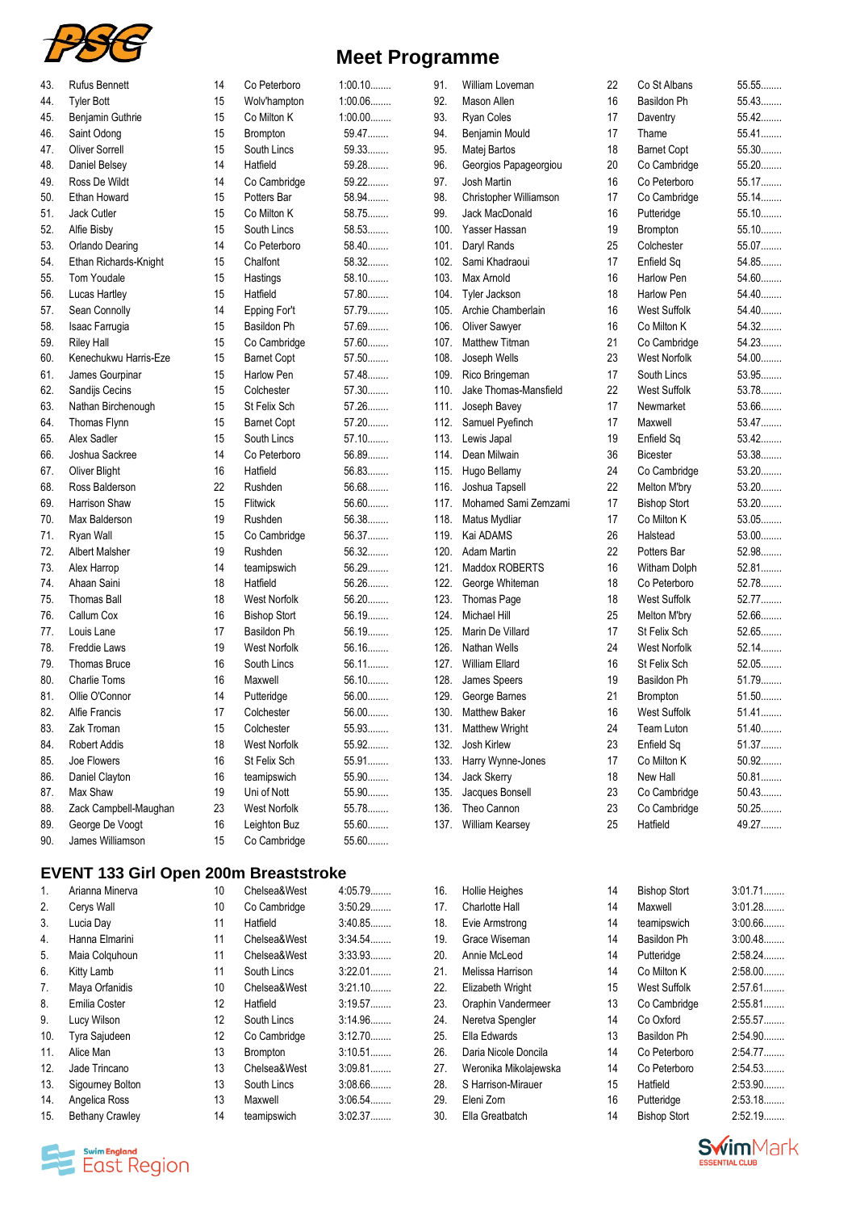# Meet Programme

| # | Name | Age | Club | Time |
|---|---|---|---|---|
| 43. | Rufus Bennett | 14 | Co Peterboro | 1:00.10........ |
| 44. | Tyler Bott | 15 | Wolv'hampton | 1:00.06........ |
| 45. | Benjamin Guthrie | 15 | Co Milton K | 1:00.00........ |
| 46. | Saint Odong | 15 | Brompton | 59.47........ |
| 47. | Oliver Sorrell | 15 | South Lincs | 59.33........ |
| 48. | Daniel Belsey | 14 | Hatfield | 59.28........ |
| 49. | Ross De Wildt | 14 | Co Cambridge | 59.22........ |
| 50. | Ethan Howard | 15 | Potters Bar | 58.94........ |
| 51. | Jack Cutler | 15 | Co Milton K | 58.75........ |
| 52. | Alfie Bisby | 15 | South Lincs | 58.53........ |
| 53. | Orlando Dearing | 14 | Co Peterboro | 58.40........ |
| 54. | Ethan Richards-Knight | 15 | Chalfont | 58.32........ |
| 55. | Tom Youdale | 15 | Hastings | 58.10........ |
| 56. | Lucas Hartley | 15 | Hatfield | 57.80........ |
| 57. | Sean Connolly | 14 | Epping For't | 57.79........ |
| 58. | Isaac Farrugia | 15 | Basildon Ph | 57.69........ |
| 59. | Riley Hall | 15 | Co Cambridge | 57.60........ |
| 60. | Kenechukwu Harris-Eze | 15 | Barnet Copt | 57.50........ |
| 61. | James Gourpinar | 15 | Harlow Pen | 57.48........ |
| 62. | Sandijs Cecins | 15 | Colchester | 57.30........ |
| 63. | Nathan Birchenough | 15 | St Felix Sch | 57.26........ |
| 64. | Thomas Flynn | 15 | Barnet Copt | 57.20........ |
| 65. | Alex Sadler | 15 | South Lincs | 57.10........ |
| 66. | Joshua Sackree | 14 | Co Peterboro | 56.89........ |
| 67. | Oliver Blight | 16 | Hatfield | 56.83........ |
| 68. | Ross Balderson | 22 | Rushden | 56.68........ |
| 69. | Harrison Shaw | 15 | Flitwick | 56.60........ |
| 70. | Max Balderson | 19 | Rushden | 56.38........ |
| 71. | Ryan Wall | 15 | Co Cambridge | 56.37........ |
| 72. | Albert Malsher | 19 | Rushden | 56.32........ |
| 73. | Alex Harrop | 14 | teamipswich | 56.29........ |
| 74. | Ahaan Saini | 18 | Hatfield | 56.26........ |
| 75. | Thomas Ball | 18 | West Norfolk | 56.20........ |
| 76. | Callum Cox | 16 | Bishop Stort | 56.19........ |
| 77. | Louis Lane | 17 | Basildon Ph | 56.19........ |
| 78. | Freddie Laws | 19 | West Norfolk | 56.16........ |
| 79. | Thomas Bruce | 16 | South Lincs | 56.11........ |
| 80. | Charlie Toms | 16 | Maxwell | 56.10........ |
| 81. | Ollie O'Connor | 14 | Putteridge | 56.00........ |
| 82. | Alfie Francis | 17 | Colchester | 56.00........ |
| 83. | Zak Troman | 15 | Colchester | 55.93........ |
| 84. | Robert Addis | 18 | West Norfolk | 55.92........ |
| 85. | Joe Flowers | 16 | St Felix Sch | 55.91........ |
| 86. | Daniel Clayton | 16 | teamipswich | 55.90........ |
| 87. | Max Shaw | 19 | Uni of Nott | 55.90........ |
| 88. | Zack Campbell-Maughan | 23 | West Norfolk | 55.78........ |
| 89. | George De Voogt | 16 | Leighton Buz | 55.60........ |
| 90. | James Williamson | 15 | Co Cambridge | 55.60........ |
| 91. | William Loveman | 22 | Co St Albans | 55.55........ |
| 92. | Mason Allen | 16 | Basildon Ph | 55.43........ |
| 93. | Ryan Coles | 17 | Daventry | 55.42........ |
| 94. | Benjamin Mould | 17 | Thame | 55.41........ |
| 95. | Matej Bartos | 18 | Barnet Copt | 55.30........ |
| 96. | Georgios Papageorgiou | 20 | Co Cambridge | 55.20........ |
| 97. | Josh Martin | 16 | Co Peterboro | 55.17........ |
| 98. | Christopher Williamson | 17 | Co Cambridge | 55.14........ |
| 99. | Jack MacDonald | 16 | Putteridge | 55.10........ |
| 100. | Yasser Hassan | 19 | Brompton | 55.10........ |
| 101. | Daryl Rands | 25 | Colchester | 55.07........ |
| 102. | Sami Khadraoui | 17 | Enfield Sq | 54.85........ |
| 103. | Max Arnold | 16 | Harlow Pen | 54.60........ |
| 104. | Tyler Jackson | 18 | Harlow Pen | 54.40........ |
| 105. | Archie Chamberlain | 16 | West Suffolk | 54.40........ |
| 106. | Oliver Sawyer | 16 | Co Milton K | 54.32........ |
| 107. | Matthew Titman | 21 | Co Cambridge | 54.23........ |
| 108. | Joseph Wells | 23 | West Norfolk | 54.00........ |
| 109. | Rico Bringeman | 17 | South Lincs | 53.95........ |
| 110. | Jake Thomas-Mansfield | 22 | West Suffolk | 53.78........ |
| 111. | Joseph Bavey | 17 | Newmarket | 53.66........ |
| 112. | Samuel Pyefinch | 17 | Maxwell | 53.47........ |
| 113. | Lewis Japal | 19 | Enfield Sq | 53.42........ |
| 114. | Dean Milwain | 36 | Bicester | 53.38........ |
| 115. | Hugo Bellamy | 24 | Co Cambridge | 53.20........ |
| 116. | Joshua Tapsell | 22 | Melton M'bry | 53.20........ |
| 117. | Mohamed Sami Zemzami | 17 | Bishop Stort | 53.20........ |
| 118. | Matus Mydliar | 17 | Co Milton K | 53.05........ |
| 119. | Kai ADAMS | 26 | Halstead | 53.00........ |
| 120. | Adam Martin | 22 | Potters Bar | 52.98........ |
| 121. | Maddox ROBERTS | 16 | Witham Dolph | 52.81........ |
| 122. | George Whiteman | 18 | Co Peterboro | 52.78........ |
| 123. | Thomas Page | 18 | West Suffolk | 52.77........ |
| 124. | Michael Hill | 25 | Melton M'bry | 52.66........ |
| 125. | Marin De Villard | 17 | St Felix Sch | 52.65........ |
| 126. | Nathan Wells | 24 | West Norfolk | 52.14........ |
| 127. | William Ellard | 16 | St Felix Sch | 52.05........ |
| 128. | James Speers | 19 | Basildon Ph | 51.79........ |
| 129. | George Barnes | 21 | Brompton | 51.50........ |
| 130. | Matthew Baker | 16 | West Suffolk | 51.41........ |
| 131. | Matthew Wright | 24 | Team Luton | 51.40........ |
| 132. | Josh Kirlew | 23 | Enfield Sq | 51.37........ |
| 133. | Harry Wynne-Jones | 17 | Co Milton K | 50.92........ |
| 134. | Jack Skerry | 18 | New Hall | 50.81........ |
| 135. | Jacques Bonsell | 23 | Co Cambridge | 50.43........ |
| 136. | Theo Cannon | 23 | Co Cambridge | 50.25........ |
| 137. | William Kearsey | 25 | Hatfield | 49.27........ |

## EVENT 133 Girl Open 200m Breaststroke

| # | Name | Age | Club | Time |
|---|---|---|---|---|
| 1. | Arianna Minerva | 10 | Chelsea&West | 4:05.79........ |
| 2. | Cerys Wall | 10 | Co Cambridge | 3:50.29........ |
| 3. | Lucia Day | 11 | Hatfield | 3:40.85........ |
| 4. | Hanna Elmarini | 11 | Chelsea&West | 3:34.54........ |
| 5. | Maia Colquhoun | 11 | Chelsea&West | 3:33.93........ |
| 6. | Kitty Lamb | 11 | South Lincs | 3:22.01........ |
| 7. | Maya Orfanidis | 10 | Chelsea&West | 3:21.10........ |
| 8. | Emilia Coster | 12 | Hatfield | 3:19.57........ |
| 9. | Lucy Wilson | 12 | South Lincs | 3:14.96........ |
| 10. | Tyra Sajudeen | 12 | Co Cambridge | 3:12.70........ |
| 11. | Alice Man | 13 | Brompton | 3:10.51........ |
| 12. | Jade Trincano | 13 | Chelsea&West | 3:09.81........ |
| 13. | Sigourney Bolton | 13 | South Lincs | 3:08.66........ |
| 14. | Angelica Ross | 13 | Maxwell | 3:06.54........ |
| 15. | Bethany Crawley | 14 | teamipswich | 3:02.37........ |
| 16. | Hollie Heighes | 14 | Bishop Stort | 3:01.71........ |
| 17. | Charlotte Hall | 14 | Maxwell | 3:01.28........ |
| 18. | Evie Armstrong | 14 | teamipswich | 3:00.66........ |
| 19. | Grace Wiseman | 14 | Basildon Ph | 3:00.48........ |
| 20. | Annie McLeod | 14 | Putteridge | 2:58.24........ |
| 21. | Melissa Harrison | 14 | Co Milton K | 2:58.00........ |
| 22. | Elizabeth Wright | 15 | West Suffolk | 2:57.61........ |
| 23. | Oraphin Vandermeer | 13 | Co Cambridge | 2:55.81........ |
| 24. | Neretva Spengler | 14 | Co Oxford | 2:55.57........ |
| 25. | Ella Edwards | 13 | Basildon Ph | 2:54.90........ |
| 26. | Daria Nicole Doncila | 14 | Co Peterboro | 2:54.77........ |
| 27. | Weronika Mikolajewska | 14 | Co Peterboro | 2:54.53........ |
| 28. | S Harrison-Mirauer | 15 | Hatfield | 2:53.90........ |
| 29. | Eleni Zorn | 16 | Putteridge | 2:53.18........ |
| 30. | Ella Greatbatch | 14 | Bishop Stort | 2:52.19........ |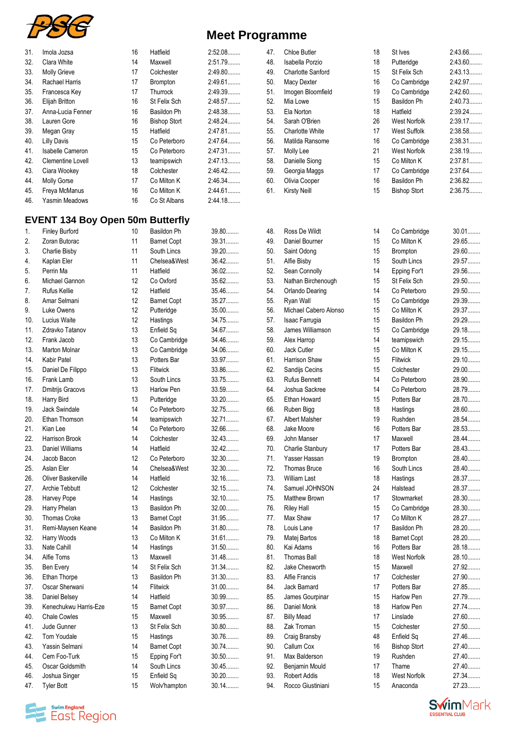# Meet Programme

| # | Name | Age | Club | Time |
|---|---|---|---|---|
| 31. | Imola Jozsa | 16 | Hatfield | 2:52.08........ |
| 32. | Clara White | 14 | Maxwell | 2:51.79........ |
| 33. | Molly Grieve | 17 | Colchester | 2:49.80........ |
| 34. | Rachael Harris | 17 | Brompton | 2:49.61........ |
| 35. | Francesca Key | 17 | Thurrock | 2:49.39........ |
| 36. | Elijah Britton | 16 | St Felix Sch | 2:48.57........ |
| 37. | Anna-Lucia Fenner | 16 | Basildon Ph | 2:48.38........ |
| 38. | Lauren Gore | 16 | Bishop Stort | 2:48.24........ |
| 39. | Megan Gray | 15 | Hatfield | 2:47.81........ |
| 40. | Lilly Davis | 15 | Co Peterboro | 2:47.64........ |
| 41. | Isabelle Cameron | 15 | Co Peterboro | 2:47.31........ |
| 42. | Clementine Lovell | 13 | teamipswich | 2:47.13........ |
| 43. | Ciara Wookey | 18 | Colchester | 2:46.42........ |
| 44. | Molly Gorse | 17 | Co Milton K | 2:46.34........ |
| 45. | Freya McManus | 16 | Co Milton K | 2:44.61........ |
| 46. | Yasmin Meadows | 16 | Co St Albans | 2:44.18........ |
| 47. | Chloe Butler | 18 | St Ives | 2:43.66........ |
| 48. | Isabella Porzio | 18 | Putteridge | 2:43.60........ |
| 49. | Charlotte Sanford | 15 | St Felix Sch | 2:43.13........ |
| 50. | Macy Dexter | 16 | Co Cambridge | 2:42.97........ |
| 51. | Imogen Bloomfield | 19 | Co Cambridge | 2:42.60........ |
| 52. | Mia Lowe | 15 | Basildon Ph | 2:40.73........ |
| 53. | Ela Norton | 18 | Hatfield | 2:39.24........ |
| 54. | Sarah O'Brien | 26 | West Norfolk | 2:39.17........ |
| 55. | Charlotte White | 17 | West Suffolk | 2:38.58........ |
| 56. | Matilda Ransome | 16 | Co Cambridge | 2:38.31........ |
| 57. | Molly Lee | 21 | West Norfolk | 2:38.19........ |
| 58. | Danielle Siong | 15 | Co Milton K | 2:37.81........ |
| 59. | Georgia Maggs | 17 | Co Cambridge | 2:37.64........ |
| 60. | Olivia Cooper | 16 | Basildon Ph | 2:36.82........ |
| 61. | Kirsty Neill | 15 | Bishop Stort | 2:36.75........ |

## EVENT 134 Boy Open 50m Butterfly

| # | Name | Age | Club | Time |
|---|---|---|---|---|
| 1. | Finley Burford | 10 | Basildon Ph | 39.80........ |
| 2. | Zoran Butorac | 11 | Barnet Copt | 39.31........ |
| 3. | Charlie Bisby | 11 | South Lincs | 39.20........ |
| 4. | Kaplan Eler | 11 | Chelsea&West | 36.42........ |
| 5. | Perrin Ma | 11 | Hatfield | 36.02........ |
| 6. | Michael Gannon | 12 | Co Oxford | 35.62........ |
| 7. | Rufus Kellie | 12 | Hatfield | 35.46........ |
| 8. | Amar Selmani | 12 | Barnet Copt | 35.27........ |
| 9. | Luke Owens | 12 | Putteridge | 35.00........ |
| 10. | Lucius Waite | 12 | Hastings | 34.75........ |
| 11. | Zdravko Tatanov | 13 | Enfield Sq | 34.67........ |
| 12. | Frank Jacob | 13 | Co Cambridge | 34.46........ |
| 13. | Marton Molnar | 13 | Co Cambridge | 34.06........ |
| 14. | Kabir Patel | 13 | Potters Bar | 33.97........ |
| 15. | Daniel De Filippo | 13 | Flitwick | 33.86........ |
| 16. | Frank Lamb | 13 | South Lincs | 33.75........ |
| 17. | Dmitrijs Gracovs | 13 | Harlow Pen | 33.59........ |
| 18. | Harry Bird | 13 | Putteridge | 33.20........ |
| 19. | Jack Swindale | 14 | Co Peterboro | 32.75........ |
| 20. | Ethan Thomson | 14 | teamipswich | 32.71........ |
| 21. | Kian Lee | 14 | Co Peterboro | 32.66........ |
| 22. | Harrison Brook | 14 | Colchester | 32.43........ |
| 23. | Daniel Williams | 14 | Hatfield | 32.42........ |
| 24. | Jacob Bacon | 12 | Co Peterboro | 32.30........ |
| 25. | Aslan Eler | 14 | Chelsea&West | 32.30........ |
| 26. | Oliver Baskerville | 14 | Hatfield | 32.16........ |
| 27. | Archie Tebbutt | 12 | Colchester | 32.15........ |
| 28. | Harvey Pope | 14 | Hastings | 32.10........ |
| 29. | Harry Phelan | 13 | Basildon Ph | 32.00........ |
| 30. | Thomas Croke | 13 | Barnet Copt | 31.95........ |
| 31. | Remi-Maysen Keane | 14 | Basildon Ph | 31.80........ |
| 32. | Harry Woods | 13 | Co Milton K | 31.61........ |
| 33. | Nate Cahill | 14 | Hastings | 31.50........ |
| 34. | Alfie Toms | 13 | Maxwell | 31.48........ |
| 35. | Ben Every | 14 | St Felix Sch | 31.34........ |
| 36. | Ethan Thorpe | 13 | Basildon Ph | 31.30........ |
| 37. | Oscar Sherwani | 14 | Flitwick | 31.00........ |
| 38. | Daniel Belsey | 14 | Hatfield | 30.99........ |
| 39. | Kenechukwu Harris-Eze | 15 | Barnet Copt | 30.97........ |
| 40. | Chale Cowles | 15 | Maxwell | 30.95........ |
| 41. | Jude Gunner | 13 | St Felix Sch | 30.80........ |
| 42. | Tom Youdale | 15 | Hastings | 30.76........ |
| 43. | Yassin Selmani | 14 | Barnet Copt | 30.74........ |
| 44. | Cem Foo-Turk | 15 | Epping For't | 30.50........ |
| 45. | Oscar Goldsmith | 14 | South Lincs | 30.45........ |
| 46. | Joshua Singer | 15 | Enfield Sq | 30.20........ |
| 47. | Tyler Bott | 15 | Wolv'hampton | 30.14........ |
| 48. | Ross De Wildt | 14 | Co Cambridge | 30.01........ |
| 49. | Daniel Bourner | 15 | Co Milton K | 29.65........ |
| 50. | Saint Odong | 15 | Brompton | 29.60........ |
| 51. | Alfie Bisby | 15 | South Lincs | 29.57........ |
| 52. | Sean Connolly | 14 | Epping For't | 29.56........ |
| 53. | Nathan Birchenough | 15 | St Felix Sch | 29.50........ |
| 54. | Orlando Dearing | 14 | Co Peterboro | 29.50........ |
| 55. | Ryan Wall | 15 | Co Cambridge | 29.39........ |
| 56. | Michael Cabero Alonso | 15 | Co Milton K | 29.37........ |
| 57. | Isaac Farrugia | 15 | Basildon Ph | 29.29........ |
| 58. | James Williamson | 15 | Co Cambridge | 29.18........ |
| 59. | Alex Harrop | 14 | teamipswich | 29.15........ |
| 60. | Jack Cutler | 15 | Co Milton K | 29.15........ |
| 61. | Harrison Shaw | 15 | Flitwick | 29.10........ |
| 62. | Sandijs Cecins | 15 | Colchester | 29.00........ |
| 63. | Rufus Bennett | 14 | Co Peterboro | 28.90........ |
| 64. | Joshua Sackree | 14 | Co Peterboro | 28.79........ |
| 65. | Ethan Howard | 15 | Potters Bar | 28.70........ |
| 66. | Ruben Bigg | 18 | Hastings | 28.60........ |
| 67. | Albert Malsher | 19 | Rushden | 28.54........ |
| 68. | Jake Moore | 16 | Potters Bar | 28.53........ |
| 69. | John Manser | 17 | Maxwell | 28.44........ |
| 70. | Charlie Stanbury | 17 | Potters Bar | 28.43........ |
| 71. | Yasser Hassan | 19 | Brompton | 28.40........ |
| 72. | Thomas Bruce | 16 | South Lincs | 28.40........ |
| 73. | William Last | 18 | Hastings | 28.37........ |
| 74. | Samuel JOHNSON | 24 | Halstead | 28.37........ |
| 75. | Matthew Brown | 17 | Stowmarket | 28.30........ |
| 76. | Riley Hall | 15 | Co Cambridge | 28.30........ |
| 77. | Max Shaw | 17 | Co Milton K | 28.27........ |
| 78. | Louis Lane | 17 | Basildon Ph | 28.20........ |
| 79. | Matej Bartos | 18 | Barnet Copt | 28.20........ |
| 80. | Kai Adams | 16 | Potters Bar | 28.18........ |
| 81. | Thomas Ball | 18 | West Norfolk | 28.10........ |
| 82. | Jake Chesworth | 15 | Maxwell | 27.92........ |
| 83. | Alfie Francis | 17 | Colchester | 27.90........ |
| 84. | Jack Barnard | 17 | Potters Bar | 27.85........ |
| 85. | James Gourpinar | 15 | Harlow Pen | 27.79........ |
| 86. | Daniel Monk | 18 | Harlow Pen | 27.74........ |
| 87. | Billy Mead | 17 | Linslade | 27.60........ |
| 88. | Zak Troman | 15 | Colchester | 27.50........ |
| 89. | Craig Bransby | 48 | Enfield Sq | 27.46........ |
| 90. | Callum Cox | 16 | Bishop Stort | 27.40........ |
| 91. | Max Balderson | 19 | Rushden | 27.40........ |
| 92. | Benjamin Mould | 17 | Thame | 27.40........ |
| 93. | Robert Addis | 18 | West Norfolk | 27.34........ |
| 94. | Rocco Giustiniani | 15 | Anaconda | 27.23........ |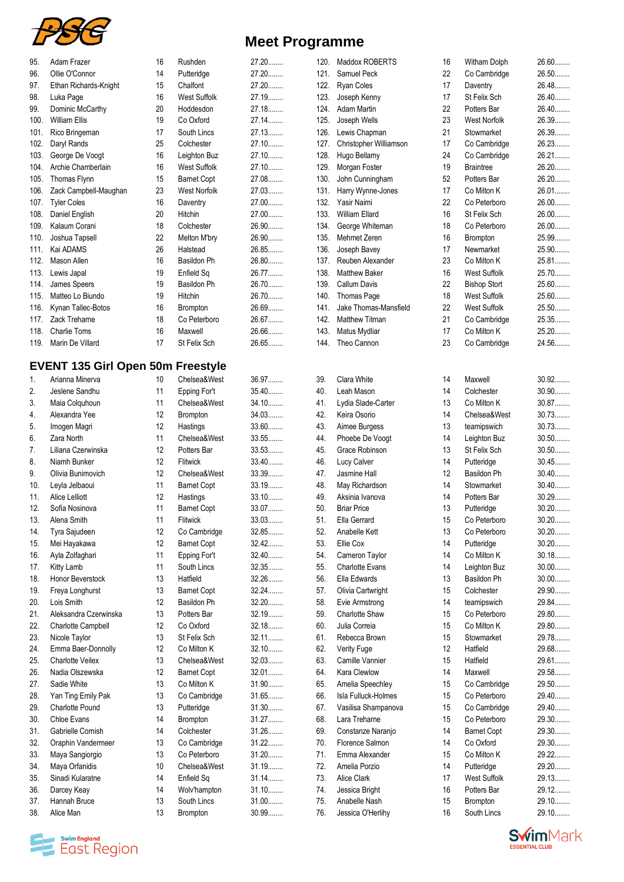# Meet Programme

| No. | Name | Age | Club | Time |
|---|---|---|---|---|
| 95. | Adam Frazer | 16 | Rushden | 27.20........ |
| 96. | Ollie O'Connor | 14 | Putteridge | 27.20........ |
| 97. | Ethan Richards-Knight | 15 | Chalfont | 27.20........ |
| 98. | Luka Page | 16 | West Suffolk | 27.19........ |
| 99. | Dominic McCarthy | 20 | Hoddesdon | 27.18........ |
| 100. | William Ellis | 19 | Co Oxford | 27.14........ |
| 101. | Rico Bringeman | 17 | South Lincs | 27.13........ |
| 102. | Daryl Rands | 25 | Colchester | 27.10........ |
| 103. | George De Voogt | 16 | Leighton Buz | 27.10........ |
| 104. | Archie Chamberlain | 16 | West Suffolk | 27.10........ |
| 105. | Thomas Flynn | 15 | Barnet Copt | 27.08........ |
| 106. | Zack Campbell-Maughan | 23 | West Norfolk | 27.03........ |
| 107. | Tyler Coles | 16 | Daventry | 27.00........ |
| 108. | Daniel English | 20 | Hitchin | 27.00........ |
| 109. | Kalaum Corani | 18 | Colchester | 26.90........ |
| 110. | Joshua Tapsell | 22 | Melton M'bry | 26.90........ |
| 111. | Kai ADAMS | 26 | Halstead | 26.85........ |
| 112. | Mason Allen | 16 | Basildon Ph | 26.80........ |
| 113. | Lewis Japal | 19 | Enfield Sq | 26.77........ |
| 114. | James Speers | 19 | Basildon Ph | 26.70........ |
| 115. | Matteo Lo Biundo | 19 | Hitchin | 26.70........ |
| 116. | Kynan Tallec-Botos | 16 | Brompton | 26.69........ |
| 117. | Zack Treharne | 18 | Co Peterboro | 26.67........ |
| 118. | Charlie Toms | 16 | Maxwell | 26.66........ |
| 119. | Marin De Villard | 17 | St Felix Sch | 26.65........ |
| 120. | Maddox ROBERTS | 16 | Witham Dolph | 26.60........ |
| 121. | Samuel Peck | 22 | Co Cambridge | 26.50........ |
| 122. | Ryan Coles | 17 | Daventry | 26.48........ |
| 123. | Joseph Kenny | 17 | St Felix Sch | 26.40........ |
| 124. | Adam Martin | 22 | Potters Bar | 26.40........ |
| 125. | Joseph Wells | 23 | West Norfolk | 26.39........ |
| 126. | Lewis Chapman | 21 | Stowmarket | 26.39........ |
| 127. | Christopher Williamson | 17 | Co Cambridge | 26.23........ |
| 128. | Hugo Bellamy | 24 | Co Cambridge | 26.21........ |
| 129. | Morgan Foster | 19 | Braintree | 26.20........ |
| 130. | John Cunningham | 52 | Potters Bar | 26.20........ |
| 131. | Harry Wynne-Jones | 17 | Co Milton K | 26.01........ |
| 132. | Yasir Naimi | 22 | Co Peterboro | 26.00........ |
| 133. | William Ellard | 16 | St Felix Sch | 26.00........ |
| 134. | George Whiteman | 18 | Co Peterboro | 26.00........ |
| 135. | Mehmet Zeren | 16 | Brompton | 25.99........ |
| 136. | Joseph Bavey | 17 | Newmarket | 25.90........ |
| 137. | Reuben Alexander | 23 | Co Milton K | 25.81........ |
| 138. | Matthew Baker | 16 | West Suffolk | 25.70........ |
| 139. | Callum Davis | 22 | Bishop Stort | 25.60........ |
| 140. | Thomas Page | 18 | West Suffolk | 25.60........ |
| 141. | Jake Thomas-Mansfield | 22 | West Suffolk | 25.50........ |
| 142. | Matthew Titman | 21 | Co Cambridge | 25.35........ |
| 143. | Matus Mydliar | 17 | Co Milton K | 25.20........ |
| 144. | Theo Cannon | 23 | Co Cambridge | 24.56........ |

## EVENT 135 Girl Open 50m Freestyle

| No. | Name | Age | Club | Time |
|---|---|---|---|---|
| 1. | Arianna Minerva | 10 | Chelsea&West | 36.97........ |
| 2. | Jeslene Sandhu | 11 | Epping For't | 35.40........ |
| 3. | Maia Colquhoun | 11 | Chelsea&West | 34.10........ |
| 4. | Alexandra Yee | 12 | Brompton | 34.03........ |
| 5. | Imogen Magri | 12 | Hastings | 33.60........ |
| 6. | Zara North | 11 | Chelsea&West | 33.55........ |
| 7. | Liliana Czerwinska | 12 | Potters Bar | 33.53........ |
| 8. | Niamh Bunker | 12 | Flitwick | 33.40........ |
| 9. | Olivia Bunimovich | 12 | Chelsea&West | 33.39........ |
| 10. | Leyla Jelbaoui | 11 | Barnet Copt | 33.19........ |
| 11. | Alice Lelliott | 12 | Hastings | 33.10........ |
| 12. | Sofia Nosinova | 11 | Barnet Copt | 33.07........ |
| 13. | Alena Smith | 11 | Flitwick | 33.03........ |
| 14. | Tyra Sajudeen | 12 | Co Cambridge | 32.85........ |
| 15. | Mei Hayakawa | 12 | Barnet Copt | 32.42........ |
| 16. | Ayla Zolfaghari | 11 | Epping For't | 32.40........ |
| 17. | Kitty Lamb | 11 | South Lincs | 32.35........ |
| 18. | Honor Beverstock | 13 | Hatfield | 32.26........ |
| 19. | Freya Longhurst | 13 | Barnet Copt | 32.24........ |
| 20. | Lois Smith | 12 | Basildon Ph | 32.20........ |
| 21. | Aleksandra Czerwinska | 13 | Potters Bar | 32.19........ |
| 22. | Charlotte Campbell | 12 | Co Oxford | 32.18........ |
| 23. | Nicole Taylor | 13 | St Felix Sch | 32.11........ |
| 24. | Emma Baer-Donnolly | 12 | Co Milton K | 32.10........ |
| 25. | Charlotte Veilex | 13 | Chelsea&West | 32.03........ |
| 26. | Nadia Olszewska | 12 | Barnet Copt | 32.01........ |
| 27. | Sadie White | 13 | Co Milton K | 31.90........ |
| 28. | Yan Ting Emily Pak | 13 | Co Cambridge | 31.65........ |
| 29. | Charlotte Pound | 13 | Putteridge | 31.30........ |
| 30. | Chloe Evans | 14 | Brompton | 31.27........ |
| 31. | Gabrielle Cornish | 14 | Colchester | 31.26........ |
| 32. | Oraphin Vandermeer | 13 | Co Cambridge | 31.22........ |
| 33. | Maya Sangiorgio | 13 | Co Peterboro | 31.20........ |
| 34. | Maya Orfanidis | 10 | Chelsea&West | 31.19........ |
| 35. | Sinadi Kularatne | 14 | Enfield Sq | 31.14........ |
| 36. | Darcey Keay | 14 | Wolv'hampton | 31.10........ |
| 37. | Hannah Bruce | 13 | South Lincs | 31.00........ |
| 38. | Alice Man | 13 | Brompton | 30.99........ |
| 39. | Clara White | 14 | Maxwell | 30.92........ |
| 40. | Leah Mason | 14 | Colchester | 30.90........ |
| 41. | Lydia Slade-Carter | 13 | Co Milton K | 30.87........ |
| 42. | Keira Osorio | 14 | Chelsea&West | 30.73........ |
| 43. | Aimee Burgess | 13 | teamipswich | 30.73........ |
| 44. | Phoebe De Voogt | 14 | Leighton Buz | 30.50........ |
| 45. | Grace Robinson | 13 | St Felix Sch | 30.50........ |
| 46. | Lucy Calver | 14 | Putteridge | 30.45........ |
| 47. | Jasmine Hall | 12 | Basildon Ph | 30.40........ |
| 48. | May Richardson | 14 | Stowmarket | 30.40........ |
| 49. | Aksinia Ivanova | 14 | Potters Bar | 30.29........ |
| 50. | Briar Price | 13 | Putteridge | 30.20........ |
| 51. | Ella Gerrard | 15 | Co Peterboro | 30.20........ |
| 52. | Anabelle Kett | 13 | Co Peterboro | 30.20........ |
| 53. | Ellie Cox | 14 | Putteridge | 30.20........ |
| 54. | Cameron Taylor | 14 | Co Milton K | 30.18........ |
| 55. | Charlotte Evans | 14 | Leighton Buz | 30.00........ |
| 56. | Ella Edwards | 13 | Basildon Ph | 30.00........ |
| 57. | Olivia Cartwright | 15 | Colchester | 29.90........ |
| 58. | Evie Armstrong | 14 | teamipswich | 29.84........ |
| 59. | Charlotte Shaw | 15 | Co Peterboro | 29.80........ |
| 60. | Julia Correia | 15 | Co Milton K | 29.80........ |
| 61. | Rebecca Brown | 15 | Stowmarket | 29.78........ |
| 62. | Verity Fuge | 12 | Hatfield | 29.68........ |
| 63. | Camille Vannier | 15 | Hatfield | 29.61........ |
| 64. | Kara Clewlow | 14 | Maxwell | 29.58........ |
| 65. | Amelia Speechley | 15 | Co Cambridge | 29.50........ |
| 66. | Isla Fulluck-Holmes | 15 | Co Peterboro | 29.40........ |
| 67. | Vasilisa Shampanova | 15 | Co Cambridge | 29.40........ |
| 68. | Lara Treharne | 15 | Co Peterboro | 29.30........ |
| 69. | Constanze Naranjo | 14 | Barnet Copt | 29.30........ |
| 70. | Florence Salmon | 14 | Co Oxford | 29.30........ |
| 71. | Emma Alexander | 15 | Co Milton K | 29.22........ |
| 72. | Amelia Porzio | 14 | Putteridge | 29.20........ |
| 73. | Alice Clark | 17 | West Suffolk | 29.13........ |
| 74. | Jessica Bright | 16 | Potters Bar | 29.12........ |
| 75. | Anabelle Nash | 15 | Brompton | 29.10........ |
| 76. | Jessica O'Herlihy | 16 | South Lincs | 29.10........ |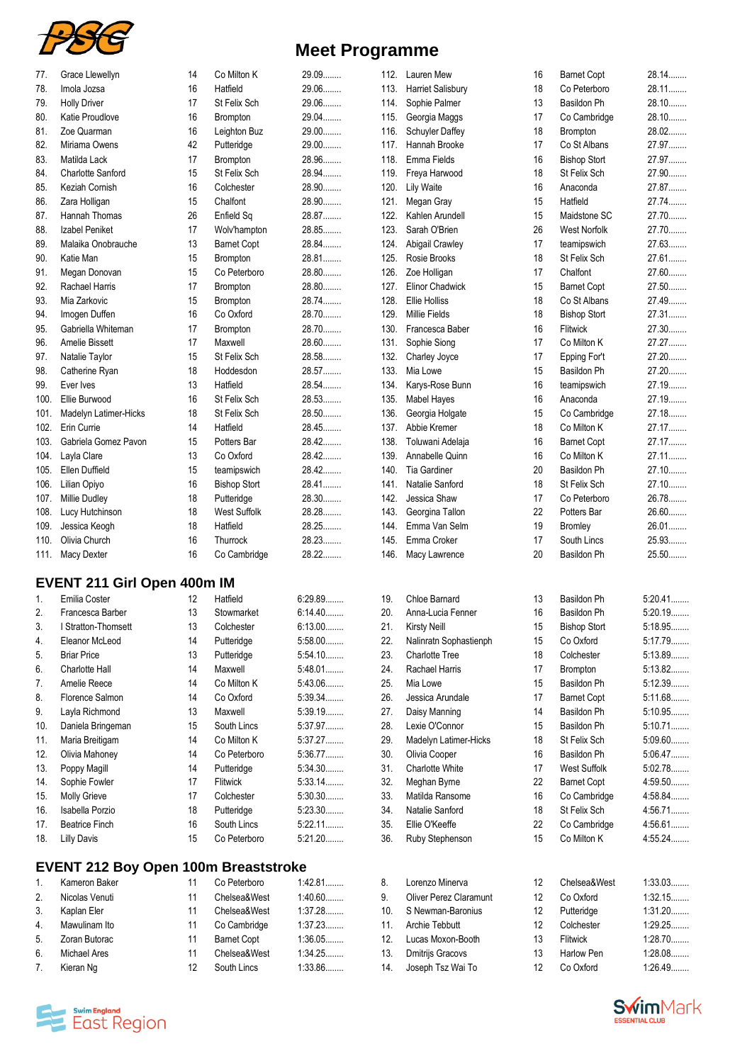# Meet Programme

| # | Name | Age | Club | Time |
|---|---|---|---|---|
| 77. | Grace Llewellyn | 14 | Co Milton K | 29.09........ |
| 78. | Imola Jozsa | 16 | Hatfield | 29.06........ |
| 79. | Holly Driver | 17 | St Felix Sch | 29.06........ |
| 80. | Katie Proudlove | 16 | Brompton | 29.04........ |
| 81. | Zoe Quarman | 16 | Leighton Buz | 29.00........ |
| 82. | Miriama Owens | 42 | Putteridge | 29.00........ |
| 83. | Matilda Lack | 17 | Brompton | 28.96........ |
| 84. | Charlotte Sanford | 15 | St Felix Sch | 28.94........ |
| 85. | Keziah Cornish | 16 | Colchester | 28.90........ |
| 86. | Zara Holligan | 15 | Chalfont | 28.90........ |
| 87. | Hannah Thomas | 26 | Enfield Sq | 28.87........ |
| 88. | Izabel Peniket | 17 | Wolv'hampton | 28.85........ |
| 89. | Malaika Onobrauche | 13 | Barnet Copt | 28.84........ |
| 90. | Katie Man | 15 | Brompton | 28.81........ |
| 91. | Megan Donovan | 15 | Co Peterboro | 28.80........ |
| 92. | Rachael Harris | 17 | Brompton | 28.80........ |
| 93. | Mia Zarkovic | 15 | Brompton | 28.74........ |
| 94. | Imogen Duffen | 16 | Co Oxford | 28.70........ |
| 95. | Gabriella Whiteman | 17 | Brompton | 28.70........ |
| 96. | Amelie Bissett | 17 | Maxwell | 28.60........ |
| 97. | Natalie Taylor | 15 | St Felix Sch | 28.58........ |
| 98. | Catherine Ryan | 18 | Hoddesdon | 28.57........ |
| 99. | Ever Ives | 13 | Hatfield | 28.54........ |
| 100. | Ellie Burwood | 16 | St Felix Sch | 28.53........ |
| 101. | Madelyn Latimer-Hicks | 18 | St Felix Sch | 28.50........ |
| 102. | Erin Currie | 14 | Hatfield | 28.45........ |
| 103. | Gabriela Gomez Pavon | 15 | Potters Bar | 28.42........ |
| 104. | Layla Clare | 13 | Co Oxford | 28.42........ |
| 105. | Ellen Duffield | 15 | teamipswich | 28.42........ |
| 106. | Lilian Opiyo | 16 | Bishop Stort | 28.41........ |
| 107. | Millie Dudley | 18 | Putteridge | 28.30........ |
| 108. | Lucy Hutchinson | 18 | West Suffolk | 28.28........ |
| 109. | Jessica Keogh | 18 | Hatfield | 28.25........ |
| 110. | Olivia Church | 16 | Thurrock | 28.23........ |
| 111. | Macy Dexter | 16 | Co Cambridge | 28.22........ |
| 112. | Lauren Mew | 16 | Barnet Copt | 28.14........ |
| 113. | Harriet Salisbury | 18 | Co Peterboro | 28.11........ |
| 114. | Sophie Palmer | 13 | Basildon Ph | 28.10........ |
| 115. | Georgia Maggs | 17 | Co Cambridge | 28.10........ |
| 116. | Schuyler Daffey | 18 | Brompton | 28.02........ |
| 117. | Hannah Brooke | 17 | Co St Albans | 27.97........ |
| 118. | Emma Fields | 16 | Bishop Stort | 27.97........ |
| 119. | Freya Harwood | 18 | St Felix Sch | 27.90........ |
| 120. | Lily Waite | 16 | Anaconda | 27.87........ |
| 121. | Megan Gray | 15 | Hatfield | 27.74........ |
| 122. | Kahlen Arundell | 15 | Maidstone SC | 27.70........ |
| 123. | Sarah O'Brien | 26 | West Norfolk | 27.70........ |
| 124. | Abigail Crawley | 17 | teamipswich | 27.63........ |
| 125. | Rosie Brooks | 18 | St Felix Sch | 27.61........ |
| 126. | Zoe Holligan | 17 | Chalfont | 27.60........ |
| 127. | Elinor Chadwick | 15 | Barnet Copt | 27.50........ |
| 128. | Ellie Holliss | 18 | Co St Albans | 27.49........ |
| 129. | Millie Fields | 18 | Bishop Stort | 27.31........ |
| 130. | Francesca Baber | 16 | Flitwick | 27.30........ |
| 131. | Sophie Siong | 17 | Co Milton K | 27.27........ |
| 132. | Charley Joyce | 17 | Epping For't | 27.20........ |
| 133. | Mia Lowe | 15 | Basildon Ph | 27.20........ |
| 134. | Karys-Rose Bunn | 16 | teamipswich | 27.19........ |
| 135. | Mabel Hayes | 16 | Anaconda | 27.19........ |
| 136. | Georgia Holgate | 15 | Co Cambridge | 27.18........ |
| 137. | Abbie Kremer | 18 | Co Milton K | 27.17........ |
| 138. | Toluwani Adelaja | 16 | Barnet Copt | 27.17........ |
| 139. | Annabelle Quinn | 16 | Co Milton K | 27.11........ |
| 140. | Tia Gardiner | 20 | Basildon Ph | 27.10........ |
| 141. | Natalie Sanford | 18 | St Felix Sch | 27.10........ |
| 142. | Jessica Shaw | 17 | Co Peterboro | 26.78........ |
| 143. | Georgina Tallon | 22 | Potters Bar | 26.60........ |
| 144. | Emma Van Selm | 19 | Bromley | 26.01........ |
| 145. | Emma Croker | 17 | South Lincs | 25.93........ |
| 146. | Macy Lawrence | 20 | Basildon Ph | 25.50........ |

## EVENT 211 Girl Open 400m IM

| # | Name | Age | Club | Time |
|---|---|---|---|---|
| 1. | Emilia Coster | 12 | Hatfield | 6:29.89........ |
| 2. | Francesca Barber | 13 | Stowmarket | 6:14.40........ |
| 3. | I Stratton-Thomsett | 13 | Colchester | 6:13.00........ |
| 4. | Eleanor McLeod | 14 | Putteridge | 5:58.00........ |
| 5. | Briar Price | 13 | Putteridge | 5:54.10........ |
| 6. | Charlotte Hall | 14 | Maxwell | 5:48.01........ |
| 7. | Amelie Reece | 14 | Co Milton K | 5:43.06........ |
| 8. | Florence Salmon | 14 | Co Oxford | 5:39.34........ |
| 9. | Layla Richmond | 13 | Maxwell | 5:39.19........ |
| 10. | Daniela Bringeman | 15 | South Lincs | 5:37.97........ |
| 11. | Maria Breitigam | 14 | Co Milton K | 5:37.27........ |
| 12. | Olivia Mahoney | 14 | Co Peterboro | 5:36.77........ |
| 13. | Poppy Magill | 14 | Putteridge | 5:34.30........ |
| 14. | Sophie Fowler | 17 | Flitwick | 5:33.14........ |
| 15. | Molly Grieve | 17 | Colchester | 5:30.30........ |
| 16. | Isabella Porzio | 18 | Putteridge | 5:23.30........ |
| 17. | Beatrice Finch | 16 | South Lincs | 5:22.11........ |
| 18. | Lilly Davis | 15 | Co Peterboro | 5:21.20........ |
| 19. | Chloe Barnard | 13 | Basildon Ph | 5:20.41........ |
| 20. | Anna-Lucia Fenner | 16 | Basildon Ph | 5:20.19........ |
| 21. | Kirsty Neill | 15 | Bishop Stort | 5:18.95........ |
| 22. | Nalinratn Sophastienph | 15 | Co Oxford | 5:17.79........ |
| 23. | Charlotte Tree | 18 | Colchester | 5:13.89........ |
| 24. | Rachael Harris | 17 | Brompton | 5:13.82........ |
| 25. | Mia Lowe | 15 | Basildon Ph | 5:12.39........ |
| 26. | Jessica Arundale | 17 | Barnet Copt | 5:11.68........ |
| 27. | Daisy Manning | 14 | Basildon Ph | 5:10.95........ |
| 28. | Lexie O'Connor | 15 | Basildon Ph | 5:10.71........ |
| 29. | Madelyn Latimer-Hicks | 18 | St Felix Sch | 5:09.60........ |
| 30. | Olivia Cooper | 16 | Basildon Ph | 5:06.47........ |
| 31. | Charlotte White | 17 | West Suffolk | 5:02.78........ |
| 32. | Meghan Byrne | 22 | Barnet Copt | 4:59.50........ |
| 33. | Matilda Ransome | 16 | Co Cambridge | 4:58.84........ |
| 34. | Natalie Sanford | 18 | St Felix Sch | 4:56.71........ |
| 35. | Ellie O'Keeffe | 22 | Co Cambridge | 4:56.61........ |
| 36. | Ruby Stephenson | 15 | Co Milton K | 4:55.24........ |

## EVENT 212 Boy Open 100m Breaststroke

| # | Name | Age | Club | Time |
|---|---|---|---|---|
| 1. | Kameron Baker | 11 | Co Peterboro | 1:42.81........ |
| 2. | Nicolas Venuti | 11 | Chelsea&West | 1:40.60........ |
| 3. | Kaplan Eler | 11 | Chelsea&West | 1:37.28........ |
| 4. | Mawulinam Ito | 11 | Co Cambridge | 1:37.23........ |
| 5. | Zoran Butorac | 11 | Barnet Copt | 1:36.05........ |
| 6. | Michael Ares | 11 | Chelsea&West | 1:34.25........ |
| 7. | Kieran Ng | 12 | South Lincs | 1:33.86........ |
| 8. | Lorenzo Minerva | 12 | Chelsea&West | 1:33.03........ |
| 9. | Oliver Perez Claramunt | 12 | Co Oxford | 1:32.15........ |
| 10. | S Newman-Baronius | 12 | Putteridge | 1:31.20........ |
| 11. | Archie Tebbutt | 12 | Colchester | 1:29.25........ |
| 12. | Lucas Moxon-Booth | 13 | Flitwick | 1:28.70........ |
| 13. | Dmitrijs Gracovs | 13 | Harlow Pen | 1:28.08........ |
| 14. | Joseph Tsz Wai To | 12 | Co Oxford | 1:26.49........ |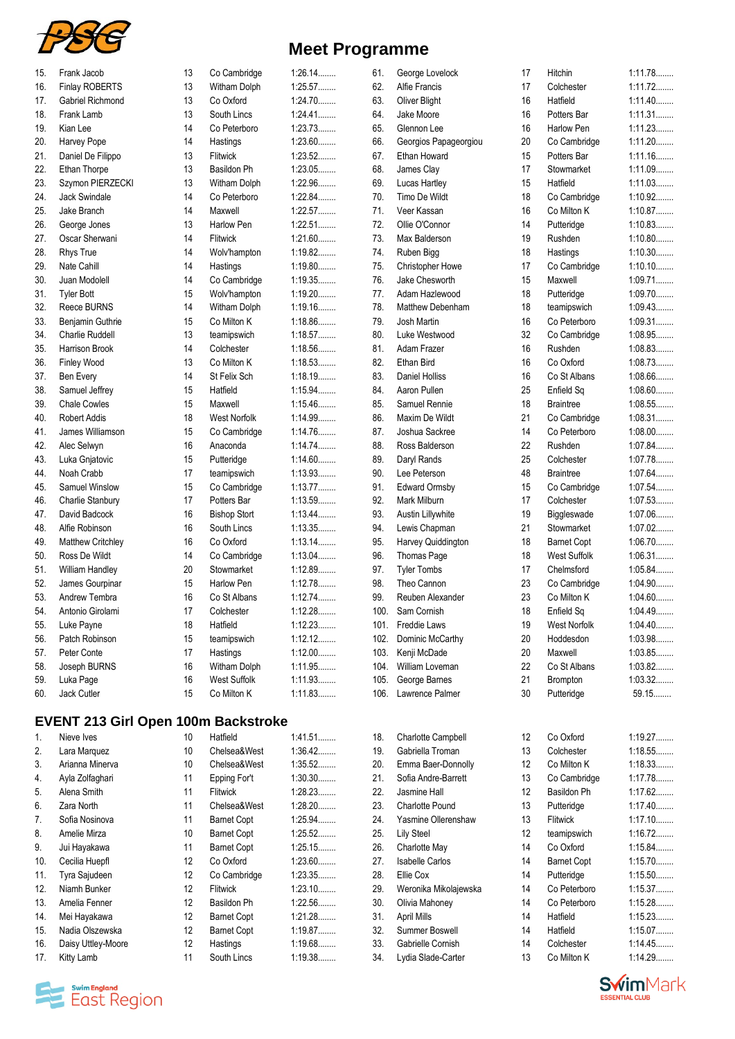# Meet Programme

| # | Name | Age | Club | Time |
|---|---|---|---|---|
| 15. | Frank Jacob | 13 | Co Cambridge | 1:26.14........ |
| 16. | Finlay ROBERTS | 13 | Witham Dolph | 1:25.57........ |
| 17. | Gabriel Richmond | 13 | Co Oxford | 1:24.70........ |
| 18. | Frank Lamb | 13 | South Lincs | 1:24.41........ |
| 19. | Kian Lee | 14 | Co Peterboro | 1:23.73........ |
| 20. | Harvey Pope | 13 | Hastings | 1:23.60........ |
| 21. | Daniel De Filippo | 13 | Flitwick | 1:23.52........ |
| 22. | Ethan Thorpe | 13 | Basildon Ph | 1:23.05........ |
| 23. | Szymon PIERZECKI | 13 | Witham Dolph | 1:22.96........ |
| 24. | Jack Swindale | 14 | Co Peterboro | 1:22.84........ |
| 25. | Jake Branch | 14 | Maxwell | 1:22.57........ |
| 26. | George Jones | 13 | Harlow Pen | 1:22.51........ |
| 27. | Oscar Sherwani | 14 | Flitwick | 1:21.60........ |
| 28. | Rhys True | 14 | Wolv'hampton | 1:19.82........ |
| 29. | Nate Cahill | 14 | Hastings | 1:19.80........ |
| 30. | Juan Modolell | 14 | Co Cambridge | 1:19.35........ |
| 31. | Tyler Bott | 15 | Wolv'hampton | 1:19.20........ |
| 32. | Reece BURNS | 14 | Witham Dolph | 1:19.16........ |
| 33. | Benjamin Guthrie | 15 | Co Milton K | 1:18.86........ |
| 34. | Charlie Ruddell | 13 | teamipswich | 1:18.57........ |
| 35. | Harrison Brook | 14 | Colchester | 1:18.56........ |
| 36. | Finley Wood | 13 | Co Milton K | 1:18.53........ |
| 37. | Ben Every | 14 | St Felix Sch | 1:18.19........ |
| 38. | Samuel Jeffrey | 15 | Hatfield | 1:15.94........ |
| 39. | Chale Cowles | 15 | Maxwell | 1:15.46........ |
| 40. | Robert Addis | 18 | West Norfolk | 1:14.99........ |
| 41. | James Williamson | 15 | Co Cambridge | 1:14.76........ |
| 42. | Alec Selwyn | 16 | Anaconda | 1:14.74........ |
| 43. | Luka Gnjatovic | 15 | Putteridge | 1:14.60........ |
| 44. | Noah Crabb | 17 | teamipswich | 1:13.93........ |
| 45. | Samuel Winslow | 15 | Co Cambridge | 1:13.77........ |
| 46. | Charlie Stanbury | 17 | Potters Bar | 1:13.59........ |
| 47. | David Badcock | 16 | Bishop Stort | 1:13.44........ |
| 48. | Alfie Robinson | 16 | South Lincs | 1:13.35........ |
| 49. | Matthew Critchley | 16 | Co Oxford | 1:13.14........ |
| 50. | Ross De Wildt | 14 | Co Cambridge | 1:13.04........ |
| 51. | William Handley | 20 | Stowmarket | 1:12.89........ |
| 52. | James Gourpinar | 15 | Harlow Pen | 1:12.78........ |
| 53. | Andrew Tembra | 16 | Co St Albans | 1:12.74........ |
| 54. | Antonio Girolami | 17 | Colchester | 1:12.28........ |
| 55. | Luke Payne | 18 | Hatfield | 1:12.23........ |
| 56. | Patch Robinson | 15 | teamipswich | 1:12.12........ |
| 57. | Peter Conte | 17 | Hastings | 1:12.00........ |
| 58. | Joseph BURNS | 16 | Witham Dolph | 1:11.95........ |
| 59. | Luka Page | 16 | West Suffolk | 1:11.93........ |
| 60. | Jack Cutler | 15 | Co Milton K | 1:11.83........ |
| 61. | George Lovelock | 17 | Hitchin | 1:11.78........ |
| 62. | Alfie Francis | 17 | Colchester | 1:11.72........ |
| 63. | Oliver Blight | 16 | Hatfield | 1:11.40........ |
| 64. | Jake Moore | 16 | Potters Bar | 1:11.31........ |
| 65. | Glennon Lee | 16 | Harlow Pen | 1:11.23........ |
| 66. | Georgios Papageorgiou | 20 | Co Cambridge | 1:11.20........ |
| 67. | Ethan Howard | 15 | Potters Bar | 1:11.16........ |
| 68. | James Clay | 17 | Stowmarket | 1:11.09........ |
| 69. | Lucas Hartley | 15 | Hatfield | 1:11.03........ |
| 70. | Timo De Wildt | 18 | Co Cambridge | 1:10.92........ |
| 71. | Veer Kassan | 16 | Co Milton K | 1:10.87........ |
| 72. | Ollie O'Connor | 14 | Putteridge | 1:10.83........ |
| 73. | Max Balderson | 19 | Rushden | 1:10.80........ |
| 74. | Ruben Bigg | 18 | Hastings | 1:10.30........ |
| 75. | Christopher Howe | 17 | Co Cambridge | 1:10.10........ |
| 76. | Jake Chesworth | 15 | Maxwell | 1:09.71........ |
| 77. | Adam Hazlewood | 18 | Putteridge | 1:09.70........ |
| 78. | Matthew Debenham | 18 | teamipswich | 1:09.43........ |
| 79. | Josh Martin | 16 | Co Peterboro | 1:09.31........ |
| 80. | Luke Westwood | 32 | Co Cambridge | 1:08.95........ |
| 81. | Adam Frazer | 16 | Rushden | 1:08.83........ |
| 82. | Ethan Bird | 16 | Co Oxford | 1:08.73........ |
| 83. | Daniel Holliss | 16 | Co St Albans | 1:08.66........ |
| 84. | Aaron Pullen | 25 | Enfield Sq | 1:08.60........ |
| 85. | Samuel Rennie | 18 | Braintree | 1:08.55........ |
| 86. | Maxim De Wildt | 21 | Co Cambridge | 1:08.31........ |
| 87. | Joshua Sackree | 14 | Co Peterboro | 1:08.00........ |
| 88. | Ross Balderson | 22 | Rushden | 1:07.84........ |
| 89. | Daryl Rands | 25 | Colchester | 1:07.78........ |
| 90. | Lee Peterson | 48 | Braintree | 1:07.64........ |
| 91. | Edward Ormsby | 15 | Co Cambridge | 1:07.54........ |
| 92. | Mark Milburn | 17 | Colchester | 1:07.53........ |
| 93. | Austin Lillywhite | 19 | Biggleswade | 1:07.06........ |
| 94. | Lewis Chapman | 21 | Stowmarket | 1:07.02........ |
| 95. | Harvey Quiddington | 18 | Barnet Copt | 1:06.70........ |
| 96. | Thomas Page | 18 | West Suffolk | 1:06.31........ |
| 97. | Tyler Tombs | 17 | Chelmsford | 1:05.84........ |
| 98. | Theo Cannon | 23 | Co Cambridge | 1:04.90........ |
| 99. | Reuben Alexander | 23 | Co Milton K | 1:04.60........ |
| 100. | Sam Cornish | 18 | Enfield Sq | 1:04.49........ |
| 101. | Freddie Laws | 19 | West Norfolk | 1:04.40........ |
| 102. | Dominic McCarthy | 20 | Hoddesdon | 1:03.98........ |
| 103. | Kenji McDade | 20 | Maxwell | 1:03.85........ |
| 104. | William Loveman | 22 | Co St Albans | 1:03.82........ |
| 105. | George Barnes | 21 | Brompton | 1:03.32........ |
| 106. | Lawrence Palmer | 30 | Putteridge | 59.15........ |

## EVENT 213 Girl Open 100m Backstroke

| # | Name | Age | Club | Time |
|---|---|---|---|---|
| 1. | Nieve Ives | 10 | Hatfield | 1:41.51........ |
| 2. | Lara Marquez | 10 | Chelsea&West | 1:36.42........ |
| 3. | Arianna Minerva | 10 | Chelsea&West | 1:35.52........ |
| 4. | Ayla Zolfaghari | 11 | Epping For't | 1:30.30........ |
| 5. | Alena Smith | 11 | Flitwick | 1:28.23........ |
| 6. | Zara North | 11 | Chelsea&West | 1:28.20........ |
| 7. | Sofia Nosinova | 11 | Barnet Copt | 1:25.94........ |
| 8. | Amelie Mirza | 10 | Barnet Copt | 1:25.52........ |
| 9. | Jui Hayakawa | 11 | Barnet Copt | 1:25.15........ |
| 10. | Cecilia Huepfl | 12 | Co Oxford | 1:23.60........ |
| 11. | Tyra Sajudeen | 12 | Co Cambridge | 1:23.35........ |
| 12. | Niamh Bunker | 12 | Flitwick | 1:23.10........ |
| 13. | Amelia Fenner | 12 | Basildon Ph | 1:22.56........ |
| 14. | Mei Hayakawa | 12 | Barnet Copt | 1:21.28........ |
| 15. | Nadia Olszewska | 12 | Barnet Copt | 1:19.87........ |
| 16. | Daisy Uttley-Moore | 12 | Hastings | 1:19.68........ |
| 17. | Kitty Lamb | 11 | South Lincs | 1:19.38........ |
| 18. | Charlotte Campbell | 12 | Co Oxford | 1:19.27........ |
| 19. | Gabriella Troman | 13 | Colchester | 1:18.55........ |
| 20. | Emma Baer-Donnolly | 12 | Co Milton K | 1:18.33........ |
| 21. | Sofia Andre-Barrett | 13 | Co Cambridge | 1:17.78........ |
| 22. | Jasmine Hall | 12 | Basildon Ph | 1:17.62........ |
| 23. | Charlotte Pound | 13 | Putteridge | 1:17.40........ |
| 24. | Yasmine Ollerenshaw | 13 | Flitwick | 1:17.10........ |
| 25. | Lily Steel | 12 | teamipswich | 1:16.72........ |
| 26. | Charlotte May | 14 | Co Oxford | 1:15.84........ |
| 27. | Isabelle Carlos | 14 | Barnet Copt | 1:15.70........ |
| 28. | Ellie Cox | 14 | Putteridge | 1:15.50........ |
| 29. | Weronika Mikolajewska | 14 | Co Peterboro | 1:15.37........ |
| 30. | Olivia Mahoney | 14 | Co Peterboro | 1:15.28........ |
| 31. | April Mills | 14 | Hatfield | 1:15.23........ |
| 32. | Summer Boswell | 14 | Hatfield | 1:15.07........ |
| 33. | Gabrielle Cornish | 14 | Colchester | 1:14.45........ |
| 34. | Lydia Slade-Carter | 13 | Co Milton K | 1:14.29........ |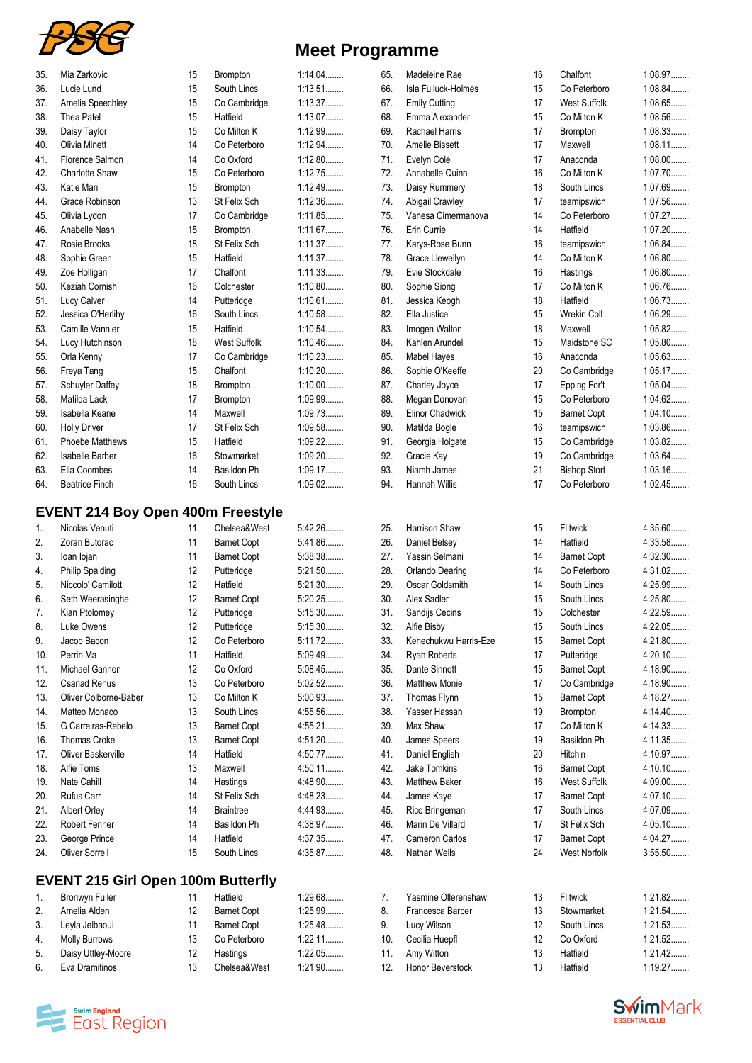# Meet Programme

| # | Name | Age | Club | Time |
|---|---|---|---|---|
| 35. | Mia Zarkovic | 15 | Brompton | 1:14.04........ |
| 36. | Lucie Lund | 15 | South Lincs | 1:13.51........ |
| 37. | Amelia Speechley | 15 | Co Cambridge | 1:13.37........ |
| 38. | Thea Patel | 15 | Hatfield | 1:13.07........ |
| 39. | Daisy Taylor | 15 | Co Milton K | 1:12.99........ |
| 40. | Olivia Minett | 14 | Co Peterboro | 1:12.94........ |
| 41. | Florence Salmon | 14 | Co Oxford | 1:12.80........ |
| 42. | Charlotte Shaw | 15 | Co Peterboro | 1:12.75........ |
| 43. | Katie Man | 15 | Brompton | 1:12.49........ |
| 44. | Grace Robinson | 13 | St Felix Sch | 1:12.36........ |
| 45. | Olivia Lydon | 17 | Co Cambridge | 1:11.85........ |
| 46. | Anabelle Nash | 15 | Brompton | 1:11.67........ |
| 47. | Rosie Brooks | 18 | St Felix Sch | 1:11.37........ |
| 48. | Sophie Green | 15 | Hatfield | 1:11.37........ |
| 49. | Zoe Holligan | 17 | Chalfont | 1:11.33........ |
| 50. | Keziah Cornish | 16 | Colchester | 1:10.80........ |
| 51. | Lucy Calver | 14 | Putteridge | 1:10.61........ |
| 52. | Jessica O'Herlihy | 16 | South Lincs | 1:10.58........ |
| 53. | Camille Vannier | 15 | Hatfield | 1:10.54........ |
| 54. | Lucy Hutchinson | 18 | West Suffolk | 1:10.46........ |
| 55. | Orla Kenny | 17 | Co Cambridge | 1:10.23........ |
| 56. | Freya Tang | 15 | Chalfont | 1:10.20........ |
| 57. | Schuyler Daffey | 18 | Brompton | 1:10.00........ |
| 58. | Matilda Lack | 17 | Brompton | 1:09.99........ |
| 59. | Isabella Keane | 14 | Maxwell | 1:09.73........ |
| 60. | Holly Driver | 17 | St Felix Sch | 1:09.58........ |
| 61. | Phoebe Matthews | 15 | Hatfield | 1:09.22........ |
| 62. | Isabelle Barber | 16 | Stowmarket | 1:09.20........ |
| 63. | Ella Coombes | 14 | Basildon Ph | 1:09.17........ |
| 64. | Beatrice Finch | 16 | South Lincs | 1:09.02........ |
| 65. | Madeleine Rae | 16 | Chalfont | 1:08.97........ |
| 66. | Isla Fulluck-Holmes | 15 | Co Peterboro | 1:08.84........ |
| 67. | Emily Cutting | 17 | West Suffolk | 1:08.65........ |
| 68. | Emma Alexander | 15 | Co Milton K | 1:08.56........ |
| 69. | Rachael Harris | 17 | Brompton | 1:08.33........ |
| 70. | Amelie Bissett | 17 | Maxwell | 1:08.11........ |
| 71. | Evelyn Cole | 17 | Anaconda | 1:08.00........ |
| 72. | Annabelle Quinn | 16 | Co Milton K | 1:07.70........ |
| 73. | Daisy Rummery | 18 | South Lincs | 1:07.69........ |
| 74. | Abigail Crawley | 17 | teamipswich | 1:07.56........ |
| 75. | Vanesa Cimermanova | 14 | Co Peterboro | 1:07.27........ |
| 76. | Erin Currie | 14 | Hatfield | 1:07.20........ |
| 77. | Karys-Rose Bunn | 16 | teamipswich | 1:06.84........ |
| 78. | Grace Llewellyn | 14 | Co Milton K | 1:06.80........ |
| 79. | Evie Stockdale | 16 | Hastings | 1:06.80........ |
| 80. | Sophie Siong | 17 | Co Milton K | 1:06.76........ |
| 81. | Jessica Keogh | 18 | Hatfield | 1:06.73........ |
| 82. | Ella Justice | 15 | Wrekin Coll | 1:06.29........ |
| 83. | Imogen Walton | 18 | Maxwell | 1:05.82........ |
| 84. | Kahlen Arundell | 15 | Maidstone SC | 1:05.80........ |
| 85. | Mabel Hayes | 16 | Anaconda | 1:05.63........ |
| 86. | Sophie O'Keeffe | 20 | Co Cambridge | 1:05.17........ |
| 87. | Charley Joyce | 17 | Epping For't | 1:05.04........ |
| 88. | Megan Donovan | 15 | Co Peterboro | 1:04.62........ |
| 89. | Elinor Chadwick | 15 | Barnet Copt | 1:04.10........ |
| 90. | Matilda Bogle | 16 | teamipswich | 1:03.86........ |
| 91. | Georgia Holgate | 15 | Co Cambridge | 1:03.82........ |
| 92. | Gracie Kay | 19 | Co Cambridge | 1:03.64........ |
| 93. | Niamh James | 21 | Bishop Stort | 1:03.16........ |
| 94. | Hannah Willis | 17 | Co Peterboro | 1:02.45........ |

## EVENT 214 Boy Open 400m Freestyle

| # | Name | Age | Club | Time |
|---|---|---|---|---|
| 1. | Nicolas Venuti | 11 | Chelsea&West | 5:42.26........ |
| 2. | Zoran Butorac | 11 | Barnet Copt | 5:41.86........ |
| 3. | Ioan Iojan | 11 | Barnet Copt | 5:38.38........ |
| 4. | Philip Spalding | 12 | Putteridge | 5:21.50........ |
| 5. | Niccolo' Camilotti | 12 | Hatfield | 5:21.30........ |
| 6. | Seth Weerasinghe | 12 | Barnet Copt | 5:20.25........ |
| 7. | Kian Ptolomey | 12 | Putteridge | 5:15.30........ |
| 8. | Luke Owens | 12 | Putteridge | 5:15.30........ |
| 9. | Jacob Bacon | 12 | Co Peterboro | 5:11.72........ |
| 10. | Perrin Ma | 11 | Hatfield | 5:09.49........ |
| 11. | Michael Gannon | 12 | Co Oxford | 5:08.45........ |
| 12. | Csanad Rehus | 13 | Co Peterboro | 5:02.52........ |
| 13. | Oliver Colborne-Baber | 13 | Co Milton K | 5:00.93........ |
| 14. | Matteo Monaco | 13 | South Lincs | 4:55.56........ |
| 15. | G Carreiras-Rebelo | 13 | Barnet Copt | 4:55.21........ |
| 16. | Thomas Croke | 13 | Barnet Copt | 4:51.20........ |
| 17. | Oliver Baskerville | 14 | Hatfield | 4:50.77........ |
| 18. | Alfie Toms | 13 | Maxwell | 4:50.11........ |
| 19. | Nate Cahill | 14 | Hastings | 4:48.90........ |
| 20. | Rufus Carr | 14 | St Felix Sch | 4:48.23........ |
| 21. | Albert Orley | 14 | Braintree | 4:44.93........ |
| 22. | Robert Fenner | 14 | Basildon Ph | 4:38.97........ |
| 23. | George Prince | 14 | Hatfield | 4:37.35........ |
| 24. | Oliver Sorrell | 15 | South Lincs | 4:35.87........ |
| 25. | Harrison Shaw | 15 | Flitwick | 4:35.60........ |
| 26. | Daniel Belsey | 14 | Hatfield | 4:33.58........ |
| 27. | Yassin Selmani | 14 | Barnet Copt | 4:32.30........ |
| 28. | Orlando Dearing | 14 | Co Peterboro | 4:31.02........ |
| 29. | Oscar Goldsmith | 14 | South Lincs | 4:25.99........ |
| 30. | Alex Sadler | 15 | South Lincs | 4:25.80........ |
| 31. | Sandijs Cecins | 15 | Colchester | 4:22.59........ |
| 32. | Alfie Bisby | 15 | South Lincs | 4:22.05........ |
| 33. | Kenechukwu Harris-Eze | 15 | Barnet Copt | 4:21.80........ |
| 34. | Ryan Roberts | 17 | Putteridge | 4:20.10........ |
| 35. | Dante Sinnott | 15 | Barnet Copt | 4:18.90........ |
| 36. | Matthew Monie | 17 | Co Cambridge | 4:18.90........ |
| 37. | Thomas Flynn | 15 | Barnet Copt | 4:18.27........ |
| 38. | Yasser Hassan | 19 | Brompton | 4:14.40........ |
| 39. | Max Shaw | 17 | Co Milton K | 4:14.33........ |
| 40. | James Speers | 19 | Basildon Ph | 4:11.35........ |
| 41. | Daniel English | 20 | Hitchin | 4:10.97........ |
| 42. | Jake Tomkins | 16 | Barnet Copt | 4:10.10........ |
| 43. | Matthew Baker | 16 | West Suffolk | 4:09.00........ |
| 44. | James Kaye | 17 | Barnet Copt | 4:07.10........ |
| 45. | Rico Bringeman | 17 | South Lincs | 4:07.09........ |
| 46. | Marin De Villard | 17 | St Felix Sch | 4:05.10........ |
| 47. | Cameron Carlos | 17 | Barnet Copt | 4:04.27........ |
| 48. | Nathan Wells | 24 | West Norfolk | 3:55.50........ |

## EVENT 215 Girl Open 100m Butterfly

| # | Name | Age | Club | Time |
|---|---|---|---|---|
| 1. | Bronwyn Fuller | 11 | Hatfield | 1:29.68........ |
| 2. | Amelia Alden | 12 | Barnet Copt | 1:25.99........ |
| 3. | Leyla Jelbaoui | 11 | Barnet Copt | 1:25.48........ |
| 4. | Molly Burrows | 13 | Co Peterboro | 1:22.11........ |
| 5. | Daisy Uttley-Moore | 12 | Hastings | 1:22.05........ |
| 6. | Eva Dramitinos | 13 | Chelsea&West | 1:21.90........ |
| 7. | Yasmine Ollerenshaw | 13 | Flitwick | 1:21.82........ |
| 8. | Francesca Barber | 13 | Stowmarket | 1:21.54........ |
| 9. | Lucy Wilson | 12 | South Lincs | 1:21.53........ |
| 10. | Cecilia Huepfl | 12 | Co Oxford | 1:21.52........ |
| 11. | Amy Witton | 13 | Hatfield | 1:21.42........ |
| 12. | Honor Beverstock | 13 | Hatfield | 1:19.27........ |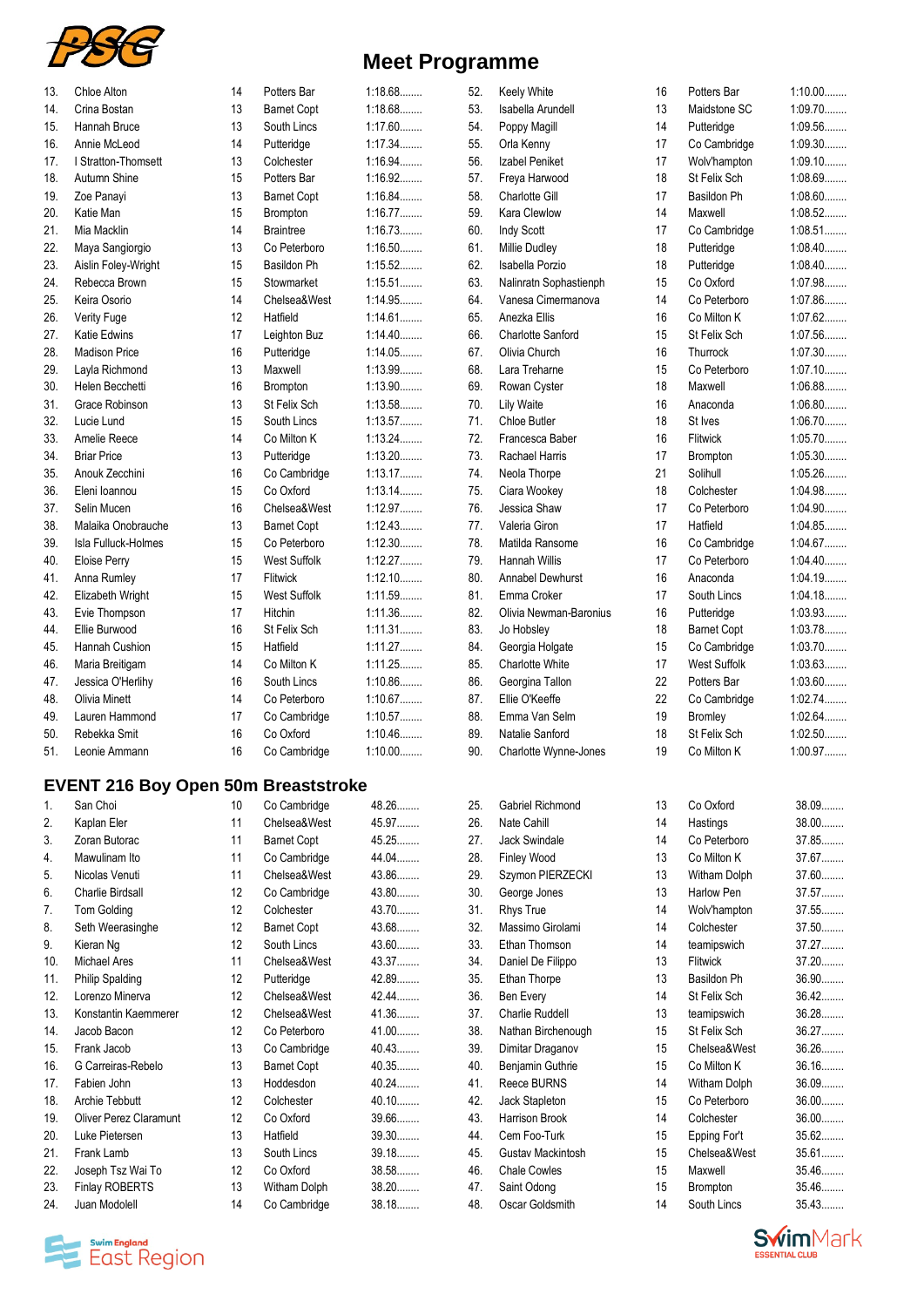# Meet Programme

| # | Name | Age | Club | Time |
|---|---|---|---|---|
| 13. | Chloe Alton | 14 | Potters Bar | 1:18.68........ |
| 14. | Crina Bostan | 13 | Barnet Copt | 1:18.68........ |
| 15. | Hannah Bruce | 13 | South Lincs | 1:17.60........ |
| 16. | Annie McLeod | 14 | Putteridge | 1:17.34........ |
| 17. | I Stratton-Thomsett | 13 | Colchester | 1:16.94........ |
| 18. | Autumn Shine | 15 | Potters Bar | 1:16.92........ |
| 19. | Zoe Panayi | 13 | Barnet Copt | 1:16.84........ |
| 20. | Katie Man | 15 | Brompton | 1:16.77........ |
| 21. | Mia Macklin | 14 | Braintree | 1:16.73........ |
| 22. | Maya Sangiorgio | 13 | Co Peterboro | 1:16.50........ |
| 23. | Aislin Foley-Wright | 15 | Basildon Ph | 1:15.52........ |
| 24. | Rebecca Brown | 15 | Stowmarket | 1:15.51........ |
| 25. | Keira Osorio | 14 | Chelsea&West | 1:14.95........ |
| 26. | Verity Fuge | 12 | Hatfield | 1:14.61........ |
| 27. | Katie Edwins | 17 | Leighton Buz | 1:14.40........ |
| 28. | Madison Price | 16 | Putteridge | 1:14.05........ |
| 29. | Layla Richmond | 13 | Maxwell | 1:13.99........ |
| 30. | Helen Becchetti | 16 | Brompton | 1:13.90........ |
| 31. | Grace Robinson | 13 | St Felix Sch | 1:13.58........ |
| 32. | Lucie Lund | 15 | South Lincs | 1:13.57........ |
| 33. | Amelie Reece | 14 | Co Milton K | 1:13.24........ |
| 34. | Briar Price | 13 | Putteridge | 1:13.20........ |
| 35. | Anouk Zecchini | 16 | Co Cambridge | 1:13.17........ |
| 36. | Eleni Ioannou | 15 | Co Oxford | 1:13.14........ |
| 37. | Selin Mucen | 16 | Chelsea&West | 1:12.97........ |
| 38. | Malaika Onobrauche | 13 | Barnet Copt | 1:12.43........ |
| 39. | Isla Fulluck-Holmes | 15 | Co Peterboro | 1:12.30........ |
| 40. | Eloise Perry | 15 | West Suffolk | 1:12.27........ |
| 41. | Anna Rumley | 17 | Flitwick | 1:12.10........ |
| 42. | Elizabeth Wright | 15 | West Suffolk | 1:11.59........ |
| 43. | Evie Thompson | 17 | Hitchin | 1:11.36........ |
| 44. | Ellie Burwood | 16 | St Felix Sch | 1:11.31........ |
| 45. | Hannah Cushion | 15 | Hatfield | 1:11.27........ |
| 46. | Maria Breitigam | 14 | Co Milton K | 1:11.25........ |
| 47. | Jessica O'Herlihy | 16 | South Lincs | 1:10.86........ |
| 48. | Olivia Minett | 14 | Co Peterboro | 1:10.67........ |
| 49. | Lauren Hammond | 17 | Co Cambridge | 1:10.57........ |
| 50. | Rebekka Smit | 16 | Co Oxford | 1:10.46........ |
| 51. | Leonie Ammann | 16 | Co Cambridge | 1:10.00........ |
| 52. | Keely White | 16 | Potters Bar | 1:10.00........ |
| 53. | Isabella Arundell | 13 | Maidstone SC | 1:09.70........ |
| 54. | Poppy Magill | 14 | Putteridge | 1:09.56........ |
| 55. | Orla Kenny | 17 | Co Cambridge | 1:09.30........ |
| 56. | Izabel Peniket | 17 | Wolv'hampton | 1:09.10........ |
| 57. | Freya Harwood | 18 | St Felix Sch | 1:08.69........ |
| 58. | Charlotte Gill | 17 | Basildon Ph | 1:08.60........ |
| 59. | Kara Clewlow | 14 | Maxwell | 1:08.52........ |
| 60. | Indy Scott | 17 | Co Cambridge | 1:08.51........ |
| 61. | Millie Dudley | 18 | Putteridge | 1:08.40........ |
| 62. | Isabella Porzio | 18 | Putteridge | 1:08.40........ |
| 63. | Nalinratn Sophastienph | 15 | Co Oxford | 1:07.98........ |
| 64. | Vanesa Cimermanova | 14 | Co Peterboro | 1:07.86........ |
| 65. | Anezka Ellis | 16 | Co Milton K | 1:07.62........ |
| 66. | Charlotte Sanford | 15 | St Felix Sch | 1:07.56........ |
| 67. | Olivia Church | 16 | Thurrock | 1:07.30........ |
| 68. | Lara Treharne | 15 | Co Peterboro | 1:07.10........ |
| 69. | Rowan Cyster | 18 | Maxwell | 1:06.88........ |
| 70. | Lily Waite | 16 | Anaconda | 1:06.80........ |
| 71. | Chloe Butler | 18 | St Ives | 1:06.70........ |
| 72. | Francesca Baber | 16 | Flitwick | 1:05.70........ |
| 73. | Rachael Harris | 17 | Brompton | 1:05.30........ |
| 74. | Neola Thorpe | 21 | Solihull | 1:05.26........ |
| 75. | Ciara Wookey | 18 | Colchester | 1:04.98........ |
| 76. | Jessica Shaw | 17 | Co Peterboro | 1:04.90........ |
| 77. | Valeria Giron | 17 | Hatfield | 1:04.85........ |
| 78. | Matilda Ransome | 16 | Co Cambridge | 1:04.67........ |
| 79. | Hannah Willis | 17 | Co Peterboro | 1:04.40........ |
| 80. | Annabel Dewhurst | 16 | Anaconda | 1:04.19........ |
| 81. | Emma Croker | 17 | South Lincs | 1:04.18........ |
| 82. | Olivia Newman-Baronius | 16 | Putteridge | 1:03.93........ |
| 83. | Jo Hobsley | 18 | Barnet Copt | 1:03.78........ |
| 84. | Georgia Holgate | 15 | Co Cambridge | 1:03.70........ |
| 85. | Charlotte White | 17 | West Suffolk | 1:03.63........ |
| 86. | Georgina Tallon | 22 | Potters Bar | 1:03.60........ |
| 87. | Ellie O'Keeffe | 22 | Co Cambridge | 1:02.74........ |
| 88. | Emma Van Selm | 19 | Bromley | 1:02.64........ |
| 89. | Natalie Sanford | 18 | St Felix Sch | 1:02.50........ |
| 90. | Charlotte Wynne-Jones | 19 | Co Milton K | 1:00.97........ |

## EVENT 216 Boy Open 50m Breaststroke

| # | Name | Age | Club | Time |
|---|---|---|---|---|
| 1. | San Choi | 10 | Co Cambridge | 48.26........ |
| 2. | Kaplan Eler | 11 | Chelsea&West | 45.97........ |
| 3. | Zoran Butorac | 11 | Barnet Copt | 45.25........ |
| 4. | Mawulinam Ito | 11 | Co Cambridge | 44.04........ |
| 5. | Nicolas Venuti | 11 | Chelsea&West | 43.86........ |
| 6. | Charlie Birdsall | 12 | Co Cambridge | 43.80........ |
| 7. | Tom Golding | 12 | Colchester | 43.70........ |
| 8. | Seth Weerasinghe | 12 | Barnet Copt | 43.68........ |
| 9. | Kieran Ng | 12 | South Lincs | 43.60........ |
| 10. | Michael Ares | 11 | Chelsea&West | 43.37........ |
| 11. | Philip Spalding | 12 | Putteridge | 42.89........ |
| 12. | Lorenzo Minerva | 12 | Chelsea&West | 42.44........ |
| 13. | Konstantin Kaemmerer | 12 | Chelsea&West | 41.36........ |
| 14. | Jacob Bacon | 12 | Co Peterboro | 41.00........ |
| 15. | Frank Jacob | 13 | Co Cambridge | 40.43........ |
| 16. | G Carreiras-Rebelo | 13 | Barnet Copt | 40.35........ |
| 17. | Fabien John | 13 | Hoddesdon | 40.24........ |
| 18. | Archie Tebbutt | 12 | Colchester | 40.10........ |
| 19. | Oliver Perez Claramunt | 12 | Co Oxford | 39.66........ |
| 20. | Luke Pietersen | 13 | Hatfield | 39.30........ |
| 21. | Frank Lamb | 13 | South Lincs | 39.18........ |
| 22. | Joseph Tsz Wai To | 12 | Co Oxford | 38.58........ |
| 23. | Finlay ROBERTS | 13 | Witham Dolph | 38.20........ |
| 24. | Juan Modolell | 14 | Co Cambridge | 38.18........ |
| 25. | Gabriel Richmond | 13 | Co Oxford | 38.09........ |
| 26. | Nate Cahill | 14 | Hastings | 38.00........ |
| 27. | Jack Swindale | 14 | Co Peterboro | 37.85........ |
| 28. | Finley Wood | 13 | Co Milton K | 37.67........ |
| 29. | Szymon PIERZECKI | 13 | Witham Dolph | 37.60........ |
| 30. | George Jones | 13 | Harlow Pen | 37.57........ |
| 31. | Rhys True | 14 | Wolv'hampton | 37.55........ |
| 32. | Massimo Girolami | 14 | Colchester | 37.50........ |
| 33. | Ethan Thomson | 14 | teamipswich | 37.27........ |
| 34. | Daniel De Filippo | 13 | Flitwick | 37.20........ |
| 35. | Ethan Thorpe | 13 | Basildon Ph | 36.90........ |
| 36. | Ben Every | 14 | St Felix Sch | 36.42........ |
| 37. | Charlie Ruddell | 13 | teamipswich | 36.28........ |
| 38. | Nathan Birchenough | 15 | St Felix Sch | 36.27........ |
| 39. | Dimitar Draganov | 15 | Chelsea&West | 36.26........ |
| 40. | Benjamin Guthrie | 15 | Co Milton K | 36.16........ |
| 41. | Reece BURNS | 14 | Witham Dolph | 36.09........ |
| 42. | Jack Stapleton | 15 | Co Peterboro | 36.00........ |
| 43. | Harrison Brook | 14 | Colchester | 36.00........ |
| 44. | Cem Foo-Turk | 15 | Epping For't | 35.62........ |
| 45. | Gustav Mackintosh | 15 | Chelsea&West | 35.61........ |
| 46. | Chale Cowles | 15 | Maxwell | 35.46........ |
| 47. | Saint Odong | 15 | Brompton | 35.46........ |
| 48. | Oscar Goldsmith | 14 | South Lincs | 35.43........ |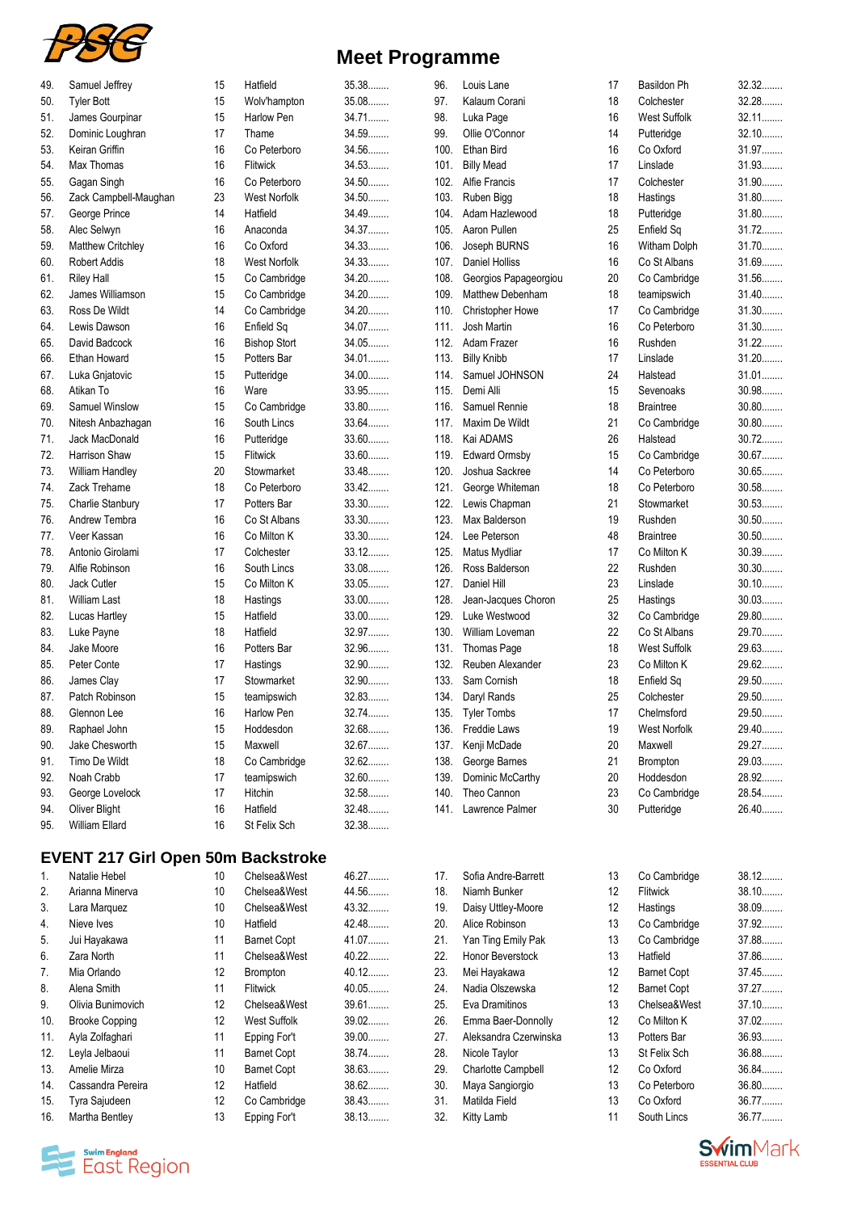# Meet Programme

| | | | | |
|---|---|---|---|---|
| 49. | Samuel Jeffrey | 15 | Hatfield | 35.38........ |
| 50. | Tyler Bott | 15 | Wolv'hampton | 35.08........ |
| 51. | James Gourpinar | 15 | Harlow Pen | 34.71........ |
| 52. | Dominic Loughran | 17 | Thame | 34.59........ |
| 53. | Keiran Griffin | 16 | Co Peterboro | 34.56........ |
| 54. | Max Thomas | 16 | Flitwick | 34.53........ |
| 55. | Gagan Singh | 16 | Co Peterboro | 34.50........ |
| 56. | Zack Campbell-Maughan | 23 | West Norfolk | 34.50........ |
| 57. | George Prince | 14 | Hatfield | 34.49........ |
| 58. | Alec Selwyn | 16 | Anaconda | 34.37........ |
| 59. | Matthew Critchley | 16 | Co Oxford | 34.33........ |
| 60. | Robert Addis | 18 | West Norfolk | 34.33........ |
| 61. | Riley Hall | 15 | Co Cambridge | 34.20........ |
| 62. | James Williamson | 15 | Co Cambridge | 34.20........ |
| 63. | Ross De Wildt | 14 | Co Cambridge | 34.20........ |
| 64. | Lewis Dawson | 16 | Enfield Sq | 34.07........ |
| 65. | David Badcock | 16 | Bishop Stort | 34.05........ |
| 66. | Ethan Howard | 15 | Potters Bar | 34.01........ |
| 67. | Luka Gnjatovic | 15 | Putteridge | 34.00........ |
| 68. | Atikan To | 16 | Ware | 33.95........ |
| 69. | Samuel Winslow | 15 | Co Cambridge | 33.80........ |
| 70. | Nitesh Anbazhagan | 16 | South Lincs | 33.64........ |
| 71. | Jack MacDonald | 16 | Putteridge | 33.60........ |
| 72. | Harrison Shaw | 15 | Flitwick | 33.60........ |
| 73. | William Handley | 20 | Stowmarket | 33.48........ |
| 74. | Zack Treharne | 18 | Co Peterboro | 33.42........ |
| 75. | Charlie Stanbury | 17 | Potters Bar | 33.30........ |
| 76. | Andrew Tembra | 16 | Co St Albans | 33.30........ |
| 77. | Veer Kassan | 16 | Co Milton K | 33.30........ |
| 78. | Antonio Girolami | 17 | Colchester | 33.12........ |
| 79. | Alfie Robinson | 16 | South Lincs | 33.08........ |
| 80. | Jack Cutler | 15 | Co Milton K | 33.05........ |
| 81. | William Last | 18 | Hastings | 33.00........ |
| 82. | Lucas Hartley | 15 | Hatfield | 33.00........ |
| 83. | Luke Payne | 18 | Hatfield | 32.97........ |
| 84. | Jake Moore | 16 | Potters Bar | 32.96........ |
| 85. | Peter Conte | 17 | Hastings | 32.90........ |
| 86. | James Clay | 17 | Stowmarket | 32.90........ |
| 87. | Patch Robinson | 15 | teamipswich | 32.83........ |
| 88. | Glennon Lee | 16 | Harlow Pen | 32.74........ |
| 89. | Raphael John | 15 | Hoddesdon | 32.68........ |
| 90. | Jake Chesworth | 15 | Maxwell | 32.67........ |
| 91. | Timo De Wildt | 18 | Co Cambridge | 32.62........ |
| 92. | Noah Crabb | 17 | teamipswich | 32.60........ |
| 93. | George Lovelock | 17 | Hitchin | 32.58........ |
| 94. | Oliver Blight | 16 | Hatfield | 32.48........ |
| 95. | William Ellard | 16 | St Felix Sch | 32.38........ |
| 96. | Louis Lane | 17 | Basildon Ph | 32.32........ |
| 97. | Kalaum Corani | 18 | Colchester | 32.28........ |
| 98. | Luka Page | 16 | West Suffolk | 32.11........ |
| 99. | Ollie O'Connor | 14 | Putteridge | 32.10........ |
| 100. | Ethan Bird | 16 | Co Oxford | 31.97........ |
| 101. | Billy Mead | 17 | Linslade | 31.93........ |
| 102. | Alfie Francis | 17 | Colchester | 31.90........ |
| 103. | Ruben Bigg | 18 | Hastings | 31.80........ |
| 104. | Adam Hazlewood | 18 | Putteridge | 31.80........ |
| 105. | Aaron Pullen | 25 | Enfield Sq | 31.72........ |
| 106. | Joseph BURNS | 16 | Witham Dolph | 31.70........ |
| 107. | Daniel Holliss | 16 | Co St Albans | 31.69........ |
| 108. | Georgios Papageorgiou | 20 | Co Cambridge | 31.56........ |
| 109. | Matthew Debenham | 18 | teamipswich | 31.40........ |
| 110. | Christopher Howe | 17 | Co Cambridge | 31.30........ |
| 111. | Josh Martin | 16 | Co Peterboro | 31.30........ |
| 112. | Adam Frazer | 16 | Rushden | 31.22........ |
| 113. | Billy Knibb | 17 | Linslade | 31.20........ |
| 114. | Samuel JOHNSON | 24 | Halstead | 31.01........ |
| 115. | Demi Alli | 15 | Sevenoaks | 30.98........ |
| 116. | Samuel Rennie | 18 | Braintree | 30.80........ |
| 117. | Maxim De Wildt | 21 | Co Cambridge | 30.80........ |
| 118. | Kai ADAMS | 26 | Halstead | 30.72........ |
| 119. | Edward Ormsby | 15 | Co Cambridge | 30.67........ |
| 120. | Joshua Sackree | 14 | Co Peterboro | 30.65........ |
| 121. | George Whiteman | 18 | Co Peterboro | 30.58........ |
| 122. | Lewis Chapman | 21 | Stowmarket | 30.53........ |
| 123. | Max Balderson | 19 | Rushden | 30.50........ |
| 124. | Lee Peterson | 48 | Braintree | 30.50........ |
| 125. | Matus Mydliar | 17 | Co Milton K | 30.39........ |
| 126. | Ross Balderson | 22 | Rushden | 30.30........ |
| 127. | Daniel Hill | 23 | Linslade | 30.10........ |
| 128. | Jean-Jacques Choron | 25 | Hastings | 30.03........ |
| 129. | Luke Westwood | 32 | Co Cambridge | 29.80........ |
| 130. | William Loveman | 22 | Co St Albans | 29.70........ |
| 131. | Thomas Page | 18 | West Suffolk | 29.63........ |
| 132. | Reuben Alexander | 23 | Co Milton K | 29.62........ |
| 133. | Sam Cornish | 18 | Enfield Sq | 29.50........ |
| 134. | Daryl Rands | 25 | Colchester | 29.50........ |
| 135. | Tyler Tombs | 17 | Chelmsford | 29.50........ |
| 136. | Freddie Laws | 19 | West Norfolk | 29.40........ |
| 137. | Kenji McDade | 20 | Maxwell | 29.27........ |
| 138. | George Barnes | 21 | Brompton | 29.03........ |
| 139. | Dominic McCarthy | 20 | Hoddesdon | 28.92........ |
| 140. | Theo Cannon | 23 | Co Cambridge | 28.54........ |
| 141. | Lawrence Palmer | 30 | Putteridge | 26.40........ |

## EVENT 217 Girl Open 50m Backstroke

| | | | | |
|---|---|---|---|---|
| 1. | Natalie Hebel | 10 | Chelsea&West | 46.27........ |
| 2. | Arianna Minerva | 10 | Chelsea&West | 44.56........ |
| 3. | Lara Marquez | 10 | Chelsea&West | 43.32........ |
| 4. | Nieve Ives | 10 | Hatfield | 42.48........ |
| 5. | Jui Hayakawa | 11 | Barnet Copt | 41.07........ |
| 6. | Zara North | 11 | Chelsea&West | 40.22........ |
| 7. | Mia Orlando | 12 | Brompton | 40.12........ |
| 8. | Alena Smith | 11 | Flitwick | 40.05........ |
| 9. | Olivia Bunimovich | 12 | Chelsea&West | 39.61........ |
| 10. | Brooke Copping | 12 | West Suffolk | 39.02........ |
| 11. | Ayla Zolfaghari | 11 | Epping For't | 39.00........ |
| 12. | Leyla Jelbaoui | 11 | Barnet Copt | 38.74........ |
| 13. | Amelie Mirza | 10 | Barnet Copt | 38.63........ |
| 14. | Cassandra Pereira | 12 | Hatfield | 38.62........ |
| 15. | Tyra Sajudeen | 12 | Co Cambridge | 38.43........ |
| 16. | Martha Bentley | 13 | Epping For't | 38.13........ |
| 17. | Sofia Andre-Barrett | 13 | Co Cambridge | 38.12........ |
| 18. | Niamh Bunker | 12 | Flitwick | 38.10........ |
| 19. | Daisy Uttley-Moore | 12 | Hastings | 38.09........ |
| 20. | Alice Robinson | 13 | Co Cambridge | 37.92........ |
| 21. | Yan Ting Emily Pak | 13 | Co Cambridge | 37.88........ |
| 22. | Honor Beverstock | 13 | Hatfield | 37.86........ |
| 23. | Mei Hayakawa | 12 | Barnet Copt | 37.45........ |
| 24. | Nadia Olszewska | 12 | Barnet Copt | 37.27........ |
| 25. | Eva Dramitinos | 13 | Chelsea&West | 37.10........ |
| 26. | Emma Baer-Donnolly | 12 | Co Milton K | 37.02........ |
| 27. | Aleksandra Czerwinska | 13 | Potters Bar | 36.93........ |
| 28. | Nicole Taylor | 13 | St Felix Sch | 36.88........ |
| 29. | Charlotte Campbell | 12 | Co Oxford | 36.84........ |
| 30. | Maya Sangiorgio | 13 | Co Peterboro | 36.80........ |
| 31. | Matilda Field | 13 | Co Oxford | 36.77........ |
| 32. | Kitty Lamb | 11 | South Lincs | 36.77........ |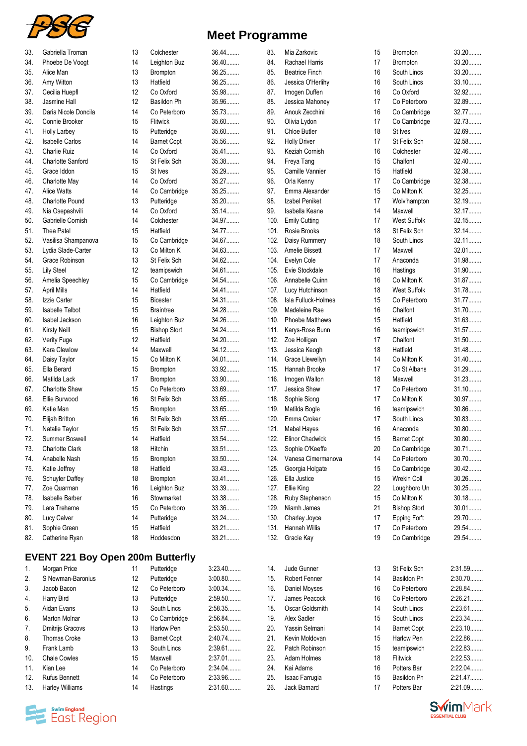# Meet Programme

| No. | Name | Age | Club | Time |
|---|---|---|---|---|
| 33. | Gabriella Troman | 13 | Colchester | 36.44........ |
| 34. | Phoebe De Voogt | 14 | Leighton Buz | 36.40........ |
| 35. | Alice Man | 13 | Brompton | 36.25........ |
| 36. | Amy Witton | 13 | Hatfield | 36.25........ |
| 37. | Cecilia Huepfl | 12 | Co Oxford | 35.98........ |
| 38. | Jasmine Hall | 12 | Basildon Ph | 35.96........ |
| 39. | Daria Nicole Doncila | 14 | Co Peterboro | 35.73........ |
| 40. | Connie Brooker | 15 | Flitwick | 35.60........ |
| 41. | Holly Larbey | 15 | Putteridge | 35.60........ |
| 42. | Isabelle Carlos | 14 | Barnet Copt | 35.56........ |
| 43. | Charlie Ruiz | 14 | Co Oxford | 35.41........ |
| 44. | Charlotte Sanford | 15 | St Felix Sch | 35.38........ |
| 45. | Grace Iddon | 15 | St Ives | 35.29........ |
| 46. | Charlotte May | 14 | Co Oxford | 35.27........ |
| 47. | Alice Watts | 14 | Co Cambridge | 35.25........ |
| 48. | Charlotte Pound | 13 | Putteridge | 35.20........ |
| 49. | Nia Osepashvili | 14 | Co Oxford | 35.14........ |
| 50. | Gabrielle Cornish | 14 | Colchester | 34.97........ |
| 51. | Thea Patel | 15 | Hatfield | 34.77........ |
| 52. | Vasilisa Shampanova | 15 | Co Cambridge | 34.67........ |
| 53. | Lydia Slade-Carter | 13 | Co Milton K | 34.63........ |
| 54. | Grace Robinson | 13 | St Felix Sch | 34.62........ |
| 55. | Lily Steel | 12 | teamipswich | 34.61........ |
| 56. | Amelia Speechley | 15 | Co Cambridge | 34.54........ |
| 57. | April Mills | 14 | Hatfield | 34.41........ |
| 58. | Izzie Carter | 15 | Bicester | 34.31........ |
| 59. | Isabelle Talbot | 15 | Braintree | 34.28........ |
| 60. | Isabel Jackson | 16 | Leighton Buz | 34.26........ |
| 61. | Kirsty Neill | 15 | Bishop Stort | 34.24........ |
| 62. | Verity Fuge | 12 | Hatfield | 34.20........ |
| 63. | Kara Clewlow | 14 | Maxwell | 34.12........ |
| 64. | Daisy Taylor | 15 | Co Milton K | 34.01........ |
| 65. | Ella Berard | 15 | Brompton | 33.92........ |
| 66. | Matilda Lack | 17 | Brompton | 33.90........ |
| 67. | Charlotte Shaw | 15 | Co Peterboro | 33.69........ |
| 68. | Ellie Burwood | 16 | St Felix Sch | 33.65........ |
| 69. | Katie Man | 15 | Brompton | 33.65........ |
| 70. | Elijah Britton | 16 | St Felix Sch | 33.65........ |
| 71. | Natalie Taylor | 15 | St Felix Sch | 33.57........ |
| 72. | Summer Boswell | 14 | Hatfield | 33.54........ |
| 73. | Charlotte Clark | 18 | Hitchin | 33.51........ |
| 74. | Anabelle Nash | 15 | Brompton | 33.50........ |
| 75. | Katie Jeffrey | 18 | Hatfield | 33.43........ |
| 76. | Schuyler Daffey | 18 | Brompton | 33.41........ |
| 77. | Zoe Quarman | 16 | Leighton Buz | 33.39........ |
| 78. | Isabelle Barber | 16 | Stowmarket | 33.38........ |
| 79. | Lara Treharne | 15 | Co Peterboro | 33.36........ |
| 80. | Lucy Calver | 14 | Putteridge | 33.24........ |
| 81. | Sophie Green | 15 | Hatfield | 33.21........ |
| 82. | Catherine Ryan | 18 | Hoddesdon | 33.21........ |
| 83. | Mia Zarkovic | 15 | Brompton | 33.20........ |
| 84. | Rachael Harris | 17 | Brompton | 33.20........ |
| 85. | Beatrice Finch | 16 | South Lincs | 33.20........ |
| 86. | Jessica O'Herlihy | 16 | South Lincs | 33.10........ |
| 87. | Imogen Duffen | 16 | Co Oxford | 32.92........ |
| 88. | Jessica Mahoney | 17 | Co Peterboro | 32.89........ |
| 89. | Anouk Zecchini | 16 | Co Cambridge | 32.77........ |
| 90. | Olivia Lydon | 17 | Co Cambridge | 32.73........ |
| 91. | Chloe Butler | 18 | St Ives | 32.69........ |
| 92. | Holly Driver | 17 | St Felix Sch | 32.58........ |
| 93. | Keziah Cornish | 16 | Colchester | 32.46........ |
| 94. | Freya Tang | 15 | Chalfont | 32.40........ |
| 95. | Camille Vannier | 15 | Hatfield | 32.38........ |
| 96. | Orla Kenny | 17 | Co Cambridge | 32.38........ |
| 97. | Emma Alexander | 15 | Co Milton K | 32.25........ |
| 98. | Izabel Peniket | 17 | Wolv'hampton | 32.19........ |
| 99. | Isabella Keane | 14 | Maxwell | 32.17........ |
| 100. | Emily Cutting | 17 | West Suffolk | 32.15........ |
| 101. | Rosie Brooks | 18 | St Felix Sch | 32.14........ |
| 102. | Daisy Rummery | 18 | South Lincs | 32.11........ |
| 103. | Amelie Bissett | 17 | Maxwell | 32.01........ |
| 104. | Evelyn Cole | 17 | Anaconda | 31.98........ |
| 105. | Evie Stockdale | 16 | Hastings | 31.90........ |
| 106. | Annabelle Quinn | 16 | Co Milton K | 31.87........ |
| 107. | Lucy Hutchinson | 18 | West Suffolk | 31.78........ |
| 108. | Isla Fulluck-Holmes | 15 | Co Peterboro | 31.77........ |
| 109. | Madeleine Rae | 16 | Chalfont | 31.70........ |
| 110. | Phoebe Matthews | 15 | Hatfield | 31.63........ |
| 111. | Karys-Rose Bunn | 16 | teamipswich | 31.57........ |
| 112. | Zoe Holligan | 17 | Chalfont | 31.50........ |
| 113. | Jessica Keogh | 18 | Hatfield | 31.48........ |
| 114. | Grace Llewellyn | 14 | Co Milton K | 31.40........ |
| 115. | Hannah Brooke | 17 | Co St Albans | 31.29........ |
| 116. | Imogen Walton | 18 | Maxwell | 31.23........ |
| 117. | Jessica Shaw | 17 | Co Peterboro | 31.10........ |
| 118. | Sophie Siong | 17 | Co Milton K | 30.97........ |
| 119. | Matilda Bogle | 16 | teamipswich | 30.86........ |
| 120. | Emma Croker | 17 | South Lincs | 30.83........ |
| 121. | Mabel Hayes | 16 | Anaconda | 30.80........ |
| 122. | Elinor Chadwick | 15 | Barnet Copt | 30.80........ |
| 123. | Sophie O'Keeffe | 20 | Co Cambridge | 30.71........ |
| 124. | Vanesa Cimermanova | 14 | Co Peterboro | 30.70........ |
| 125. | Georgia Holgate | 15 | Co Cambridge | 30.42........ |
| 126. | Ella Justice | 15 | Wrekin Coll | 30.26........ |
| 127. | Ellie King | 22 | Loughboro Un | 30.25........ |
| 128. | Ruby Stephenson | 15 | Co Milton K | 30.18........ |
| 129. | Niamh James | 21 | Bishop Stort | 30.01........ |
| 130. | Charley Joyce | 17 | Epping For't | 29.70........ |
| 131. | Hannah Willis | 17 | Co Peterboro | 29.54........ |
| 132. | Gracie Kay | 19 | Co Cambridge | 29.54........ |

## EVENT 221 Boy Open 200m Butterfly

| No. | Name | Age | Club | Time |
|---|---|---|---|---|
| 1. | Morgan Price | 11 | Putteridge | 3:23.40........ |
| 2. | S Newman-Baronius | 12 | Putteridge | 3:00.80........ |
| 3. | Jacob Bacon | 12 | Co Peterboro | 3:00.34........ |
| 4. | Harry Bird | 13 | Putteridge | 2:59.50........ |
| 5. | Aidan Evans | 13 | South Lincs | 2:58.35........ |
| 6. | Marton Molnar | 13 | Co Cambridge | 2:56.84........ |
| 7. | Dmitrijs Gracovs | 13 | Harlow Pen | 2:53.50........ |
| 8. | Thomas Croke | 13 | Barnet Copt | 2:40.74........ |
| 9. | Frank Lamb | 13 | South Lincs | 2:39.61........ |
| 10. | Chale Cowles | 15 | Maxwell | 2:37.01........ |
| 11. | Kian Lee | 14 | Co Peterboro | 2:34.04........ |
| 12. | Rufus Bennett | 14 | Co Peterboro | 2:33.96........ |
| 13. | Harley Williams | 14 | Hastings | 2:31.60........ |
| 14. | Jude Gunner | 13 | St Felix Sch | 2:31.59........ |
| 15. | Robert Fenner | 14 | Basildon Ph | 2:30.70........ |
| 16. | Daniel Moyses | 16 | Co Peterboro | 2:28.84........ |
| 17. | James Peacock | 16 | Co Peterboro | 2:26.21........ |
| 18. | Oscar Goldsmith | 14 | South Lincs | 2:23.61........ |
| 19. | Alex Sadler | 15 | South Lincs | 2:23.34........ |
| 20. | Yassin Selmani | 14 | Barnet Copt | 2:23.10........ |
| 21. | Kevin Moldovan | 15 | Harlow Pen | 2:22.86........ |
| 22. | Patch Robinson | 15 | teamipswich | 2:22.83........ |
| 23. | Adam Holmes | 18 | Flitwick | 2:22.53........ |
| 24. | Kai Adams | 16 | Potters Bar | 2:22.04........ |
| 25. | Isaac Farrugia | 15 | Basildon Ph | 2:21.47........ |
| 26. | Jack Barnard | 17 | Potters Bar | 2:21.09........ |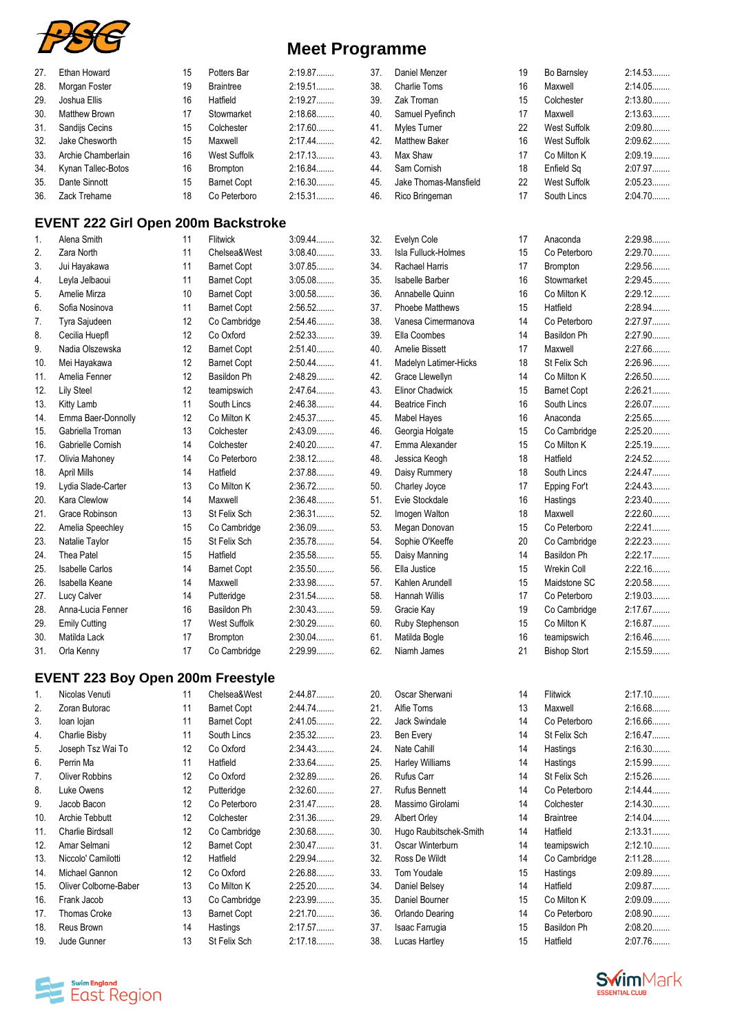# Meet Programme

| # | Name | Age | Club | Time | # | Name | Age | Club | Time |
|---|---|---|---|---|---|---|---|---|---|
| 27. | Ethan Howard | 15 | Potters Bar | 2:19.87........ | 37. | Daniel Menzer | 19 | Bo Barnsley | 2:14.53........ |
| 28. | Morgan Foster | 19 | Braintree | 2:19.51........ | 38. | Charlie Toms | 16 | Maxwell | 2:14.05........ |
| 29. | Joshua Ellis | 16 | Hatfield | 2:19.27........ | 39. | Zak Troman | 15 | Colchester | 2:13.80........ |
| 30. | Matthew Brown | 17 | Stowmarket | 2:18.68........ | 40. | Samuel Pyefinch | 17 | Maxwell | 2:13.63........ |
| 31. | Sandijs Cecins | 15 | Colchester | 2:17.60........ | 41. | Myles Turner | 22 | West Suffolk | 2:09.80........ |
| 32. | Jake Chesworth | 15 | Maxwell | 2:17.44........ | 42. | Matthew Baker | 16 | West Suffolk | 2:09.62........ |
| 33. | Archie Chamberlain | 16 | West Suffolk | 2:17.13........ | 43. | Max Shaw | 17 | Co Milton K | 2:09.19........ |
| 34. | Kynan Tallec-Botos | 16 | Brompton | 2:16.84........ | 44. | Sam Cornish | 18 | Enfield Sq | 2:07.97........ |
| 35. | Dante Sinnott | 15 | Barnet Copt | 2:16.30........ | 45. | Jake Thomas-Mansfield | 22 | West Suffolk | 2:05.23........ |
| 36. | Zack Trehame | 18 | Co Peterboro | 2:15.31........ | 46. | Rico Bringeman | 17 | South Lincs | 2:04.70........ |

## EVENT 222 Girl Open 200m Backstroke

| # | Name | Age | Club | Time | # | Name | Age | Club | Time |
|---|---|---|---|---|---|---|---|---|---|
| 1. | Alena Smith | 11 | Flitwick | 3:09.44........ | 32. | Evelyn Cole | 17 | Anaconda | 2:29.98........ |
| 2. | Zara North | 11 | Chelsea&West | 3:08.40........ | 33. | Isla Fulluck-Holmes | 15 | Co Peterboro | 2:29.70........ |
| 3. | Jui Hayakawa | 11 | Barnet Copt | 3:07.85........ | 34. | Rachael Harris | 17 | Brompton | 2:29.56........ |
| 4. | Leyla Jelbaoui | 11 | Barnet Copt | 3:05.08........ | 35. | Isabelle Barber | 16 | Stowmarket | 2:29.45........ |
| 5. | Amelie Mirza | 10 | Barnet Copt | 3:00.58........ | 36. | Annabelle Quinn | 16 | Co Milton K | 2:29.12........ |
| 6. | Sofia Nosinova | 11 | Barnet Copt | 2:56.52........ | 37. | Phoebe Matthews | 15 | Hatfield | 2:28.94........ |
| 7. | Tyra Sajudeen | 12 | Co Cambridge | 2:54.46........ | 38. | Vanesa Cimermanova | 14 | Co Peterboro | 2:27.97........ |
| 8. | Cecilia Huepfl | 12 | Co Oxford | 2:52.33........ | 39. | Ella Coombes | 14 | Basildon Ph | 2:27.90........ |
| 9. | Nadia Olszewska | 12 | Barnet Copt | 2:51.40........ | 40. | Amelie Bissett | 17 | Maxwell | 2:27.66........ |
| 10. | Mei Hayakawa | 12 | Barnet Copt | 2:50.44........ | 41. | Madelyn Latimer-Hicks | 18 | St Felix Sch | 2:26.96........ |
| 11. | Amelia Fenner | 12 | Basildon Ph | 2:48.29........ | 42. | Grace Llewellyn | 14 | Co Milton K | 2:26.50........ |
| 12. | Lily Steel | 12 | teamipswich | 2:47.64........ | 43. | Elinor Chadwick | 15 | Barnet Copt | 2:26.21........ |
| 13. | Kitty Lamb | 11 | South Lincs | 2:46.38........ | 44. | Beatrice Finch | 16 | South Lincs | 2:26.07........ |
| 14. | Emma Baer-Donnolly | 12 | Co Milton K | 2:45.37........ | 45. | Mabel Hayes | 16 | Anaconda | 2:25.65........ |
| 15. | Gabriella Troman | 13 | Colchester | 2:43.09........ | 46. | Georgia Holgate | 15 | Co Cambridge | 2:25.20........ |
| 16. | Gabrielle Cornish | 14 | Colchester | 2:40.20........ | 47. | Emma Alexander | 15 | Co Milton K | 2:25.19........ |
| 17. | Olivia Mahoney | 14 | Co Peterboro | 2:38.12........ | 48. | Jessica Keogh | 18 | Hatfield | 2:24.52........ |
| 18. | April Mills | 14 | Hatfield | 2:37.88........ | 49. | Daisy Rummery | 18 | South Lincs | 2:24.47........ |
| 19. | Lydia Slade-Carter | 13 | Co Milton K | 2:36.72........ | 50. | Charley Joyce | 17 | Epping For't | 2:24.43........ |
| 20. | Kara Clewlow | 14 | Maxwell | 2:36.48........ | 51. | Evie Stockdale | 16 | Hastings | 2:23.40........ |
| 21. | Grace Robinson | 13 | St Felix Sch | 2:36.31........ | 52. | Imogen Walton | 18 | Maxwell | 2:22.60........ |
| 22. | Amelia Speechley | 15 | Co Cambridge | 2:36.09........ | 53. | Megan Donovan | 15 | Co Peterboro | 2:22.41........ |
| 23. | Natalie Taylor | 15 | St Felix Sch | 2:35.78........ | 54. | Sophie O'Keeffe | 20 | Co Cambridge | 2:22.23........ |
| 24. | Thea Patel | 15 | Hatfield | 2:35.58........ | 55. | Daisy Manning | 14 | Basildon Ph | 2:22.17........ |
| 25. | Isabelle Carlos | 14 | Barnet Copt | 2:35.50........ | 56. | Ella Justice | 15 | Wrekin Coll | 2:22.16........ |
| 26. | Isabella Keane | 14 | Maxwell | 2:33.98........ | 57. | Kahlen Arundell | 15 | Maidstone SC | 2:20.58........ |
| 27. | Lucy Calver | 14 | Putteridge | 2:31.54........ | 58. | Hannah Willis | 17 | Co Peterboro | 2:19.03........ |
| 28. | Anna-Lucia Fenner | 16 | Basildon Ph | 2:30.43........ | 59. | Gracie Kay | 19 | Co Cambridge | 2:17.67........ |
| 29. | Emily Cutting | 17 | West Suffolk | 2:30.29........ | 60. | Ruby Stephenson | 15 | Co Milton K | 2:16.87........ |
| 30. | Matilda Lack | 17 | Brompton | 2:30.04........ | 61. | Matilda Bogle | 16 | teamipswich | 2:16.46........ |
| 31. | Orla Kenny | 17 | Co Cambridge | 2:29.99........ | 62. | Niamh James | 21 | Bishop Stort | 2:15.59........ |

## EVENT 223 Boy Open 200m Freestyle

| # | Name | Age | Club | Time | # | Name | Age | Club | Time |
|---|---|---|---|---|---|---|---|---|---|
| 1. | Nicolas Venuti | 11 | Chelsea&West | 2:44.87........ | 20. | Oscar Sherwani | 14 | Flitwick | 2:17.10........ |
| 2. | Zoran Butorac | 11 | Barnet Copt | 2:44.74........ | 21. | Alfie Toms | 13 | Maxwell | 2:16.68........ |
| 3. | Ioan Iojan | 11 | Barnet Copt | 2:41.05........ | 22. | Jack Swindale | 14 | Co Peterboro | 2:16.66........ |
| 4. | Charlie Bisby | 11 | South Lincs | 2:35.32........ | 23. | Ben Every | 14 | St Felix Sch | 2:16.47........ |
| 5. | Joseph Tsz Wai To | 12 | Co Oxford | 2:34.43........ | 24. | Nate Cahill | 14 | Hastings | 2:16.30........ |
| 6. | Perrin Ma | 11 | Hatfield | 2:33.64........ | 25. | Harley Williams | 14 | Hastings | 2:15.99........ |
| 7. | Oliver Robbins | 12 | Co Oxford | 2:32.89........ | 26. | Rufus Carr | 14 | St Felix Sch | 2:15.26........ |
| 8. | Luke Owens | 12 | Putteridge | 2:32.60........ | 27. | Rufus Bennett | 14 | Co Peterboro | 2:14.44........ |
| 9. | Jacob Bacon | 12 | Co Peterboro | 2:31.47........ | 28. | Massimo Girolami | 14 | Colchester | 2:14.30........ |
| 10. | Archie Tebbutt | 12 | Colchester | 2:31.36........ | 29. | Albert Orley | 14 | Braintree | 2:14.04........ |
| 11. | Charlie Birdsall | 12 | Co Cambridge | 2:30.68........ | 30. | Hugo Raubitschek-Smith | 14 | Hatfield | 2:13.31........ |
| 12. | Amar Selmani | 12 | Barnet Copt | 2:30.47........ | 31. | Oscar Winterburn | 14 | teamipswich | 2:12.10........ |
| 13. | Niccolo' Camilotti | 12 | Hatfield | 2:29.94........ | 32. | Ross De Wildt | 14 | Co Cambridge | 2:11.28........ |
| 14. | Michael Gannon | 12 | Co Oxford | 2:26.88........ | 33. | Tom Youdale | 15 | Hastings | 2:09.89........ |
| 15. | Oliver Colborne-Baber | 13 | Co Milton K | 2:25.20........ | 34. | Daniel Belsey | 14 | Hatfield | 2:09.87........ |
| 16. | Frank Jacob | 13 | Co Cambridge | 2:23.99........ | 35. | Daniel Bourner | 15 | Co Milton K | 2:09.09........ |
| 17. | Thomas Croke | 13 | Barnet Copt | 2:21.70........ | 36. | Orlando Dearing | 14 | Co Peterboro | 2:08.90........ |
| 18. | Reus Brown | 14 | Hastings | 2:17.57........ | 37. | Isaac Farrugia | 15 | Basildon Ph | 2:08.20........ |
| 19. | Jude Gunner | 13 | St Felix Sch | 2:17.18........ | 38. | Lucas Hartley | 15 | Hatfield | 2:07.76........ |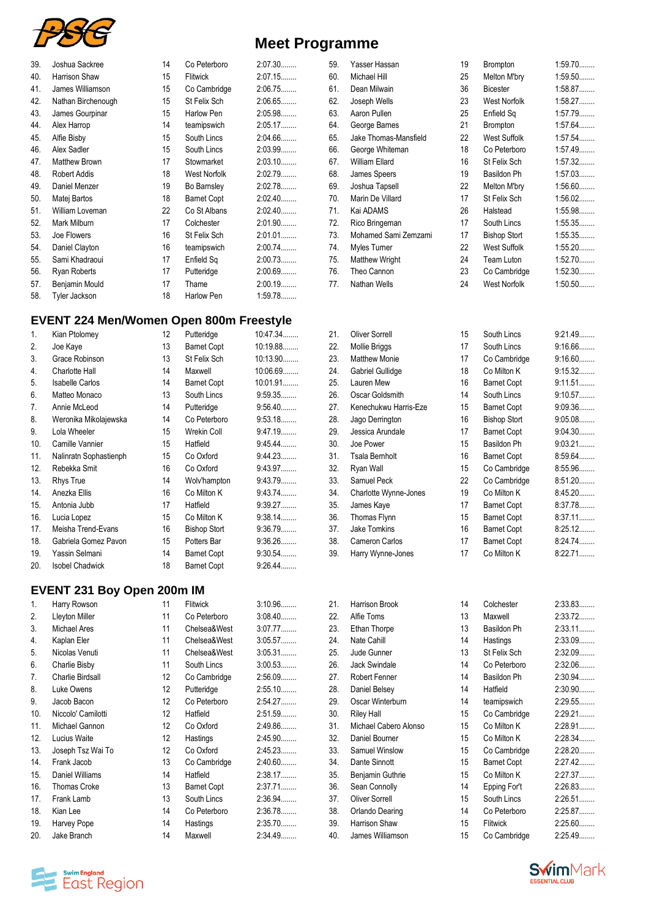# Meet Programme

| # | Name | Age | Club | Time |
|---|---|---|---|---|
| 39. | Joshua Sackree | 14 | Co Peterboro | 2:07.30........ |
| 40. | Harrison Shaw | 15 | Flitwick | 2:07.15........ |
| 41. | James Williamson | 15 | Co Cambridge | 2:06.75........ |
| 42. | Nathan Birchenough | 15 | St Felix Sch | 2:06.65........ |
| 43. | James Gourpinar | 15 | Harlow Pen | 2:05.98........ |
| 44. | Alex Harrop | 14 | teamipswich | 2:05.17........ |
| 45. | Alfie Bisby | 15 | South Lincs | 2:04.66........ |
| 46. | Alex Sadler | 15 | South Lincs | 2:03.99........ |
| 47. | Matthew Brown | 17 | Stowmarket | 2:03.10........ |
| 48. | Robert Addis | 18 | West Norfolk | 2:02.79........ |
| 49. | Daniel Menzer | 19 | Bo Barnsley | 2:02.78........ |
| 50. | Matej Bartos | 18 | Barnet Copt | 2:02.40........ |
| 51. | William Loveman | 22 | Co St Albans | 2:02.40........ |
| 52. | Mark Milburn | 17 | Colchester | 2:01.90........ |
| 53. | Joe Flowers | 16 | St Felix Sch | 2:01.01........ |
| 54. | Daniel Clayton | 16 | teamipswich | 2:00.74........ |
| 55. | Sami Khadraoui | 17 | Enfield Sq | 2:00.73........ |
| 56. | Ryan Roberts | 17 | Putteridge | 2:00.69........ |
| 57. | Benjamin Mould | 17 | Thame | 2:00.19........ |
| 58. | Tyler Jackson | 18 | Harlow Pen | 1:59.78........ |
| 59. | Yasser Hassan | 19 | Brompton | 1:59.70........ |
| 60. | Michael Hill | 25 | Melton M'bry | 1:59.50........ |
| 61. | Dean Milwain | 36 | Bicester | 1:58.87........ |
| 62. | Joseph Wells | 23 | West Norfolk | 1:58.27........ |
| 63. | Aaron Pullen | 25 | Enfield Sq | 1:57.79........ |
| 64. | George Barnes | 21 | Brompton | 1:57.64........ |
| 65. | Jake Thomas-Mansfield | 22 | West Suffolk | 1:57.54........ |
| 66. | George Whiteman | 18 | Co Peterboro | 1:57.49........ |
| 67. | William Ellard | 16 | St Felix Sch | 1:57.32........ |
| 68. | James Speers | 19 | Basildon Ph | 1:57.03........ |
| 69. | Joshua Tapsell | 22 | Melton M'bry | 1:56.60........ |
| 70. | Marin De Villard | 17 | St Felix Sch | 1:56.02........ |
| 71. | Kai ADAMS | 26 | Halstead | 1:55.98........ |
| 72. | Rico Bringeman | 17 | South Lincs | 1:55.35........ |
| 73. | Mohamed Sami Zemzami | 17 | Bishop Stort | 1:55.35........ |
| 74. | Myles Turner | 22 | West Suffolk | 1:55.20........ |
| 75. | Matthew Wright | 24 | Team Luton | 1:52.70........ |
| 76. | Theo Cannon | 23 | Co Cambridge | 1:52.30........ |
| 77. | Nathan Wells | 24 | West Norfolk | 1:50.50........ |

## EVENT 224 Men/Women Open 800m Freestyle

| # | Name | Age | Club | Time |
|---|---|---|---|---|
| 1. | Kian Ptolomey | 12 | Putteridge | 10:47.34........ |
| 2. | Joe Kaye | 13 | Barnet Copt | 10:19.88........ |
| 3. | Grace Robinson | 13 | St Felix Sch | 10:13.90........ |
| 4. | Charlotte Hall | 14 | Maxwell | 10:06.69........ |
| 5. | Isabelle Carlos | 14 | Barnet Copt | 10:01.91........ |
| 6. | Matteo Monaco | 13 | South Lincs | 9:59.35........ |
| 7. | Annie McLeod | 14 | Putteridge | 9:56.40........ |
| 8. | Weronika Mikolajewska | 14 | Co Peterboro | 9:53.18........ |
| 9. | Lola Wheeler | 15 | Wrekin Coll | 9:47.19........ |
| 10. | Camille Vannier | 15 | Hatfield | 9:45.44........ |
| 11. | Nalinratn Sophastienph | 15 | Co Oxford | 9:44.23........ |
| 12. | Rebekka Smit | 16 | Co Oxford | 9:43.97........ |
| 13. | Rhys True | 14 | Wolv'hampton | 9:43.79........ |
| 14. | Anezka Ellis | 16 | Co Milton K | 9:43.74........ |
| 15. | Antonia Jubb | 17 | Hatfield | 9:39.27........ |
| 16. | Lucia Lopez | 15 | Co Milton K | 9:38.14........ |
| 17. | Meisha Trend-Evans | 16 | Bishop Stort | 9:36.79........ |
| 18. | Gabriela Gomez Pavon | 15 | Potters Bar | 9:36.26........ |
| 19. | Yassin Selmani | 14 | Barnet Copt | 9:30.54........ |
| 20. | Isobel Chadwick | 18 | Barnet Copt | 9:26.44........ |
| 21. | Oliver Sorrell | 15 | South Lincs | 9:21.49........ |
| 22. | Mollie Briggs | 17 | South Lincs | 9:16.66........ |
| 23. | Matthew Monie | 17 | Co Cambridge | 9:16.60........ |
| 24. | Gabriel Gullidge | 18 | Co Milton K | 9:15.32........ |
| 25. | Lauren Mew | 16 | Barnet Copt | 9:11.51........ |
| 26. | Oscar Goldsmith | 14 | South Lincs | 9:10.57........ |
| 27. | Kenechukwu Harris-Eze | 15 | Barnet Copt | 9:09.36........ |
| 28. | Jago Derrington | 16 | Bishop Stort | 9:05.08........ |
| 29. | Jessica Arundale | 17 | Barnet Copt | 9:04.30........ |
| 30. | Joe Power | 15 | Basildon Ph | 9:03.21........ |
| 31. | Tsala Bernholt | 16 | Barnet Copt | 8:59.64........ |
| 32. | Ryan Wall | 15 | Co Cambridge | 8:55.96........ |
| 33. | Samuel Peck | 22 | Co Cambridge | 8:51.20........ |
| 34. | Charlotte Wynne-Jones | 19 | Co Milton K | 8:45.20........ |
| 35. | James Kaye | 17 | Barnet Copt | 8:37.78........ |
| 36. | Thomas Flynn | 15 | Barnet Copt | 8:37.11........ |
| 37. | Jake Tomkins | 16 | Barnet Copt | 8:25.12........ |
| 38. | Cameron Carlos | 17 | Barnet Copt | 8:24.74........ |
| 39. | Harry Wynne-Jones | 17 | Co Milton K | 8:22.71........ |

## EVENT 231 Boy Open 200m IM

| # | Name | Age | Club | Time |
|---|---|---|---|---|
| 1. | Harry Rowson | 11 | Flitwick | 3:10.96........ |
| 2. | Lleyton Miller | 11 | Co Peterboro | 3:08.40........ |
| 3. | Michael Ares | 11 | Chelsea&West | 3:07.77........ |
| 4. | Kaplan Eler | 11 | Chelsea&West | 3:05.57........ |
| 5. | Nicolas Venuti | 11 | Chelsea&West | 3:05.31........ |
| 6. | Charlie Bisby | 11 | South Lincs | 3:00.53........ |
| 7. | Charlie Birdsall | 12 | Co Cambridge | 2:56.09........ |
| 8. | Luke Owens | 12 | Putteridge | 2:55.10........ |
| 9. | Jacob Bacon | 12 | Co Peterboro | 2:54.27........ |
| 10. | Niccolo' Camilotti | 12 | Hatfield | 2:51.59........ |
| 11. | Michael Gannon | 12 | Co Oxford | 2:49.86........ |
| 12. | Lucius Waite | 12 | Hastings | 2:45.90........ |
| 13. | Joseph Tsz Wai To | 12 | Co Oxford | 2:45.23........ |
| 14. | Frank Jacob | 13 | Co Cambridge | 2:40.60........ |
| 15. | Daniel Williams | 14 | Hatfield | 2:38.17........ |
| 16. | Thomas Croke | 13 | Barnet Copt | 2:37.71........ |
| 17. | Frank Lamb | 13 | South Lincs | 2:36.94........ |
| 18. | Kian Lee | 14 | Co Peterboro | 2:36.78........ |
| 19. | Harvey Pope | 14 | Hastings | 2:35.70........ |
| 20. | Jake Branch | 14 | Maxwell | 2:34.49........ |
| 21. | Harrison Brook | 14 | Colchester | 2:33.83........ |
| 22. | Alfie Toms | 13 | Maxwell | 2:33.72........ |
| 23. | Ethan Thorpe | 13 | Basildon Ph | 2:33.11........ |
| 24. | Nate Cahill | 14 | Hastings | 2:33.09........ |
| 25. | Jude Gunner | 13 | St Felix Sch | 2:32.09........ |
| 26. | Jack Swindale | 14 | Co Peterboro | 2:32.06........ |
| 27. | Robert Fenner | 14 | Basildon Ph | 2:30.94........ |
| 28. | Daniel Belsey | 14 | Hatfield | 2:30.90........ |
| 29. | Oscar Winterburn | 14 | teamipswich | 2:29.55........ |
| 30. | Riley Hall | 15 | Co Cambridge | 2:29.21........ |
| 31. | Michael Cabero Alonso | 15 | Co Milton K | 2:28.91........ |
| 32. | Daniel Bourner | 15 | Co Milton K | 2:28.34........ |
| 33. | Samuel Winslow | 15 | Co Cambridge | 2:28.20........ |
| 34. | Dante Sinnott | 15 | Barnet Copt | 2:27.42........ |
| 35. | Benjamin Guthrie | 15 | Co Milton K | 2:27.37........ |
| 36. | Sean Connolly | 14 | Epping For't | 2:26.83........ |
| 37. | Oliver Sorrell | 15 | South Lincs | 2:26.51........ |
| 38. | Orlando Dearing | 14 | Co Peterboro | 2:25.87........ |
| 39. | Harrison Shaw | 15 | Flitwick | 2:25.60........ |
| 40. | James Williamson | 15 | Co Cambridge | 2:25.49........ |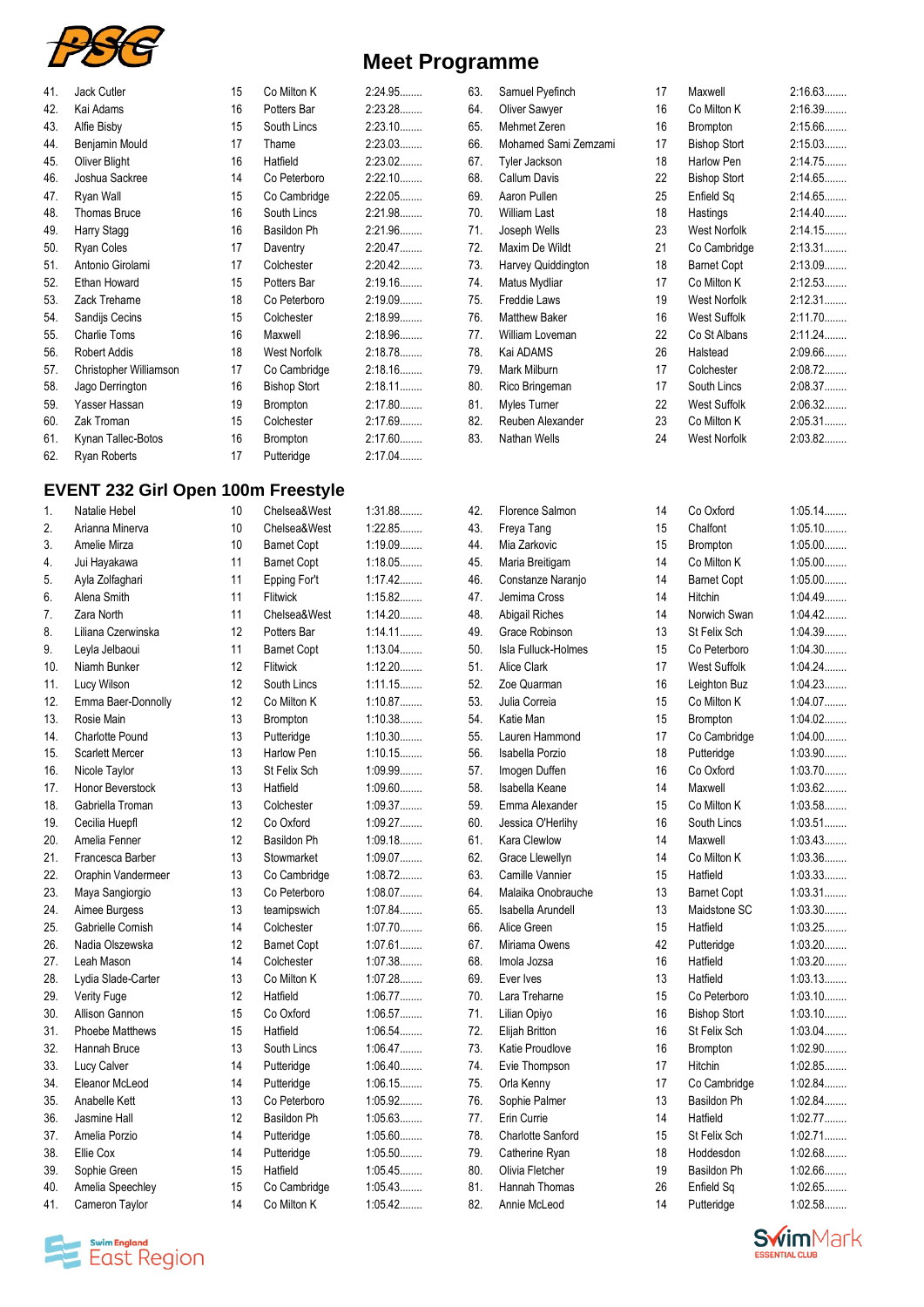# Meet Programme

| | | | | |
|---|---|---|---|---|
| 41. | Jack Cutler | 15 | Co Milton K | 2:24.95........ |
| 42. | Kai Adams | 16 | Potters Bar | 2:23.28........ |
| 43. | Alfie Bisby | 15 | South Lincs | 2:23.10........ |
| 44. | Benjamin Mould | 17 | Thame | 2:23.03........ |
| 45. | Oliver Blight | 16 | Hatfield | 2:23.02........ |
| 46. | Joshua Sackree | 14 | Co Peterboro | 2:22.10........ |
| 47. | Ryan Wall | 15 | Co Cambridge | 2:22.05........ |
| 48. | Thomas Bruce | 16 | South Lincs | 2:21.98........ |
| 49. | Harry Stagg | 16 | Basildon Ph | 2:21.96........ |
| 50. | Ryan Coles | 17 | Daventry | 2:20.47........ |
| 51. | Antonio Girolami | 17 | Colchester | 2:20.42........ |
| 52. | Ethan Howard | 15 | Potters Bar | 2:19.16........ |
| 53. | Zack Trehame | 18 | Co Peterboro | 2:19.09........ |
| 54. | Sandijs Cecins | 15 | Colchester | 2:18.99........ |
| 55. | Charlie Toms | 16 | Maxwell | 2:18.96........ |
| 56. | Robert Addis | 18 | West Norfolk | 2:18.78........ |
| 57. | Christopher Williamson | 17 | Co Cambridge | 2:18.16........ |
| 58. | Jago Derrington | 16 | Bishop Stort | 2:18.11........ |
| 59. | Yasser Hassan | 19 | Brompton | 2:17.80........ |
| 60. | Zak Troman | 15 | Colchester | 2:17.69........ |
| 61. | Kynan Tallec-Botos | 16 | Brompton | 2:17.60........ |
| 62. | Ryan Roberts | 17 | Putteridge | 2:17.04........ |
| 63. | Samuel Pyefinch | 17 | Maxwell | 2:16.63........ |
| 64. | Oliver Sawyer | 16 | Co Milton K | 2:16.39........ |
| 65. | Mehmet Zeren | 16 | Brompton | 2:15.66........ |
| 66. | Mohamed Sami Zemzami | 17 | Bishop Stort | 2:15.03........ |
| 67. | Tyler Jackson | 18 | Harlow Pen | 2:14.75........ |
| 68. | Callum Davis | 22 | Bishop Stort | 2:14.65........ |
| 69. | Aaron Pullen | 25 | Enfield Sq | 2:14.65........ |
| 70. | William Last | 18 | Hastings | 2:14.40........ |
| 71. | Joseph Wells | 23 | West Norfolk | 2:14.15........ |
| 72. | Maxim De Wildt | 21 | Co Cambridge | 2:13.31........ |
| 73. | Harvey Quiddington | 18 | Barnet Copt | 2:13.09........ |
| 74. | Matus Mydliar | 17 | Co Milton K | 2:12.53........ |
| 75. | Freddie Laws | 19 | West Norfolk | 2:12.31........ |
| 76. | Matthew Baker | 16 | West Suffolk | 2:11.70........ |
| 77. | William Loveman | 22 | Co St Albans | 2:11.24........ |
| 78. | Kai ADAMS | 26 | Halstead | 2:09.66........ |
| 79. | Mark Milburn | 17 | Colchester | 2:08.72........ |
| 80. | Rico Bringeman | 17 | South Lincs | 2:08.37........ |
| 81. | Myles Turner | 22 | West Suffolk | 2:06.32........ |
| 82. | Reuben Alexander | 23 | Co Milton K | 2:05.31........ |
| 83. | Nathan Wells | 24 | West Norfolk | 2:03.82........ |

## EVENT 232 Girl Open 100m Freestyle

| | | | | |
|---|---|---|---|---|
| 1. | Natalie Hebel | 10 | Chelsea&West | 1:31.88........ |
| 2. | Arianna Minerva | 10 | Chelsea&West | 1:22.85........ |
| 3. | Amelie Mirza | 10 | Barnet Copt | 1:19.09........ |
| 4. | Jui Hayakawa | 11 | Barnet Copt | 1:18.05........ |
| 5. | Ayla Zolfaghari | 11 | Epping For't | 1:17.42........ |
| 6. | Alena Smith | 11 | Flitwick | 1:15.82........ |
| 7. | Zara North | 11 | Chelsea&West | 1:14.20........ |
| 8. | Liliana Czerwinska | 12 | Potters Bar | 1:14.11........ |
| 9. | Leyla Jelbaoui | 11 | Barnet Copt | 1:13.04........ |
| 10. | Niamh Bunker | 12 | Flitwick | 1:12.20........ |
| 11. | Lucy Wilson | 12 | South Lincs | 1:11.15........ |
| 12. | Emma Baer-Donnolly | 12 | Co Milton K | 1:10.87........ |
| 13. | Rosie Main | 13 | Brompton | 1:10.38........ |
| 14. | Charlotte Pound | 13 | Putteridge | 1:10.30........ |
| 15. | Scarlett Mercer | 13 | Harlow Pen | 1:10.15........ |
| 16. | Nicole Taylor | 13 | St Felix Sch | 1:09.99........ |
| 17. | Honor Beverstock | 13 | Hatfield | 1:09.60........ |
| 18. | Gabriella Troman | 13 | Colchester | 1:09.37........ |
| 19. | Cecilia Huepfl | 12 | Co Oxford | 1:09.27........ |
| 20. | Amelia Fenner | 12 | Basildon Ph | 1:09.18........ |
| 21. | Francesca Barber | 13 | Stowmarket | 1:09.07........ |
| 22. | Oraphin Vandermeer | 13 | Co Cambridge | 1:08.72........ |
| 23. | Maya Sangiorgio | 13 | Co Peterboro | 1:08.07........ |
| 24. | Aimee Burgess | 13 | teamipswich | 1:07.84........ |
| 25. | Gabrielle Cornish | 14 | Colchester | 1:07.70........ |
| 26. | Nadia Olszewska | 12 | Barnet Copt | 1:07.61........ |
| 27. | Leah Mason | 14 | Colchester | 1:07.38........ |
| 28. | Lydia Slade-Carter | 13 | Co Milton K | 1:07.28........ |
| 29. | Verity Fuge | 12 | Hatfield | 1:06.77........ |
| 30. | Allison Gannon | 15 | Co Oxford | 1:06.57........ |
| 31. | Phoebe Matthews | 15 | Hatfield | 1:06.54........ |
| 32. | Hannah Bruce | 13 | South Lincs | 1:06.47........ |
| 33. | Lucy Calver | 14 | Putteridge | 1:06.40........ |
| 34. | Eleanor McLeod | 14 | Putteridge | 1:06.15........ |
| 35. | Anabelle Kett | 13 | Co Peterboro | 1:05.92........ |
| 36. | Jasmine Hall | 12 | Basildon Ph | 1:05.63........ |
| 37. | Amelia Porzio | 14 | Putteridge | 1:05.60........ |
| 38. | Ellie Cox | 14 | Putteridge | 1:05.50........ |
| 39. | Sophie Green | 15 | Hatfield | 1:05.45........ |
| 40. | Amelia Speechley | 15 | Co Cambridge | 1:05.43........ |
| 41. | Cameron Taylor | 14 | Co Milton K | 1:05.42........ |
| 42. | Florence Salmon | 14 | Co Oxford | 1:05.14........ |
| 43. | Freya Tang | 15 | Chalfont | 1:05.10........ |
| 44. | Mia Zarkovic | 15 | Brompton | 1:05.00........ |
| 45. | Maria Breitigam | 14 | Co Milton K | 1:05.00........ |
| 46. | Constanze Naranjo | 14 | Barnet Copt | 1:05.00........ |
| 47. | Jemima Cross | 14 | Hitchin | 1:04.49........ |
| 48. | Abigail Riches | 14 | Norwich Swan | 1:04.42........ |
| 49. | Grace Robinson | 13 | St Felix Sch | 1:04.39........ |
| 50. | Isla Fulluck-Holmes | 15 | Co Peterboro | 1:04.30........ |
| 51. | Alice Clark | 17 | West Suffolk | 1:04.24........ |
| 52. | Zoe Quarman | 16 | Leighton Buz | 1:04.23........ |
| 53. | Julia Correia | 15 | Co Milton K | 1:04.07........ |
| 54. | Katie Man | 15 | Brompton | 1:04.02........ |
| 55. | Lauren Hammond | 17 | Co Cambridge | 1:04.00........ |
| 56. | Isabella Porzio | 18 | Putteridge | 1:03.90........ |
| 57. | Imogen Duffen | 16 | Co Oxford | 1:03.70........ |
| 58. | Isabella Keane | 14 | Maxwell | 1:03.62........ |
| 59. | Emma Alexander | 15 | Co Milton K | 1:03.58........ |
| 60. | Jessica O'Herlihy | 16 | South Lincs | 1:03.51........ |
| 61. | Kara Clewlow | 14 | Maxwell | 1:03.43........ |
| 62. | Grace Llewellyn | 14 | Co Milton K | 1:03.36........ |
| 63. | Camille Vannier | 15 | Hatfield | 1:03.33........ |
| 64. | Malaika Onobrauche | 13 | Barnet Copt | 1:03.31........ |
| 65. | Isabella Arundell | 13 | Maidstone SC | 1:03.30........ |
| 66. | Alice Green | 15 | Hatfield | 1:03.25........ |
| 67. | Miriama Owens | 42 | Putteridge | 1:03.20........ |
| 68. | Imola Jozsa | 16 | Hatfield | 1:03.20........ |
| 69. | Ever Ives | 13 | Hatfield | 1:03.13........ |
| 70. | Lara Treharne | 15 | Co Peterboro | 1:03.10........ |
| 71. | Lilian Opiyo | 16 | Bishop Stort | 1:03.10........ |
| 72. | Elijah Britton | 16 | St Felix Sch | 1:03.04........ |
| 73. | Katie Proudlove | 16 | Brompton | 1:02.90........ |
| 74. | Evie Thompson | 17 | Hitchin | 1:02.85........ |
| 75. | Orla Kenny | 17 | Co Cambridge | 1:02.84........ |
| 76. | Sophie Palmer | 13 | Basildon Ph | 1:02.84........ |
| 77. | Erin Currie | 14 | Hatfield | 1:02.77........ |
| 78. | Charlotte Sanford | 15 | St Felix Sch | 1:02.71........ |
| 79. | Catherine Ryan | 18 | Hoddesdon | 1:02.68........ |
| 80. | Olivia Fletcher | 19 | Basildon Ph | 1:02.66........ |
| 81. | Hannah Thomas | 26 | Enfield Sq | 1:02.65........ |
| 82. | Annie McLeod | 14 | Putteridge | 1:02.58........ |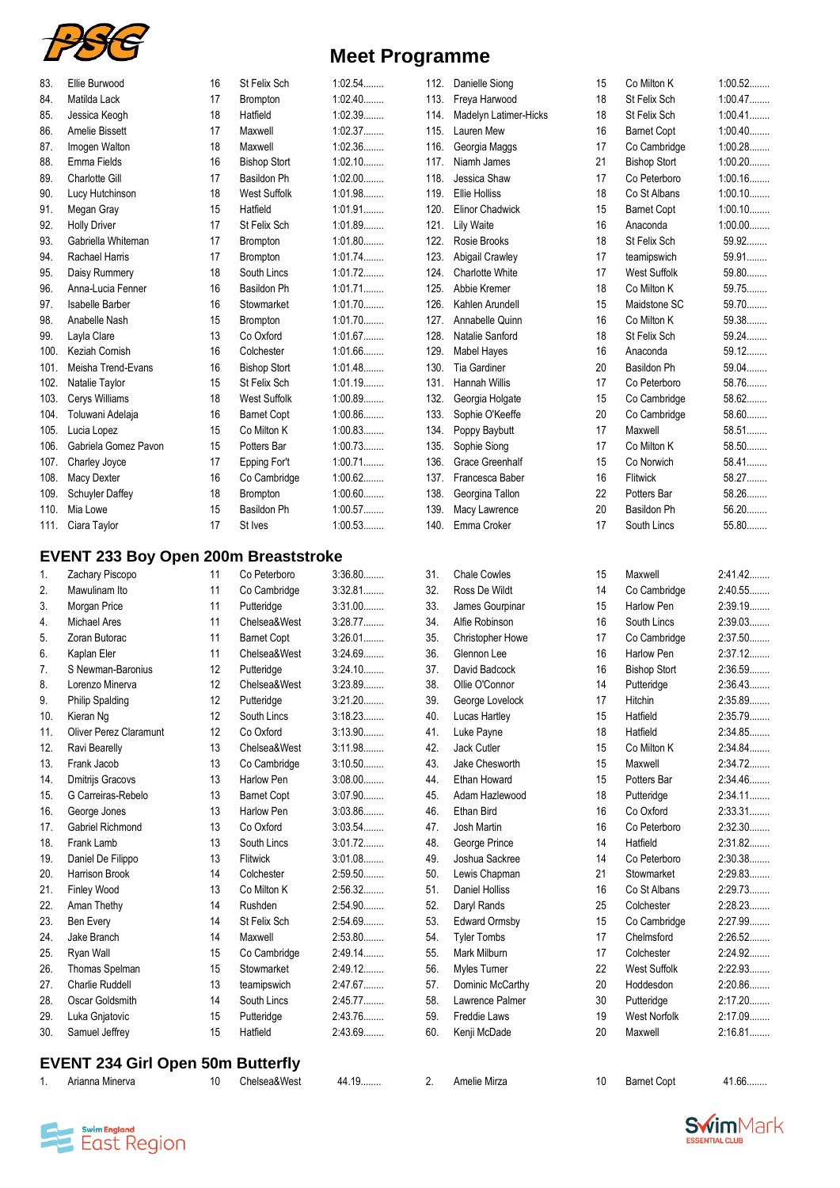# Meet Programme

| No. | Name | Age | Club | Time |
|---|---|---|---|---|
| 83. | Ellie Burwood | 16 | St Felix Sch | 1:02.54........ |
| 84. | Matilda Lack | 17 | Brompton | 1:02.40........ |
| 85. | Jessica Keogh | 18 | Hatfield | 1:02.39........ |
| 86. | Amelie Bissett | 17 | Maxwell | 1:02.37........ |
| 87. | Imogen Walton | 18 | Maxwell | 1:02.36........ |
| 88. | Emma Fields | 16 | Bishop Stort | 1:02.10........ |
| 89. | Charlotte Gill | 17 | Basildon Ph | 1:02.00........ |
| 90. | Lucy Hutchinson | 18 | West Suffolk | 1:01.98........ |
| 91. | Megan Gray | 15 | Hatfield | 1:01.91........ |
| 92. | Holly Driver | 17 | St Felix Sch | 1:01.89........ |
| 93. | Gabriella Whiteman | 17 | Brompton | 1:01.80........ |
| 94. | Rachael Harris | 17 | Brompton | 1:01.74........ |
| 95. | Daisy Rummery | 18 | South Lincs | 1:01.72........ |
| 96. | Anna-Lucia Fenner | 16 | Basildon Ph | 1:01.71........ |
| 97. | Isabelle Barber | 16 | Stowmarket | 1:01.70........ |
| 98. | Anabelle Nash | 15 | Brompton | 1:01.70........ |
| 99. | Layla Clare | 13 | Co Oxford | 1:01.67........ |
| 100. | Keziah Cornish | 16 | Colchester | 1:01.66........ |
| 101. | Meisha Trend-Evans | 16 | Bishop Stort | 1:01.48........ |
| 102. | Natalie Taylor | 15 | St Felix Sch | 1:01.19........ |
| 103. | Cerys Williams | 18 | West Suffolk | 1:00.89........ |
| 104. | Toluwani Adelaja | 16 | Barnet Copt | 1:00.86........ |
| 105. | Lucia Lopez | 15 | Co Milton K | 1:00.83........ |
| 106. | Gabriela Gomez Pavon | 15 | Potters Bar | 1:00.73........ |
| 107. | Charley Joyce | 17 | Epping For't | 1:00.71........ |
| 108. | Macy Dexter | 16 | Co Cambridge | 1:00.62........ |
| 109. | Schuyler Daffey | 18 | Brompton | 1:00.60........ |
| 110. | Mia Lowe | 15 | Basildon Ph | 1:00.57........ |
| 111. | Ciara Taylor | 17 | St Ives | 1:00.53........ |
| 112. | Danielle Siong | 15 | Co Milton K | 1:00.52........ |
| 113. | Freya Harwood | 18 | St Felix Sch | 1:00.47........ |
| 114. | Madelyn Latimer-Hicks | 15 | St Felix Sch | 1:00.41........ |
| 115. | Lauren Mew | 16 | Barnet Copt | 1:00.40........ |
| 116. | Georgia Maggs | 17 | Co Cambridge | 1:00.28........ |
| 117. | Niamh James | 21 | Bishop Stort | 1:00.20........ |
| 118. | Jessica Shaw | 17 | Co Peterboro | 1:00.16........ |
| 119. | Ellie Holliss | 18 | Co St Albans | 1:00.10........ |
| 120. | Elinor Chadwick | 15 | Barnet Copt | 1:00.10........ |
| 121. | Lily Waite | 16 | Anaconda | 1:00.00........ |
| 122. | Rosie Brooks | 18 | St Felix Sch | 59.92........ |
| 123. | Abigail Crawley | 17 | teamipswich | 59.91........ |
| 124. | Charlotte White | 17 | West Suffolk | 59.80........ |
| 125. | Abbie Kremer | 18 | Co Milton K | 59.75........ |
| 126. | Kahlen Arundell | 15 | Maidstone SC | 59.70........ |
| 127. | Annabelle Quinn | 16 | Co Milton K | 59.38........ |
| 128. | Natalie Sanford | 18 | St Felix Sch | 59.24........ |
| 129. | Mabel Hayes | 16 | Anaconda | 59.12........ |
| 130. | Tia Gardiner | 20 | Basildon Ph | 59.04........ |
| 131. | Hannah Willis | 17 | Co Peterboro | 58.76........ |
| 132. | Georgia Holgate | 15 | Co Cambridge | 58.62........ |
| 133. | Sophie O'Keeffe | 20 | Co Cambridge | 58.60........ |
| 134. | Poppy Baybutt | 17 | Maxwell | 58.51........ |
| 135. | Sophie Siong | 17 | Co Milton K | 58.50........ |
| 136. | Grace Greenhalf | 15 | Co Norwich | 58.41........ |
| 137. | Francesca Baber | 16 | Flitwick | 58.27........ |
| 138. | Georgina Tallon | 22 | Potters Bar | 58.26........ |
| 139. | Macy Lawrence | 20 | Basildon Ph | 56.20........ |
| 140. | Emma Croker | 17 | South Lincs | 55.80........ |

## EVENT 233 Boy Open 200m Breaststroke

| No. | Name | Age | Club | Time |
|---|---|---|---|---|
| 1. | Zachary Piscopo | 11 | Co Peterboro | 3:36.80........ |
| 2. | Mawulinam Ito | 11 | Co Cambridge | 3:32.81........ |
| 3. | Morgan Price | 11 | Putteridge | 3:31.00........ |
| 4. | Michael Ares | 11 | Chelsea&West | 3:28.77........ |
| 5. | Zoran Butorac | 11 | Barnet Copt | 3:26.01........ |
| 6. | Kaplan Eler | 11 | Chelsea&West | 3:24.69........ |
| 7. | S Newman-Baronius | 12 | Putteridge | 3:24.10........ |
| 8. | Lorenzo Minerva | 12 | Chelsea&West | 3:23.89........ |
| 9. | Philip Spalding | 12 | Putteridge | 3:21.20........ |
| 10. | Kieran Ng | 12 | South Lincs | 3:18.23........ |
| 11. | Oliver Perez Claramunt | 12 | Co Oxford | 3:13.90........ |
| 12. | Ravi Bearelly | 13 | Chelsea&West | 3:11.98........ |
| 13. | Frank Jacob | 13 | Co Cambridge | 3:10.50........ |
| 14. | Dmitrijs Gracovs | 13 | Harlow Pen | 3:08.00........ |
| 15. | G Carreiras-Rebelo | 13 | Barnet Copt | 3:07.90........ |
| 16. | George Jones | 13 | Harlow Pen | 3:03.86........ |
| 17. | Gabriel Richmond | 13 | Co Oxford | 3:03.54........ |
| 18. | Frank Lamb | 13 | South Lincs | 3:01.72........ |
| 19. | Daniel De Filippo | 13 | Flitwick | 3:01.08........ |
| 20. | Harrison Brook | 14 | Colchester | 2:59.50........ |
| 21. | Finley Wood | 13 | Co Milton K | 2:56.32........ |
| 22. | Aman Thethy | 14 | Rushden | 2:54.90........ |
| 23. | Ben Every | 14 | St Felix Sch | 2:54.69........ |
| 24. | Jake Branch | 14 | Maxwell | 2:53.80........ |
| 25. | Ryan Wall | 15 | Co Cambridge | 2:49.14........ |
| 26. | Thomas Spelman | 15 | Stowmarket | 2:49.12........ |
| 27. | Charlie Ruddell | 13 | teamipswich | 2:47.67........ |
| 28. | Oscar Goldsmith | 14 | South Lincs | 2:45.77........ |
| 29. | Luka Gnjatovic | 15 | Putteridge | 2:43.76........ |
| 30. | Samuel Jeffrey | 15 | Hatfield | 2:43.69........ |
| 31. | Chale Cowles | 15 | Maxwell | 2:41.42........ |
| 32. | Ross De Wildt | 14 | Co Cambridge | 2:40.55........ |
| 33. | James Gourpinar | 15 | Harlow Pen | 2:39.19........ |
| 34. | Alfie Robinson | 16 | South Lincs | 2:39.03........ |
| 35. | Christopher Howe | 17 | Co Cambridge | 2:37.50........ |
| 36. | Glennon Lee | 16 | Harlow Pen | 2:37.12........ |
| 37. | David Badcock | 16 | Bishop Stort | 2:36.59........ |
| 38. | Ollie O'Connor | 14 | Putteridge | 2:36.43........ |
| 39. | George Lovelock | 17 | Hitchin | 2:35.89........ |
| 40. | Lucas Hartley | 15 | Hatfield | 2:35.79........ |
| 41. | Luke Payne | 18 | Hatfield | 2:34.85........ |
| 42. | Jack Cutler | 15 | Co Milton K | 2:34.84........ |
| 43. | Jake Chesworth | 15 | Maxwell | 2:34.72........ |
| 44. | Ethan Howard | 15 | Potters Bar | 2:34.46........ |
| 45. | Adam Hazlewood | 18 | Putteridge | 2:34.11........ |
| 46. | Ethan Bird | 16 | Co Oxford | 2:33.31........ |
| 47. | Josh Martin | 16 | Co Peterboro | 2:32.30........ |
| 48. | George Prince | 14 | Hatfield | 2:31.82........ |
| 49. | Joshua Sackree | 14 | Co Peterboro | 2:30.38........ |
| 50. | Lewis Chapman | 21 | Stowmarket | 2:29.83........ |
| 51. | Daniel Holliss | 16 | Co St Albans | 2:29.73........ |
| 52. | Daryl Rands | 25 | Colchester | 2:28.23........ |
| 53. | Edward Ormsby | 15 | Co Cambridge | 2:27.99........ |
| 54. | Tyler Tombs | 17 | Chelmsford | 2:26.52........ |
| 55. | Mark Milburn | 17 | Colchester | 2:24.92........ |
| 56. | Myles Turner | 22 | West Suffolk | 2:22.93........ |
| 57. | Dominic McCarthy | 20 | Hoddesdon | 2:20.86........ |
| 58. | Lawrence Palmer | 30 | Putteridge | 2:17.20........ |
| 59. | Freddie Laws | 19 | West Norfolk | 2:17.09........ |
| 60. | Kenji McDade | 20 | Maxwell | 2:16.81........ |

## EVENT 234 Girl Open 50m Butterfly

| No. | Name | Age | Club | Time |
|---|---|---|---|---|
| 1. | Arianna Minerva | 10 | Chelsea&West | 44.19........ |
| 2. | Amelie Mirza | 10 | Barnet Copt | 41.66........ |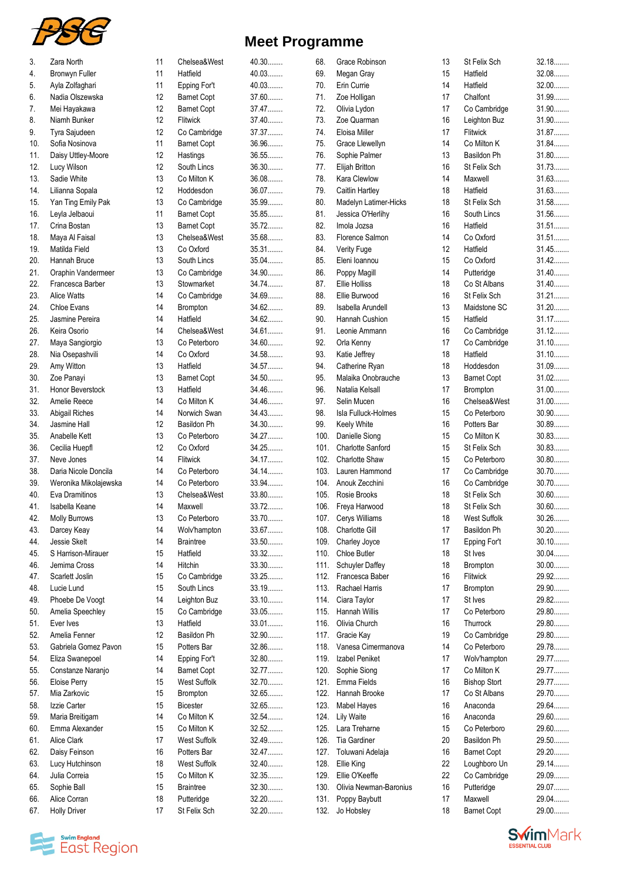# Meet Programme

| # | Name | Age | Club | Time |
|---|---|---|---|---|
| 3. | Zara North | 11 | Chelsea&West | 40.30........ |
| 4. | Bronwyn Fuller | 11 | Hatfield | 40.03........ |
| 5. | Ayla Zolfaghari | 11 | Epping For't | 40.03........ |
| 6. | Nadia Olszewska | 12 | Barnet Copt | 37.60........ |
| 7. | Mei Hayakawa | 12 | Barnet Copt | 37.47........ |
| 8. | Niamh Bunker | 12 | Flitwick | 37.40........ |
| 9. | Tyra Sajudeen | 12 | Co Cambridge | 37.37........ |
| 10. | Sofia Nosinova | 11 | Barnet Copt | 36.96........ |
| 11. | Daisy Uttley-Moore | 12 | Hastings | 36.55........ |
| 12. | Lucy Wilson | 12 | South Lincs | 36.30........ |
| 13. | Sadie White | 13 | Co Milton K | 36.08........ |
| 14. | Lilianna Sopala | 12 | Hoddesdon | 36.07........ |
| 15. | Yan Ting Emily Pak | 13 | Co Cambridge | 35.99........ |
| 16. | Leyla Jelbaoui | 11 | Barnet Copt | 35.85........ |
| 17. | Crina Bostan | 13 | Barnet Copt | 35.72........ |
| 18. | Maya Al Faisal | 13 | Chelsea&West | 35.68........ |
| 19. | Matilda Field | 13 | Co Oxford | 35.31........ |
| 20. | Hannah Bruce | 13 | South Lincs | 35.04........ |
| 21. | Oraphin Vandermeer | 13 | Co Cambridge | 34.90........ |
| 22. | Francesca Barber | 13 | Stowmarket | 34.74........ |
| 23. | Alice Watts | 14 | Co Cambridge | 34.69........ |
| 24. | Chloe Evans | 14 | Brompton | 34.62........ |
| 25. | Jasmine Pereira | 14 | Hatfield | 34.62........ |
| 26. | Keira Osorio | 14 | Chelsea&West | 34.61........ |
| 27. | Maya Sangiorgio | 13 | Co Peterboro | 34.60........ |
| 28. | Nia Osepashvili | 14 | Co Oxford | 34.58........ |
| 29. | Amy Witton | 13 | Hatfield | 34.57........ |
| 30. | Zoe Panayi | 13 | Barnet Copt | 34.50........ |
| 31. | Honor Beverstock | 13 | Hatfield | 34.46........ |
| 32. | Amelie Reece | 14 | Co Milton K | 34.46........ |
| 33. | Abigail Riches | 14 | Norwich Swan | 34.43........ |
| 34. | Jasmine Hall | 12 | Basildon Ph | 34.30........ |
| 35. | Anabelle Kett | 13 | Co Peterboro | 34.27........ |
| 36. | Cecilia Huepfl | 12 | Co Oxford | 34.25........ |
| 37. | Neve Jones | 14 | Flitwick | 34.17........ |
| 38. | Daria Nicole Doncila | 14 | Co Peterboro | 34.14........ |
| 39. | Weronika Mikolajewska | 14 | Co Peterboro | 33.94........ |
| 40. | Eva Dramitinos | 13 | Chelsea&West | 33.80........ |
| 41. | Isabella Keane | 14 | Maxwell | 33.72........ |
| 42. | Molly Burrows | 13 | Co Peterboro | 33.70........ |
| 43. | Darcey Keay | 14 | Wolv'hampton | 33.67........ |
| 44. | Jessie Skelt | 14 | Braintree | 33.50........ |
| 45. | S Harrison-Mirauer | 15 | Hatfield | 33.32........ |
| 46. | Jemima Cross | 14 | Hitchin | 33.30........ |
| 47. | Scarlett Joslin | 15 | Co Cambridge | 33.25........ |
| 48. | Lucie Lund | 15 | South Lincs | 33.19........ |
| 49. | Phoebe De Voogt | 14 | Leighton Buz | 33.10........ |
| 50. | Amelia Speechley | 15 | Co Cambridge | 33.05........ |
| 51. | Ever Ives | 13 | Hatfield | 33.01........ |
| 52. | Amelia Fenner | 12 | Basildon Ph | 32.90........ |
| 53. | Gabriela Gomez Pavon | 15 | Potters Bar | 32.86........ |
| 54. | Eliza Swanepoel | 14 | Epping For't | 32.80........ |
| 55. | Constanze Naranjo | 14 | Barnet Copt | 32.77........ |
| 56. | Eloise Perry | 15 | West Suffolk | 32.70........ |
| 57. | Mia Zarkovic | 15 | Brompton | 32.65........ |
| 58. | Izzie Carter | 15 | Bicester | 32.65........ |
| 59. | Maria Breitigam | 14 | Co Milton K | 32.54........ |
| 60. | Emma Alexander | 15 | Co Milton K | 32.52........ |
| 61. | Alice Clark | 17 | West Suffolk | 32.49........ |
| 62. | Daisy Feinson | 16 | Potters Bar | 32.47........ |
| 63. | Lucy Hutchinson | 18 | West Suffolk | 32.40........ |
| 64. | Julia Correia | 15 | Co Milton K | 32.35........ |
| 65. | Sophie Ball | 15 | Braintree | 32.30........ |
| 66. | Alice Corran | 18 | Putteridge | 32.20........ |
| 67. | Holly Driver | 17 | St Felix Sch | 32.20........ |
| 68. | Grace Robinson | 13 | St Felix Sch | 32.18........ |
| 69. | Megan Gray | 15 | Hatfield | 32.08........ |
| 70. | Erin Currie | 14 | Hatfield | 32.00........ |
| 71. | Zoe Holligan | 17 | Chalfont | 31.99........ |
| 72. | Olivia Lydon | 17 | Co Cambridge | 31.90........ |
| 73. | Zoe Quarman | 16 | Leighton Buz | 31.90........ |
| 74. | Eloisa Miller | 17 | Flitwick | 31.87........ |
| 75. | Grace Llewellyn | 14 | Co Milton K | 31.84........ |
| 76. | Sophie Palmer | 13 | Basildon Ph | 31.80........ |
| 77. | Elijah Britton | 16 | St Felix Sch | 31.73........ |
| 78. | Kara Clewlow | 14 | Maxwell | 31.63........ |
| 79. | Caitlin Hartley | 18 | Hatfield | 31.63........ |
| 80. | Madelyn Latimer-Hicks | 18 | St Felix Sch | 31.58........ |
| 81. | Jessica O'Herlihy | 16 | South Lincs | 31.56........ |
| 82. | Imola Jozsa | 16 | Hatfield | 31.51........ |
| 83. | Florence Salmon | 14 | Co Oxford | 31.51........ |
| 84. | Verity Fuge | 12 | Hatfield | 31.45........ |
| 85. | Eleni Ioannou | 15 | Co Oxford | 31.42........ |
| 86. | Poppy Magill | 14 | Putteridge | 31.40........ |
| 87. | Ellie Holliss | 18 | Co St Albans | 31.40........ |
| 88. | Ellie Burwood | 16 | St Felix Sch | 31.21........ |
| 89. | Isabella Arundell | 13 | Maidstone SC | 31.20........ |
| 90. | Hannah Cushion | 15 | Hatfield | 31.17........ |
| 91. | Leonie Ammann | 16 | Co Cambridge | 31.12........ |
| 92. | Orla Kenny | 17 | Co Cambridge | 31.10........ |
| 93. | Katie Jeffrey | 18 | Hatfield | 31.10........ |
| 94. | Catherine Ryan | 18 | Hoddesdon | 31.09........ |
| 95. | Malaika Onobrauche | 13 | Barnet Copt | 31.02........ |
| 96. | Natalia Kelsall | 17 | Brompton | 31.00........ |
| 97. | Selin Mucen | 16 | Chelsea&West | 31.00........ |
| 98. | Isla Fulluck-Holmes | 15 | Co Peterboro | 30.90........ |
| 99. | Keely White | 16 | Potters Bar | 30.89........ |
| 100. | Danielle Siong | 15 | Co Milton K | 30.83........ |
| 101. | Charlotte Sanford | 15 | St Felix Sch | 30.83........ |
| 102. | Charlotte Shaw | 15 | Co Peterboro | 30.80........ |
| 103. | Lauren Hammond | 17 | Co Cambridge | 30.70........ |
| 104. | Anouk Zecchini | 16 | Co Cambridge | 30.70........ |
| 105. | Rosie Brooks | 18 | St Felix Sch | 30.60........ |
| 106. | Freya Harwood | 18 | St Felix Sch | 30.60........ |
| 107. | Cerys Williams | 18 | West Suffolk | 30.26........ |
| 108. | Charlotte Gill | 17 | Basildon Ph | 30.20........ |
| 109. | Charley Joyce | 17 | Epping For't | 30.10........ |
| 110. | Chloe Butler | 18 | St Ives | 30.04........ |
| 111. | Schuyler Daffey | 18 | Brompton | 30.00........ |
| 112. | Francesca Baber | 16 | Flitwick | 29.92........ |
| 113. | Rachael Harris | 17 | Brompton | 29.90........ |
| 114. | Ciara Taylor | 17 | St Ives | 29.82........ |
| 115. | Hannah Willis | 17 | Co Peterboro | 29.80........ |
| 116. | Olivia Church | 16 | Thurrock | 29.80........ |
| 117. | Gracie Kay | 19 | Co Cambridge | 29.80........ |
| 118. | Vanesa Cimermanova | 14 | Co Peterboro | 29.78........ |
| 119. | Izabel Peniket | 17 | Wolv'hampton | 29.77........ |
| 120. | Sophie Siong | 17 | Co Milton K | 29.77........ |
| 121. | Emma Fields | 16 | Bishop Stort | 29.77........ |
| 122. | Hannah Brooke | 17 | Co St Albans | 29.70........ |
| 123. | Mabel Hayes | 16 | Anaconda | 29.64........ |
| 124. | Lily Waite | 16 | Anaconda | 29.60........ |
| 125. | Lara Treharne | 15 | Co Peterboro | 29.60........ |
| 126. | Tia Gardiner | 20 | Basildon Ph | 29.50........ |
| 127. | Toluwani Adelaja | 16 | Barnet Copt | 29.20........ |
| 128. | Ellie King | 22 | Loughboro Un | 29.14........ |
| 129. | Ellie O'Keeffe | 22 | Co Cambridge | 29.09........ |
| 130. | Olivia Newman-Baronius | 16 | Putteridge | 29.07........ |
| 131. | Poppy Baybutt | 17 | Maxwell | 29.04........ |
| 132. | Jo Hobsley | 18 | Barnet Copt | 29.00........ |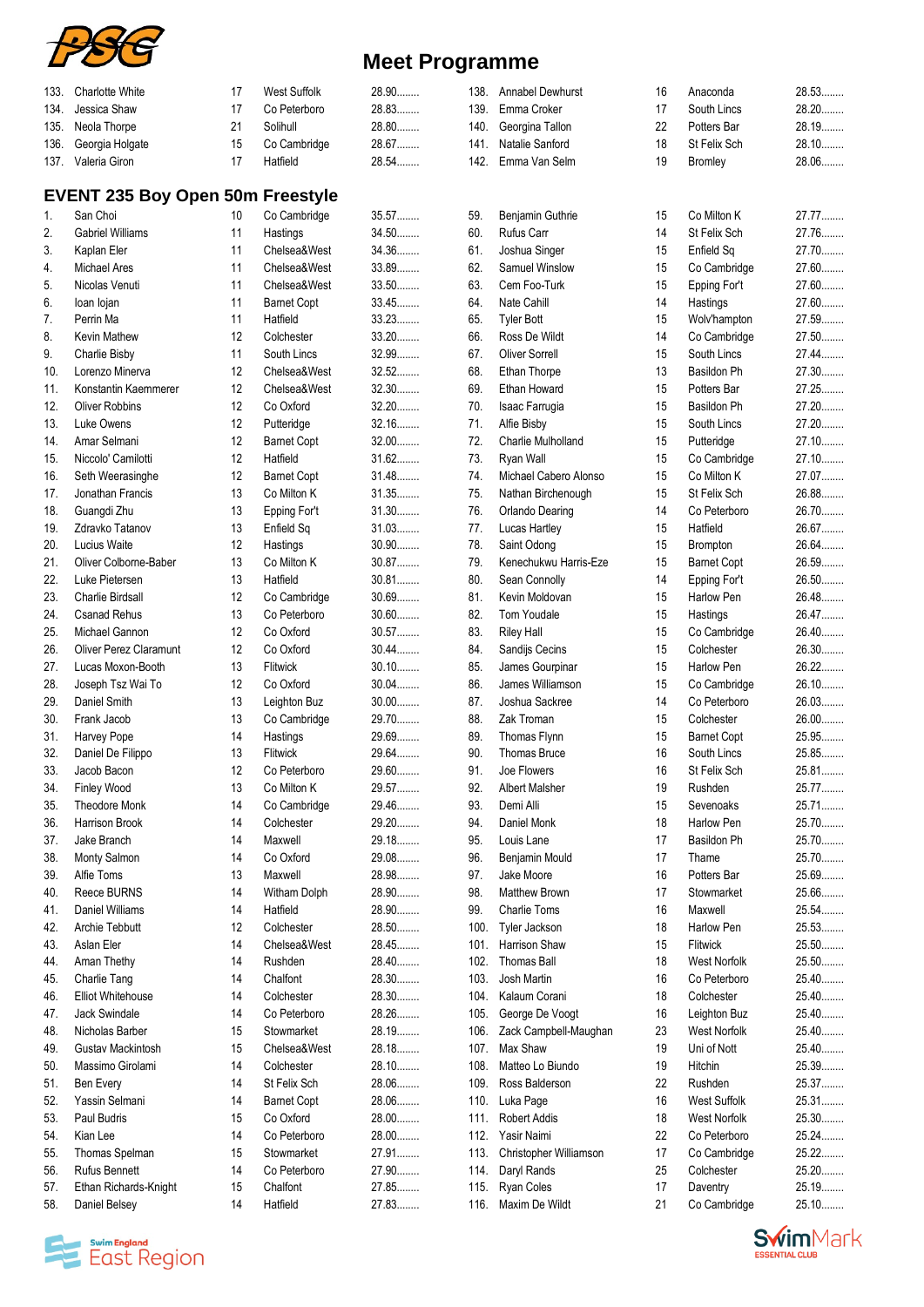# Meet Programme

| | Name | Age | Club | Time |
|---|---|---|---|---|
| 133. | Charlotte White | 17 | West Suffolk | 28.90........ |
| 134. | Jessica Shaw | 17 | Co Peterboro | 28.83........ |
| 135. | Neola Thorpe | 21 | Solihull | 28.80........ |
| 136. | Georgia Holgate | 15 | Co Cambridge | 28.67........ |
| 137. | Valeria Giron | 17 | Hatfield | 28.54........ |
| 138. | Annabel Dewhurst | 16 | Anaconda | 28.53........ |
| 139. | Emma Croker | 17 | South Lincs | 28.20........ |
| 140. | Georgina Tallon | 22 | Potters Bar | 28.19........ |
| 141. | Natalie Sanford | 18 | St Felix Sch | 28.10........ |
| 142. | Emma Van Selm | 19 | Bromley | 28.06........ |

## EVENT 235 Boy Open 50m Freestyle

| | Name | Age | Club | Time |
|---|---|---|---|---|
| 1. | San Choi | 10 | Co Cambridge | 35.57........ |
| 2. | Gabriel Williams | 11 | Hastings | 34.50........ |
| 3. | Kaplan Eler | 11 | Chelsea&West | 34.36........ |
| 4. | Michael Ares | 11 | Chelsea&West | 33.89........ |
| 5. | Nicolas Venuti | 11 | Chelsea&West | 33.50........ |
| 6. | Ioan Iojan | 11 | Barnet Copt | 33.45........ |
| 7. | Perrin Ma | 11 | Hatfield | 33.23........ |
| 8. | Kevin Mathew | 12 | Colchester | 33.20........ |
| 9. | Charlie Bisby | 11 | South Lincs | 32.99........ |
| 10. | Lorenzo Minerva | 12 | Chelsea&West | 32.52........ |
| 11. | Konstantin Kaemmerer | 12 | Chelsea&West | 32.30........ |
| 12. | Oliver Robbins | 12 | Co Oxford | 32.20........ |
| 13. | Luke Owens | 12 | Putteridge | 32.16........ |
| 14. | Amar Selmani | 12 | Barnet Copt | 32.00........ |
| 15. | Niccolo' Camilotti | 12 | Hatfield | 31.62........ |
| 16. | Seth Weerasinghe | 12 | Barnet Copt | 31.48........ |
| 17. | Jonathan Francis | 13 | Co Milton K | 31.35........ |
| 18. | Guangdi Zhu | 13 | Epping For't | 31.30........ |
| 19. | Zdravko Tatanov | 13 | Enfield Sq | 31.03........ |
| 20. | Lucius Waite | 12 | Hastings | 30.90........ |
| 21. | Oliver Colborne-Baber | 13 | Co Milton K | 30.87........ |
| 22. | Luke Pietersen | 13 | Hatfield | 30.81........ |
| 23. | Charlie Birdsall | 12 | Co Cambridge | 30.69........ |
| 24. | Csanad Rehus | 13 | Co Peterboro | 30.60........ |
| 25. | Michael Gannon | 12 | Co Oxford | 30.57........ |
| 26. | Oliver Perez Claramunt | 12 | Co Oxford | 30.44........ |
| 27. | Lucas Moxon-Booth | 13 | Flitwick | 30.10........ |
| 28. | Joseph Tsz Wai To | 12 | Co Oxford | 30.04........ |
| 29. | Daniel Smith | 13 | Leighton Buz | 30.00........ |
| 30. | Frank Jacob | 13 | Co Cambridge | 29.70........ |
| 31. | Harvey Pope | 14 | Hastings | 29.69........ |
| 32. | Daniel De Filippo | 13 | Flitwick | 29.64........ |
| 33. | Jacob Bacon | 12 | Co Peterboro | 29.60........ |
| 34. | Finley Wood | 13 | Co Milton K | 29.57........ |
| 35. | Theodore Monk | 14 | Co Cambridge | 29.46........ |
| 36. | Harrison Brook | 14 | Colchester | 29.20........ |
| 37. | Jake Branch | 14 | Maxwell | 29.18........ |
| 38. | Monty Salmon | 14 | Co Oxford | 29.08........ |
| 39. | Alfie Toms | 13 | Maxwell | 28.98........ |
| 40. | Reece BURNS | 14 | Witham Dolph | 28.90........ |
| 41. | Daniel Williams | 14 | Hatfield | 28.90........ |
| 42. | Archie Tebbutt | 12 | Colchester | 28.50........ |
| 43. | Aslan Eler | 14 | Chelsea&West | 28.45........ |
| 44. | Aman Thethy | 14 | Rushden | 28.40........ |
| 45. | Charlie Tang | 14 | Chalfont | 28.30........ |
| 46. | Elliot Whitehouse | 14 | Colchester | 28.30........ |
| 47. | Jack Swindale | 14 | Co Peterboro | 28.26........ |
| 48. | Nicholas Barber | 15 | Stowmarket | 28.19........ |
| 49. | Gustav Mackintosh | 15 | Chelsea&West | 28.18........ |
| 50. | Massimo Girolami | 14 | Colchester | 28.10........ |
| 51. | Ben Every | 14 | St Felix Sch | 28.06........ |
| 52. | Yassin Selmani | 14 | Barnet Copt | 28.06........ |
| 53. | Paul Budris | 15 | Co Oxford | 28.00........ |
| 54. | Kian Lee | 14 | Co Peterboro | 28.00........ |
| 55. | Thomas Spelman | 15 | Stowmarket | 27.91........ |
| 56. | Rufus Bennett | 14 | Co Peterboro | 27.90........ |
| 57. | Ethan Richards-Knight | 15 | Chalfont | 27.85........ |
| 58. | Daniel Belsey | 14 | Hatfield | 27.83........ |
| 59. | Benjamin Guthrie | 15 | Co Milton K | 27.77........ |
| 60. | Rufus Carr | 14 | St Felix Sch | 27.76........ |
| 61. | Joshua Singer | 15 | Enfield Sq | 27.70........ |
| 62. | Samuel Winslow | 15 | Co Cambridge | 27.60........ |
| 63. | Cem Foo-Turk | 15 | Epping For't | 27.60........ |
| 64. | Nate Cahill | 14 | Hastings | 27.60........ |
| 65. | Tyler Bott | 15 | Wolv'hampton | 27.59........ |
| 66. | Ross De Wildt | 14 | Co Cambridge | 27.50........ |
| 67. | Oliver Sorrell | 15 | South Lincs | 27.44........ |
| 68. | Ethan Thorpe | 13 | Basildon Ph | 27.30........ |
| 69. | Ethan Howard | 15 | Potters Bar | 27.25........ |
| 70. | Isaac Farrugia | 15 | Basildon Ph | 27.20........ |
| 71. | Alfie Bisby | 15 | South Lincs | 27.20........ |
| 72. | Charlie Mulholland | 15 | Putteridge | 27.10........ |
| 73. | Ryan Wall | 15 | Co Cambridge | 27.10........ |
| 74. | Michael Cabero Alonso | 15 | Co Milton K | 27.07........ |
| 75. | Nathan Birchenough | 15 | St Felix Sch | 26.88........ |
| 76. | Orlando Dearing | 14 | Co Peterboro | 26.70........ |
| 77. | Lucas Hartley | 15 | Hatfield | 26.67........ |
| 78. | Saint Odong | 15 | Brompton | 26.64........ |
| 79. | Kenechukwu Harris-Eze | 15 | Barnet Copt | 26.59........ |
| 80. | Sean Connolly | 14 | Epping For't | 26.50........ |
| 81. | Kevin Moldovan | 15 | Harlow Pen | 26.48........ |
| 82. | Tom Youdale | 15 | Hastings | 26.47........ |
| 83. | Riley Hall | 15 | Co Cambridge | 26.40........ |
| 84. | Sandijs Cecins | 15 | Colchester | 26.30........ |
| 85. | James Gourpinar | 15 | Harlow Pen | 26.22........ |
| 86. | James Williamson | 15 | Co Cambridge | 26.10........ |
| 87. | Joshua Sackree | 14 | Co Peterboro | 26.03........ |
| 88. | Zak Troman | 15 | Colchester | 26.00........ |
| 89. | Thomas Flynn | 15 | Barnet Copt | 25.95........ |
| 90. | Thomas Bruce | 16 | South Lincs | 25.85........ |
| 91. | Joe Flowers | 16 | St Felix Sch | 25.81........ |
| 92. | Albert Malsher | 19 | Rushden | 25.77........ |
| 93. | Demi Alli | 15 | Sevenoaks | 25.71........ |
| 94. | Daniel Monk | 18 | Harlow Pen | 25.70........ |
| 95. | Louis Lane | 17 | Basildon Ph | 25.70........ |
| 96. | Benjamin Mould | 17 | Thame | 25.70........ |
| 97. | Jake Moore | 16 | Potters Bar | 25.69........ |
| 98. | Matthew Brown | 17 | Stowmarket | 25.66........ |
| 99. | Charlie Toms | 16 | Maxwell | 25.54........ |
| 100. | Tyler Jackson | 18 | Harlow Pen | 25.53........ |
| 101. | Harrison Shaw | 15 | Flitwick | 25.50........ |
| 102. | Thomas Ball | 18 | West Norfolk | 25.50........ |
| 103. | Josh Martin | 16 | Co Peterboro | 25.40........ |
| 104. | Kalaum Corani | 18 | Colchester | 25.40........ |
| 105. | George De Voogt | 16 | Leighton Buz | 25.40........ |
| 106. | Zack Campbell-Maughan | 23 | West Norfolk | 25.40........ |
| 107. | Max Shaw | 19 | Uni of Nott | 25.40........ |
| 108. | Matteo Lo Biundo | 19 | Hitchin | 25.39........ |
| 109. | Ross Balderson | 22 | Rushden | 25.37........ |
| 110. | Luka Page | 16 | West Suffolk | 25.31........ |
| 111. | Robert Addis | 18 | West Norfolk | 25.30........ |
| 112. | Yasir Naimi | 22 | Co Peterboro | 25.24........ |
| 113. | Christopher Williamson | 17 | Co Cambridge | 25.22........ |
| 114. | Daryl Rands | 25 | Colchester | 25.20........ |
| 115. | Ryan Coles | 17 | Daventry | 25.19........ |
| 116. | Maxim De Wildt | 21 | Co Cambridge | 25.10........ |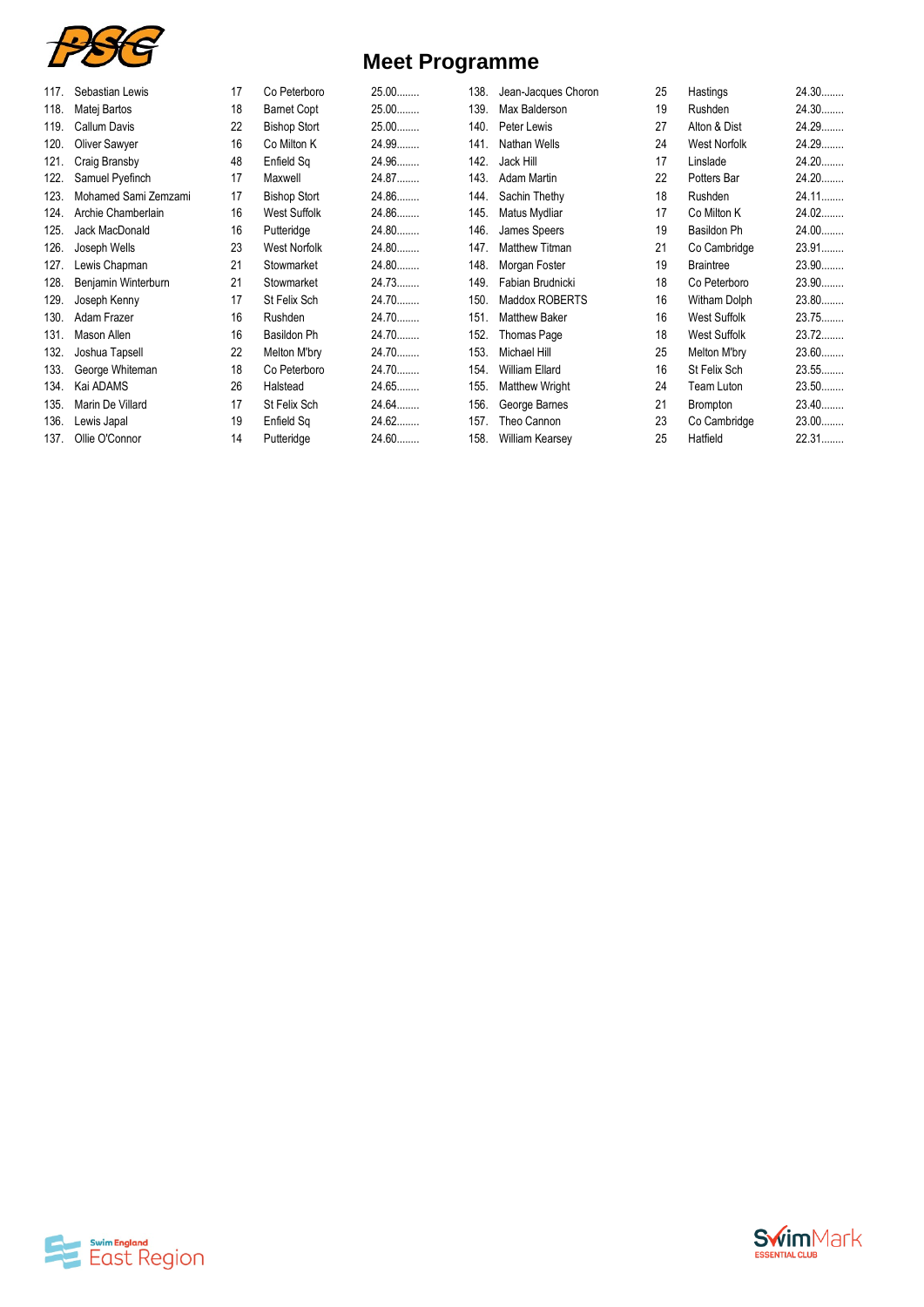# Meet Programme

| | | | | |
|---|---|---|---|---|
| 117. | Sebastian Lewis | 17 | Co Peterboro | 25.00........ |
| 118. | Matej Bartos | 18 | Barnet Copt | 25.00........ |
| 119. | Callum Davis | 22 | Bishop Stort | 25.00........ |
| 120. | Oliver Sawyer | 16 | Co Milton K | 24.99........ |
| 121. | Craig Bransby | 48 | Enfield Sq | 24.96........ |
| 122. | Samuel Pyefinch | 17 | Maxwell | 24.87........ |
| 123. | Mohamed Sami Zemzami | 17 | Bishop Stort | 24.86........ |
| 124. | Archie Chamberlain | 16 | West Suffolk | 24.86........ |
| 125. | Jack MacDonald | 16 | Putteridge | 24.80........ |
| 126. | Joseph Wells | 23 | West Norfolk | 24.80........ |
| 127. | Lewis Chapman | 21 | Stowmarket | 24.80........ |
| 128. | Benjamin Winterburn | 21 | Stowmarket | 24.73........ |
| 129. | Joseph Kenny | 17 | St Felix Sch | 24.70........ |
| 130. | Adam Frazer | 16 | Rushden | 24.70........ |
| 131. | Mason Allen | 16 | Basildon Ph | 24.70........ |
| 132. | Joshua Tapsell | 22 | Melton M'bry | 24.70........ |
| 133. | George Whiteman | 18 | Co Peterboro | 24.70........ |
| 134. | Kai ADAMS | 26 | Halstead | 24.65........ |
| 135. | Marin De Villard | 17 | St Felix Sch | 24.64........ |
| 136. | Lewis Japal | 19 | Enfield Sq | 24.62........ |
| 137. | Ollie O'Connor | 14 | Putteridge | 24.60........ |
| 138. | Jean-Jacques Choron | 25 | Hastings | 24.30........ |
| 139. | Max Balderson | 19 | Rushden | 24.30........ |
| 140. | Peter Lewis | 27 | Alton & Dist | 24.29........ |
| 141. | Nathan Wells | 24 | West Norfolk | 24.29........ |
| 142. | Jack Hill | 17 | Linslade | 24.20........ |
| 143. | Adam Martin | 22 | Potters Bar | 24.20........ |
| 144. | Sachin Thethy | 18 | Rushden | 24.11........ |
| 145. | Matus Mydliar | 17 | Co Milton K | 24.02........ |
| 146. | James Speers | 19 | Basildon Ph | 24.00........ |
| 147. | Matthew Titman | 21 | Co Cambridge | 23.91........ |
| 148. | Morgan Foster | 19 | Braintree | 23.90........ |
| 149. | Fabian Brudnicki | 18 | Co Peterboro | 23.90........ |
| 150. | Maddox ROBERTS | 16 | Witham Dolph | 23.80........ |
| 151. | Matthew Baker | 16 | West Suffolk | 23.75........ |
| 152. | Thomas Page | 18 | West Suffolk | 23.72........ |
| 153. | Michael Hill | 25 | Melton M'bry | 23.60........ |
| 154. | William Ellard | 16 | St Felix Sch | 23.55........ |
| 155. | Matthew Wright | 24 | Team Luton | 23.50........ |
| 156. | George Barnes | 21 | Brompton | 23.40........ |
| 157. | Theo Cannon | 23 | Co Cambridge | 23.00........ |
| 158. | William Kearsey | 25 | Hatfield | 22.31........ |